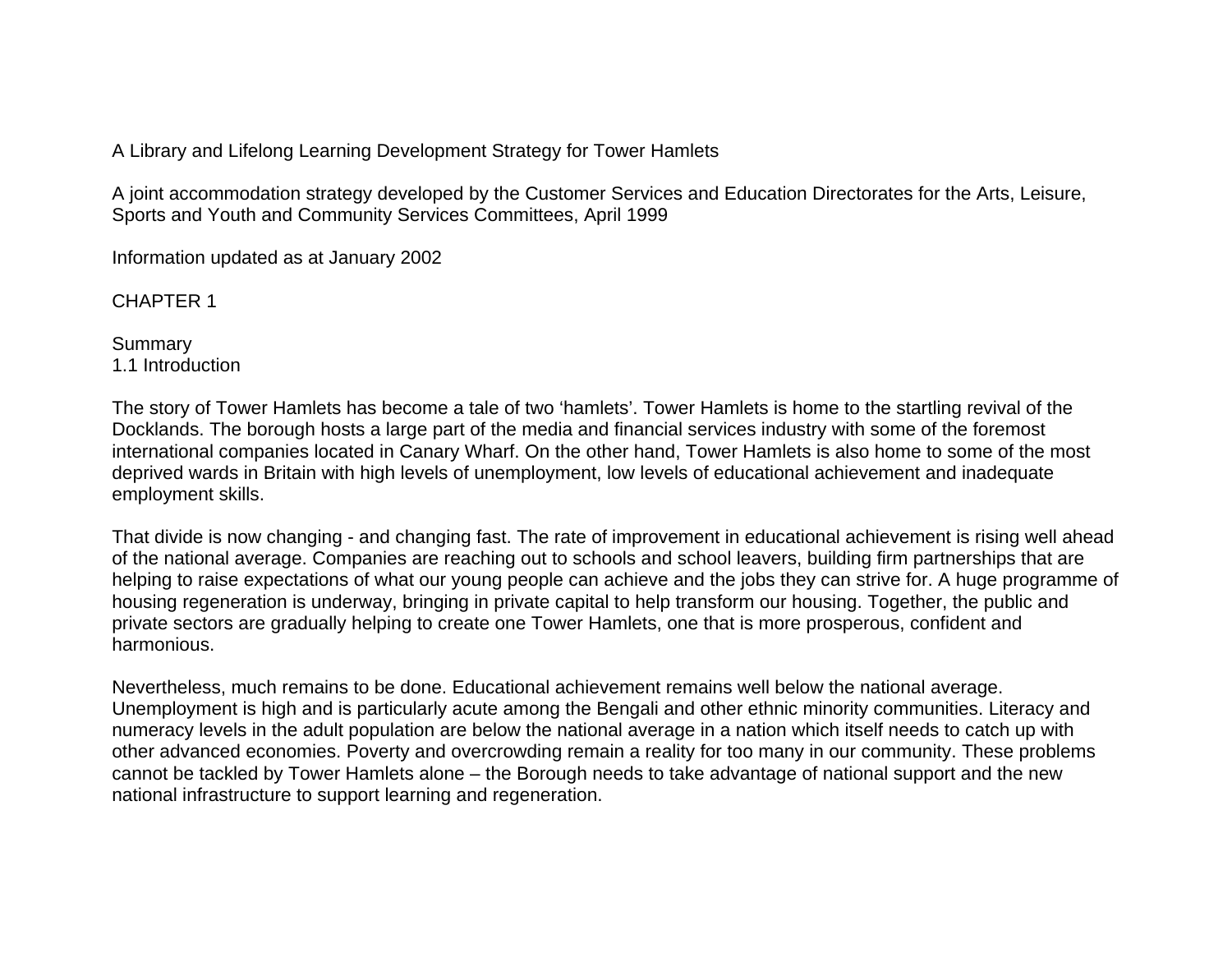# A Library and Lifelong Learning Development Strategy for Tower Hamlets

A joint accommodation strategy developed by the Customer Services and Education Directorates for the Arts, Leisure, Sports and Youth and Community Services Committees, April 1999

Information updated as at January 2002

## CHAPTER 1

### Summary

### 1.1 Introduction

The story of Tower Hamlets has become a tale of two 'hamlets'. Tower Hamlets is home to the startling revival of the Docklands. The borough hosts a large part of the media and financial services industry with some of the foremost international companies located in Canary Wharf. On the other hand, Tower Hamlets is also home to some of the most deprived wards in Britain with high levels of unemployment, low levels of educational achievement and inadequate employment skills.

That divide is now changing - and changing fast. The rate of improvement in educational achievement is rising well ahead of the national average. Companies are reaching out to schools and school leavers, building firm partnerships that are helping to raise expectations of what our young people can achieve and the jobs they can strive for. A huge programme of housing regeneration is underway, bringing in private capital to help transform our housing. Together, the public and private sectors are gradually helping to create one Tower Hamlets, one that is more prosperous, confident and harmonious.

Nevertheless, much remains to be done. Educational achievement remains well below the national average. Unemployment is high and is particularly acute among the Bengali and other ethnic minority communities. Literacy and numeracy levels in the adult population are below the national average in a nation which itself needs to catch up with other advanced economies. Poverty and overcrowding remain a reality for too many in our community. These problems cannot be tackled by Tower Hamlets alone – the Borough needs to take advantage of national support and the new national infrastructure to support learning and regeneration.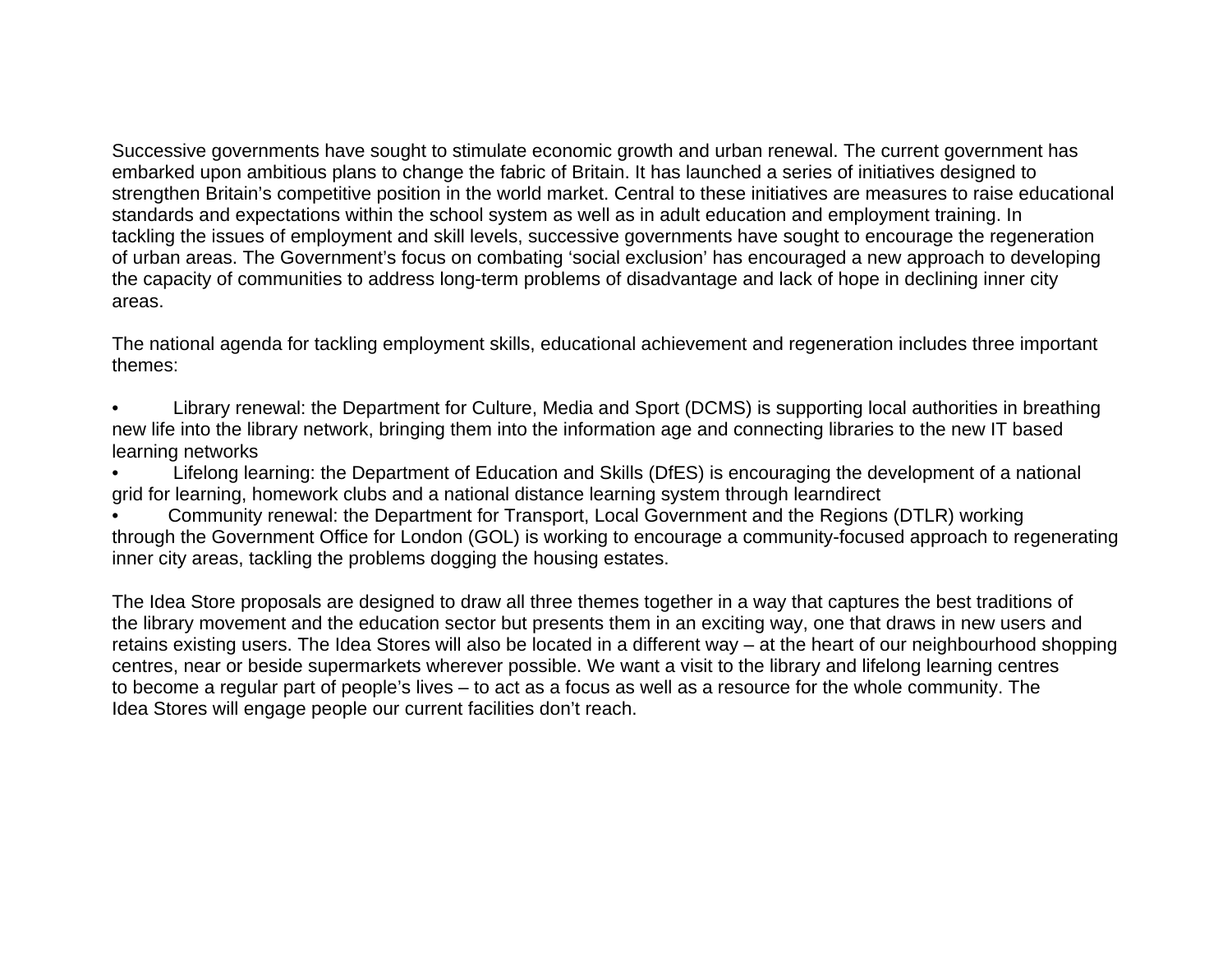Successive governments have sought to stimulate economic growth and urban renewal. The current government has embarked upon ambitious plans to change the fabric of Britain. It has launched a series of initiatives designed to strengthen Britain's competitive position in the world market. Central to these initiatives are measures to raise educational standards and expectations within the school system as well as in adult education and employment training. In tackling the issues of employment and skill levels, successive governments have sought to encourage the regeneration of urban areas. The Government's focus on combating 'social exclusion' has encouraged a new approach to developing the capacity of communities to address long-term problems of disadvantage and lack of hope in declining inner city areas.

The national agenda for tackling employment skills, educational achievement and regeneration includes three important themes:

- Library renewal: the Department for Culture, Media and Sport (DCMS) is supporting local authorities in breathing new life into the library network, bringing them into the information age and connecting libraries to the new IT based learning networks
- Lifelong learning: the Department of Education and Skills (DfES) is encouraging the development of a national grid for learning, homework clubs and a national distance learning system through learndirect
- Community renewal: the Department for Transport, Local Government and the Regions (DTLR) working through the Government Office for London (GOL) is working to encourage a community-focused approach to regenerating inner city areas, tackling the problems dogging the housing estates.

The Idea Store proposals are designed to draw all three themes together in a way that captures the best traditions of the library movement and the education sector but presents them in an exciting way, one that draws in new users and retains existing users. The Idea Stores will also be located in a different way – at the heart of our neighbourhood shopping centres, near or beside supermarkets wherever possible. We want a visit to the library and lifelong learning centres to become a regular part of people's lives – to act as a focus as well as a resource for the whole community. The Idea Stores will engage people our current facilities don't reach.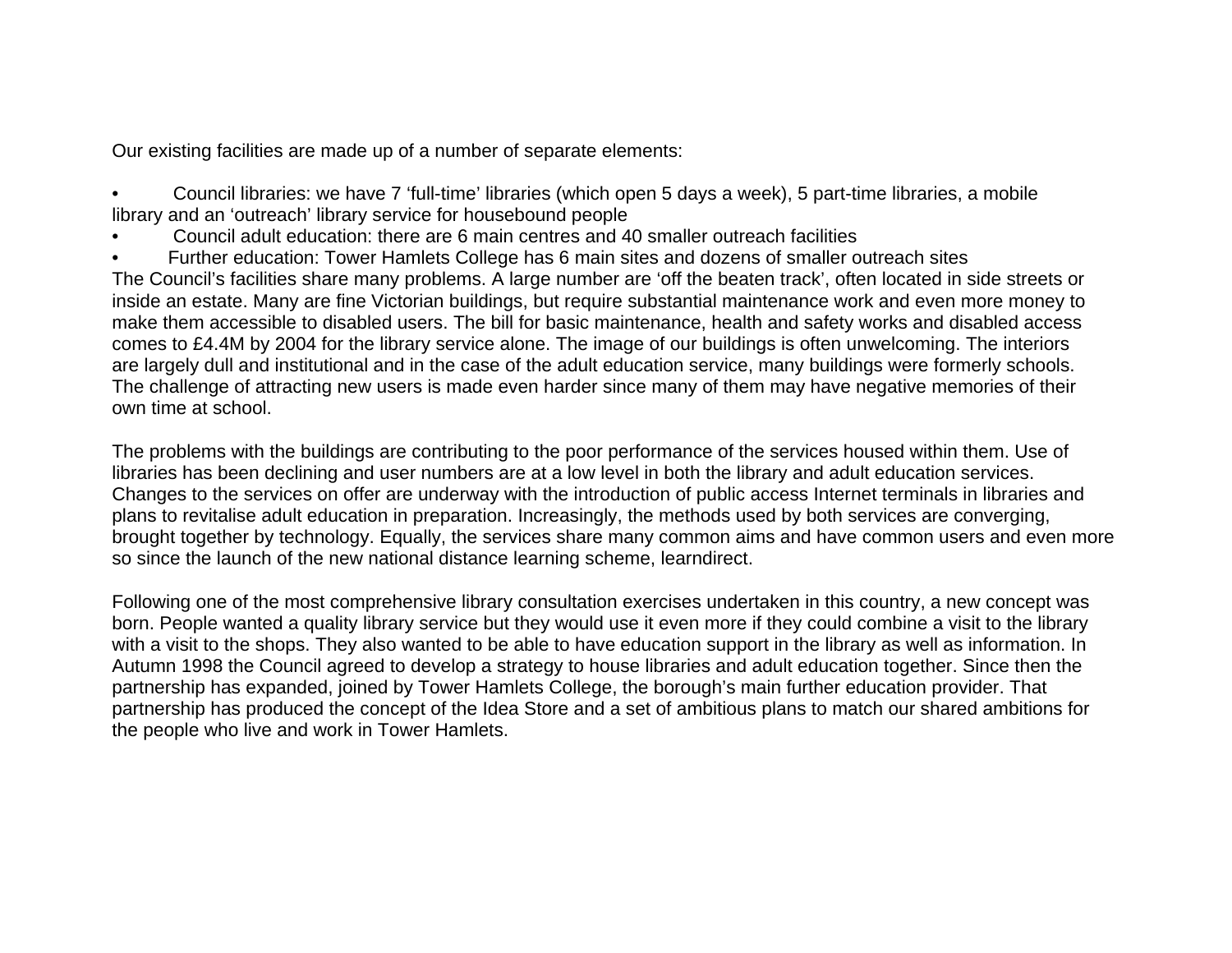Our existing facilities are made up of a number of separate elements:

- Council libraries: we have 7 'full-time' libraries (which open 5 days a week), 5 part-time libraries, a mobile library and an 'outreach' library service for housebound people
- Council adult education: there are 6 main centres and 40 smaller outreach facilities
- Further education: Tower Hamlets College has 6 main sites and dozens of smaller outreach sites

The Council's facilities share many problems. A large number are 'off the beaten track', often located in side streets or inside an estate. Many are fine Victorian buildings, but require substantial maintenance work and even more money to make them accessible to disabled users. The bill for basic maintenance, health and safety works and disabled access comes to £4.4M by 2004 for the library service alone. The image of our buildings is often unwelcoming. The interiors are largely dull and institutional and in the case of the adult education service, many buildings were formerly schools. The challenge of attracting new users is made even harder since many of them may have negative memories of their own time at school.

The problems with the buildings are contributing to the poor performance of the services housed within them. Use of libraries has been declining and user numbers are at a low level in both the library and adult education services. Changes to the services on offer are underway with the introduction of public access Internet terminals in libraries and plans to revitalise adult education in preparation. Increasingly, the methods used by both services are converging, brought together by technology. Equally, the services share many common aims and have common users and even more so since the launch of the new national distance learning scheme, learndirect.

Following one of the most comprehensive library consultation exercises undertaken in this country, a new concept was born. People wanted a quality library service but they would use it even more if they could combine a visit to the library with a visit to the shops. They also wanted to be able to have education support in the library as well as information. In Autumn 1998 the Council agreed to develop a strategy to house libraries and adult education together. Since then the partnership has expanded, joined by Tower Hamlets College, the borough's main further education provider. That partnership has produced the concept of the Idea Store and a set of ambitious plans to match our shared ambitions for the people who live and work in Tower Hamlets.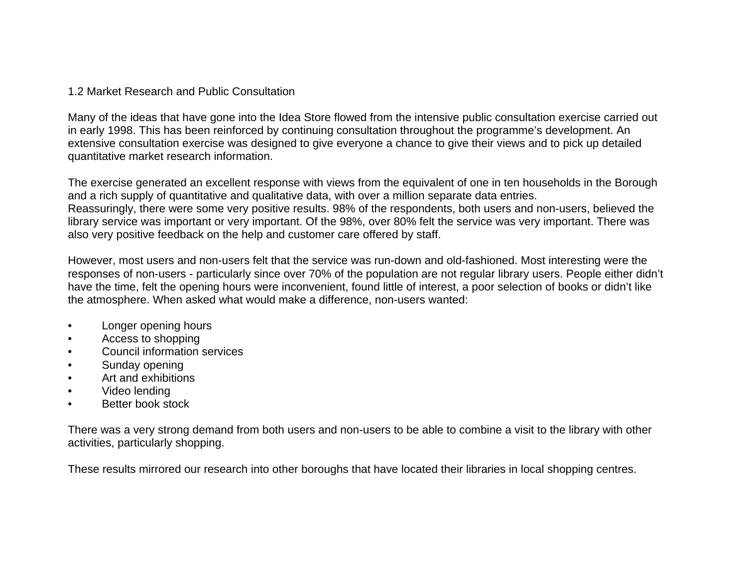## 1.2 Market Research and Public Consultation

Many of the ideas that have gone into the Idea Store flowed from the intensive public consultation exercise carried out in early 1998. This has been reinforced by continuing consultation throughout the programme's development. An extensive consultation exercise was designed to give everyone a chance to give their views and to pick up detailed quantitative market research information.

The exercise generated an excellent response with views from the equivalent of one in ten households in the Borough and a rich supply of quantitative and qualitative data, with over a million separate data entries.
Reassuringly, there were some very positive results. 98% of the respondents, both users and non-users, believed the library service was important or very important. Of the 98%, over 80% felt the service was very important. There was also very positive feedback on the help and customer care offered by staff.

However, most users and non-users felt that the service was run-down and old-fashioned. Most interesting were the responses of non-users - particularly since over 70% of the population are not regular library users. People either didn't have the time, felt the opening hours were inconvenient, found little of interest, a poor selection of books or didn't like the atmosphere. When asked what would make a difference, non-users wanted:

- Longer opening hours
- Access to shopping
- Council information services
- Sunday opening
- Art and exhibitions
- Video lending
- Better book stock

There was a very strong demand from both users and non-users to be able to combine a visit to the library with other activities, particularly shopping.

These results mirrored our research into other boroughs that have located their libraries in local shopping centres.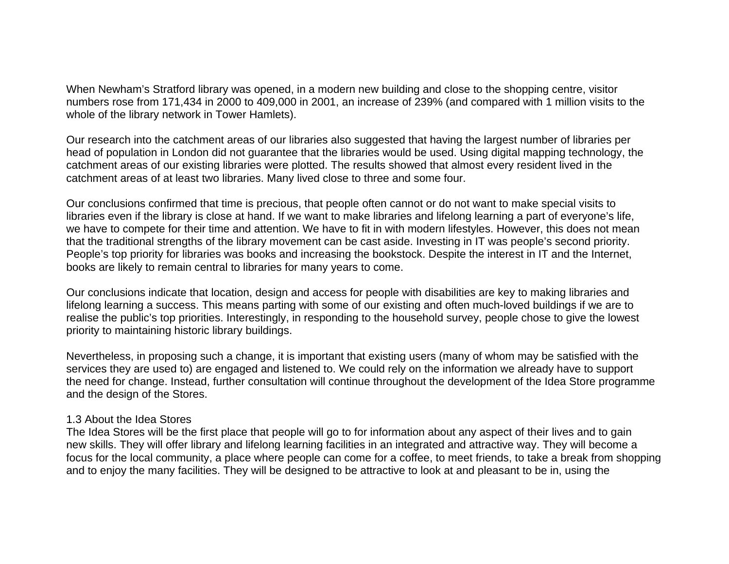When Newham's Stratford library was opened, in a modern new building and close to the shopping centre, visitor numbers rose from 171,434 in 2000 to 409,000 in 2001, an increase of 239% (and compared with 1 million visits to the whole of the library network in Tower Hamlets).

Our research into the catchment areas of our libraries also suggested that having the largest number of libraries per head of population in London did not guarantee that the libraries would be used. Using digital mapping technology, the catchment areas of our existing libraries were plotted. The results showed that almost every resident lived in the catchment areas of at least two libraries. Many lived close to three and some four.

Our conclusions confirmed that time is precious, that people often cannot or do not want to make special visits to libraries even if the library is close at hand. If we want to make libraries and lifelong learning a part of everyone's life, we have to compete for their time and attention. We have to fit in with modern lifestyles. However, this does not mean that the traditional strengths of the library movement can be cast aside. Investing in IT was people's second priority. People's top priority for libraries was books and increasing the bookstock. Despite the interest in IT and the Internet, books are likely to remain central to libraries for many years to come.

Our conclusions indicate that location, design and access for people with disabilities are key to making libraries and lifelong learning a success. This means parting with some of our existing and often much-loved buildings if we are to realise the public's top priorities. Interestingly, in responding to the household survey, people chose to give the lowest priority to maintaining historic library buildings.

Nevertheless, in proposing such a change, it is important that existing users (many of whom may be satisfied with the services they are used to) are engaged and listened to. We could rely on the information we already have to support the need for change. Instead, further consultation will continue throughout the development of the Idea Store programme and the design of the Stores.

### 1.3 About the Idea Stores

The Idea Stores will be the first place that people will go to for information about any aspect of their lives and to gain new skills. They will offer library and lifelong learning facilities in an integrated and attractive way. They will become a focus for the local community, a place where people can come for a coffee, to meet friends, to take a break from shopping and to enjoy the many facilities. They will be designed to be attractive to look at and pleasant to be in, using the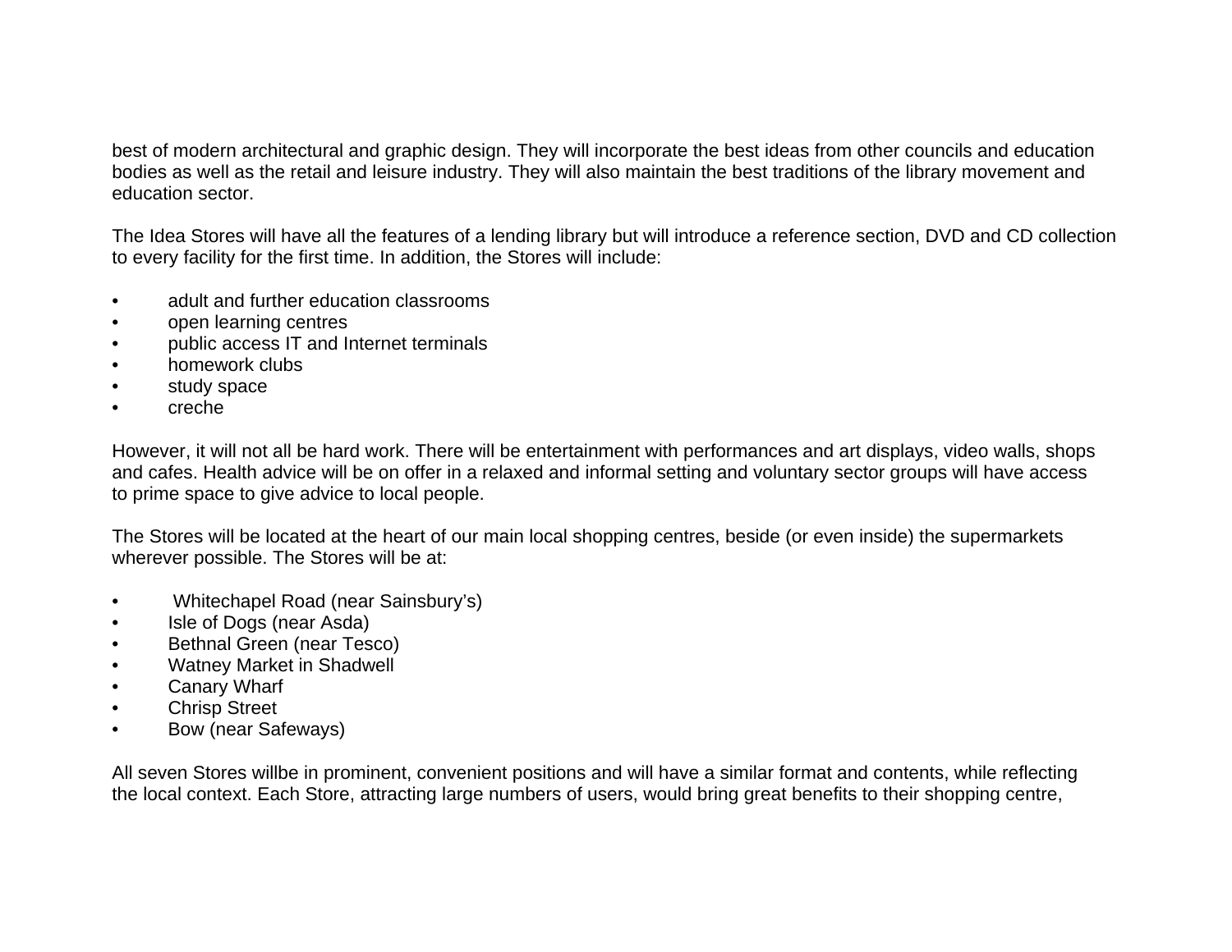best of modern architectural and graphic design. They will incorporate the best ideas from other councils and education bodies as well as the retail and leisure industry. They will also maintain the best traditions of the library movement and education sector.

The Idea Stores will have all the features of a lending library but will introduce a reference section, DVD and CD collection to every facility for the first time. In addition, the Stores will include:

- adult and further education classrooms
- open learning centres
- public access IT and Internet terminals
- homework clubs
- study space
- creche

However, it will not all be hard work. There will be entertainment with performances and art displays, video walls, shops and cafes. Health advice will be on offer in a relaxed and informal setting and voluntary sector groups will have access to prime space to give advice to local people.

The Stores will be located at the heart of our main local shopping centres, beside (or even inside) the supermarkets wherever possible. The Stores will be at:

- Whitechapel Road (near Sainsbury's)
- Isle of Dogs (near Asda)
- Bethnal Green (near Tesco)
- Watney Market in Shadwell
- Canary Wharf
- Chrisp Street
- Bow (near Safeways)

All seven Stores willbe in prominent, convenient positions and will have a similar format and contents, while reflecting the local context. Each Store, attracting large numbers of users, would bring great benefits to their shopping centre,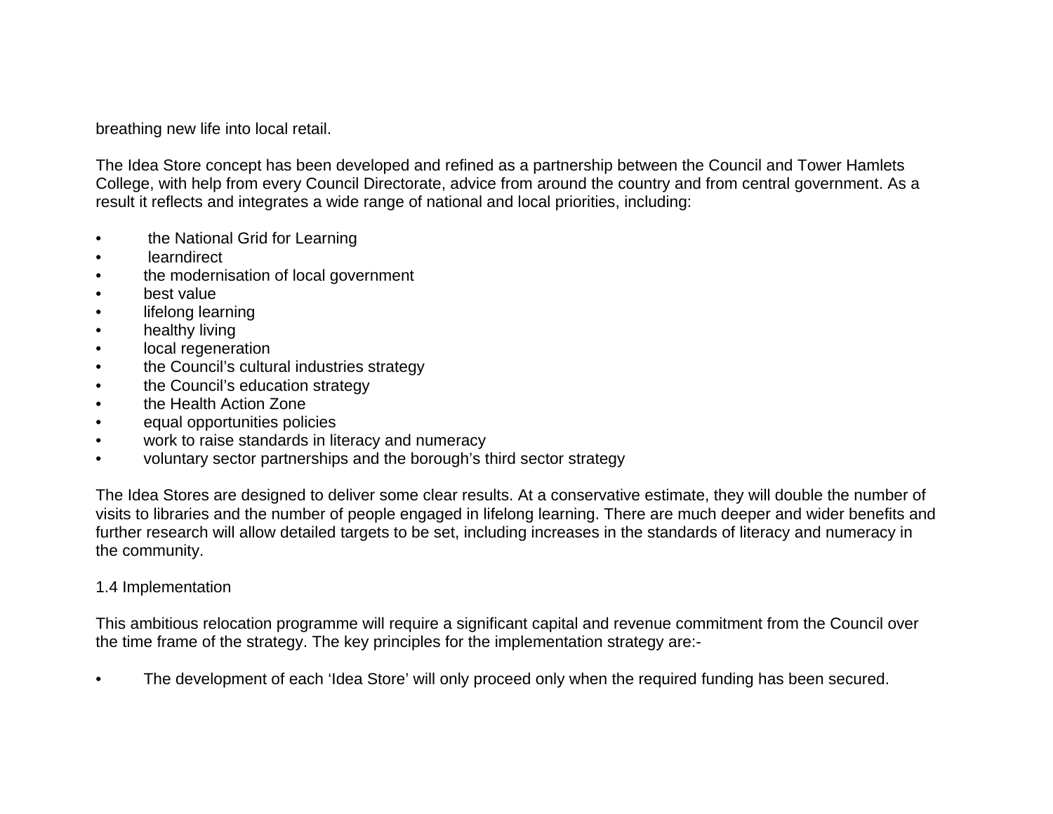breathing new life into local retail.

The Idea Store concept has been developed and refined as a partnership between the Council and Tower Hamlets College, with help from every Council Directorate, advice from around the country and from central government. As a result it reflects and integrates a wide range of national and local priorities, including:

- the National Grid for Learning
- learndirect
- the modernisation of local government
- best value
- lifelong learning
- healthy living
- local regeneration
- the Council's cultural industries strategy
- the Council's education strategy
- the Health Action Zone
- equal opportunities policies
- work to raise standards in literacy and numeracy
- voluntary sector partnerships and the borough's third sector strategy

The Idea Stores are designed to deliver some clear results. At a conservative estimate, they will double the number of visits to libraries and the number of people engaged in lifelong learning. There are much deeper and wider benefits and further research will allow detailed targets to be set, including increases in the standards of literacy and numeracy in the community.

## 1.4 Implementation

This ambitious relocation programme will require a significant capital and revenue commitment from the Council over the time frame of the strategy. The key principles for the implementation strategy are:-

- The development of each 'Idea Store' will only proceed only when the required funding has been secured.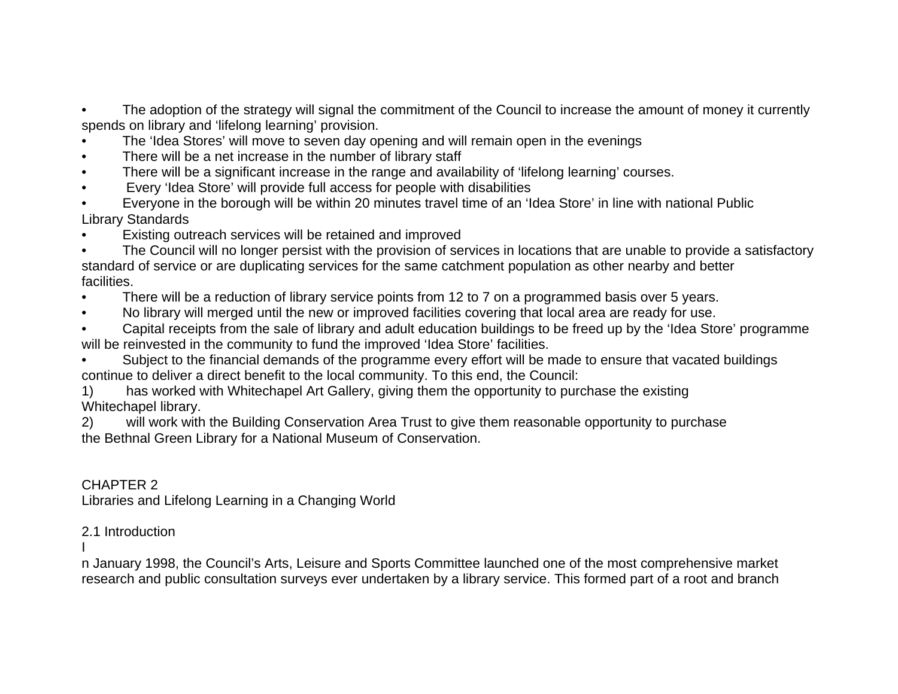- The adoption of the strategy will signal the commitment of the Council to increase the amount of money it currently spends on library and 'lifelong learning' provision.
- The 'Idea Stores' will move to seven day opening and will remain open in the evenings
- There will be a net increase in the number of library staff
- There will be a significant increase in the range and availability of 'lifelong learning' courses.
- Every 'Idea Store' will provide full access for people with disabilities
- Everyone in the borough will be within 20 minutes travel time of an 'Idea Store' in line with national Public Library Standards
- Existing outreach services will be retained and improved
- The Council will no longer persist with the provision of services in locations that are unable to provide a satisfactory standard of service or are duplicating services for the same catchment population as other nearby and better facilities.
- There will be a reduction of library service points from 12 to 7 on a programmed basis over 5 years.
- No library will merged until the new or improved facilities covering that local area are ready for use.
- Capital receipts from the sale of library and adult education buildings to be freed up by the 'Idea Store' programme will be reinvested in the community to fund the improved 'Idea Store' facilities.
- Subject to the financial demands of the programme every effort will be made to ensure that vacated buildings continue to deliver a direct benefit to the local community. To this end, the Council:

1) has worked with Whitechapel Art Gallery, giving them the opportunity to purchase the existing Whitechapel library.
2) will work with the Building Conservation Area Trust to give them reasonable opportunity to purchase the Bethnal Green Library for a National Museum of Conservation.

# CHAPTER 2
# Libraries and Lifelong Learning in a Changing World

## 2.1 Introduction

In January 1998, the Council's Arts, Leisure and Sports Committee launched one of the most comprehensive market research and public consultation surveys ever undertaken by a library service. This formed part of a root and branch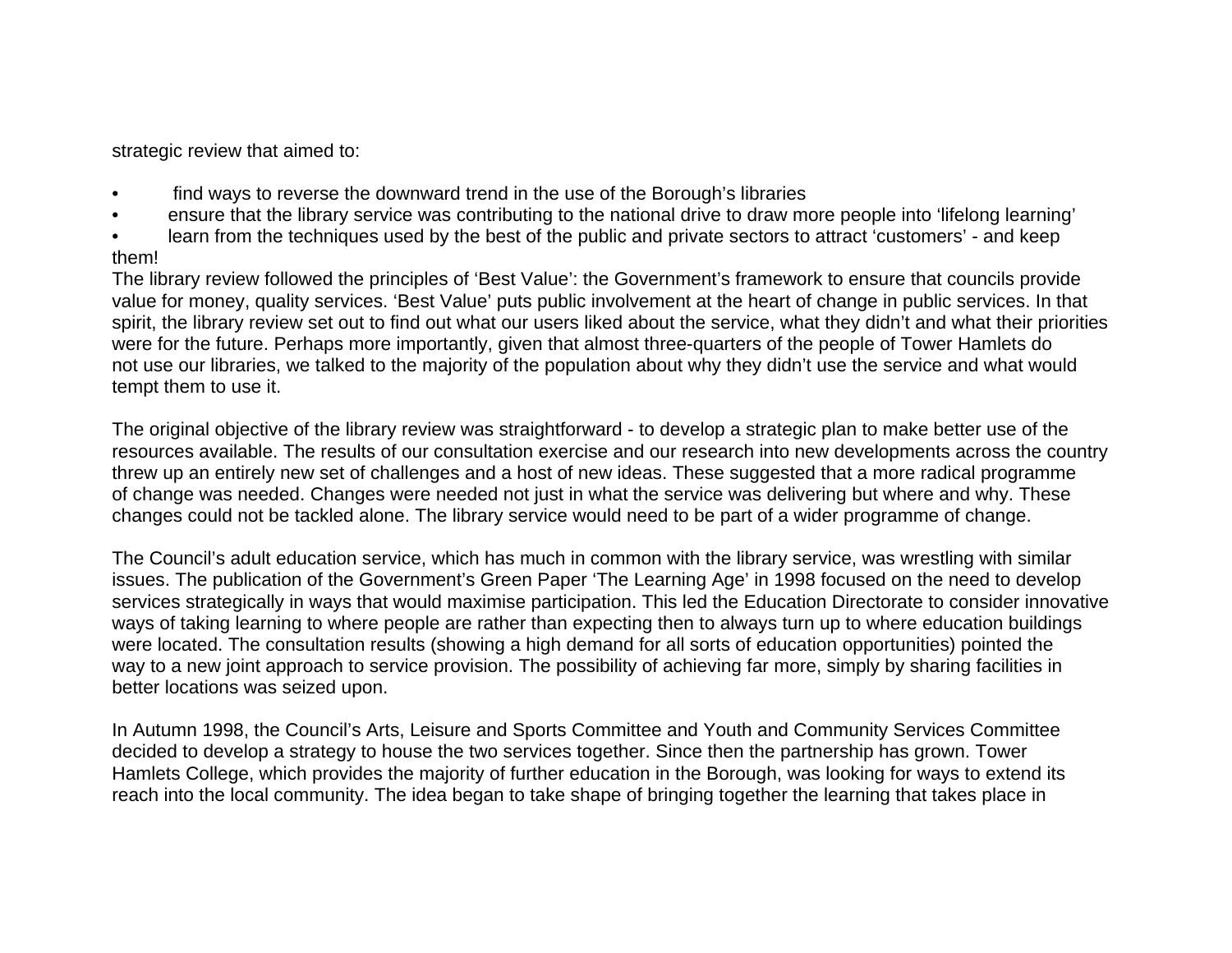strategic review that aimed to:

- find ways to reverse the downward trend in the use of the Borough's libraries
- ensure that the library service was contributing to the national drive to draw more people into 'lifelong learning'
- learn from the techniques used by the best of the public and private sectors to attract 'customers' - and keep them!

The library review followed the principles of 'Best Value': the Government's framework to ensure that councils provide value for money, quality services. 'Best Value' puts public involvement at the heart of change in public services. In that spirit, the library review set out to find out what our users liked about the service, what they didn't and what their priorities were for the future. Perhaps more importantly, given that almost three-quarters of the people of Tower Hamlets do not use our libraries, we talked to the majority of the population about why they didn't use the service and what would tempt them to use it.

The original objective of the library review was straightforward - to develop a strategic plan to make better use of the resources available. The results of our consultation exercise and our research into new developments across the country threw up an entirely new set of challenges and a host of new ideas. These suggested that a more radical programme of change was needed. Changes were needed not just in what the service was delivering but where and why. These changes could not be tackled alone. The library service would need to be part of a wider programme of change.

The Council's adult education service, which has much in common with the library service, was wrestling with similar issues. The publication of the Government's Green Paper 'The Learning Age' in 1998 focused on the need to develop services strategically in ways that would maximise participation. This led the Education Directorate to consider innovative ways of taking learning to where people are rather than expecting then to always turn up to where education buildings were located. The consultation results (showing a high demand for all sorts of education opportunities) pointed the way to a new joint approach to service provision. The possibility of achieving far more, simply by sharing facilities in better locations was seized upon.

In Autumn 1998, the Council's Arts, Leisure and Sports Committee and Youth and Community Services Committee decided to develop a strategy to house the two services together. Since then the partnership has grown. Tower Hamlets College, which provides the majority of further education in the Borough, was looking for ways to extend its reach into the local community. The idea began to take shape of bringing together the learning that takes place in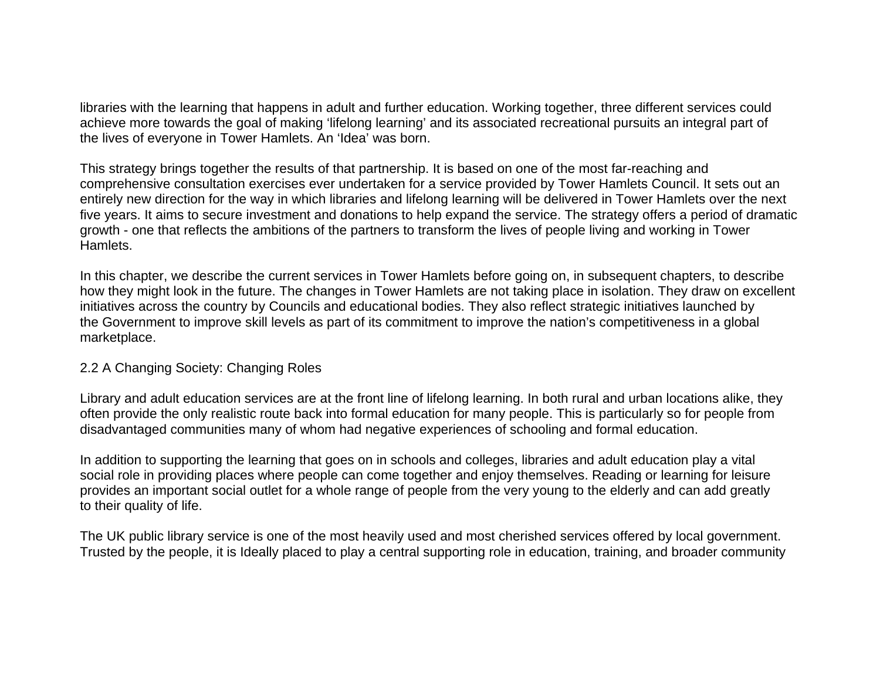libraries with the learning that happens in adult and further education. Working together, three different services could achieve more towards the goal of making 'lifelong learning' and its associated recreational pursuits an integral part of the lives of everyone in Tower Hamlets. An 'Idea' was born.

This strategy brings together the results of that partnership. It is based on one of the most far-reaching and comprehensive consultation exercises ever undertaken for a service provided by Tower Hamlets Council. It sets out an entirely new direction for the way in which libraries and lifelong learning will be delivered in Tower Hamlets over the next five years. It aims to secure investment and donations to help expand the service. The strategy offers a period of dramatic growth - one that reflects the ambitions of the partners to transform the lives of people living and working in Tower Hamlets.

In this chapter, we describe the current services in Tower Hamlets before going on, in subsequent chapters, to describe how they might look in the future. The changes in Tower Hamlets are not taking place in isolation. They draw on excellent initiatives across the country by Councils and educational bodies. They also reflect strategic initiatives launched by the Government to improve skill levels as part of its commitment to improve the nation's competitiveness in a global marketplace.

## 2.2 A Changing Society: Changing Roles

Library and adult education services are at the front line of lifelong learning. In both rural and urban locations alike, they often provide the only realistic route back into formal education for many people. This is particularly so for people from disadvantaged communities many of whom had negative experiences of schooling and formal education.

In addition to supporting the learning that goes on in schools and colleges, libraries and adult education play a vital social role in providing places where people can come together and enjoy themselves. Reading or learning for leisure provides an important social outlet for a whole range of people from the very young to the elderly and can add greatly to their quality of life.

The UK public library service is one of the most heavily used and most cherished services offered by local government. Trusted by the people, it is Ideally placed to play a central supporting role in education, training, and broader community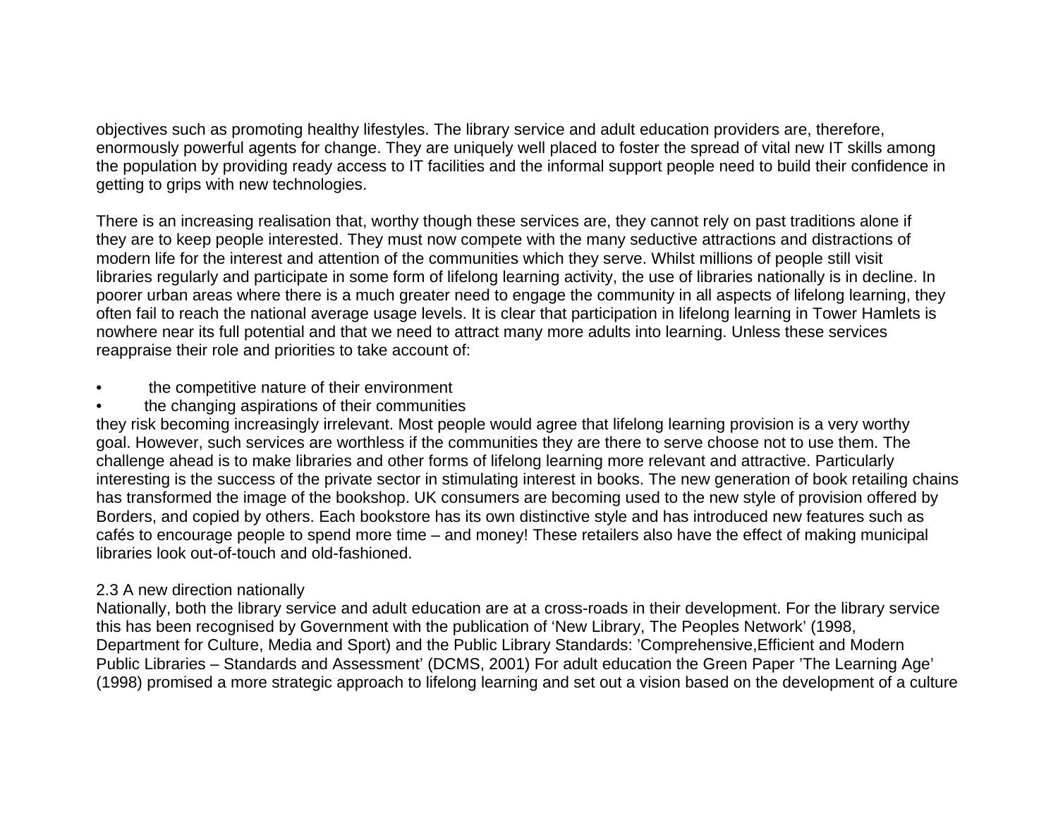objectives such as promoting healthy lifestyles. The library service and adult education providers are, therefore, enormously powerful agents for change. They are uniquely well placed to foster the spread of vital new IT skills among the population by providing ready access to IT facilities and the informal support people need to build their confidence in getting to grips with new technologies.

There is an increasing realisation that, worthy though these services are, they cannot rely on past traditions alone if they are to keep people interested. They must now compete with the many seductive attractions and distractions of modern life for the interest and attention of the communities which they serve. Whilst millions of people still visit libraries regularly and participate in some form of lifelong learning activity, the use of libraries nationally is in decline. In poorer urban areas where there is a much greater need to engage the community in all aspects of lifelong learning, they often fail to reach the national average usage levels. It is clear that participation in lifelong learning in Tower Hamlets is nowhere near its full potential and that we need to attract many more adults into learning. Unless these services reappraise their role and priorities to take account of:

- the competitive nature of their environment
- the changing aspirations of their communities

they risk becoming increasingly irrelevant. Most people would agree that lifelong learning provision is a very worthy goal. However, such services are worthless if the communities they are there to serve choose not to use them. The challenge ahead is to make libraries and other forms of lifelong learning more relevant and attractive. Particularly interesting is the success of the private sector in stimulating interest in books. The new generation of book retailing chains has transformed the image of the bookshop. UK consumers are becoming used to the new style of provision offered by Borders, and copied by others. Each bookstore has its own distinctive style and has introduced new features such as cafés to encourage people to spend more time – and money! These retailers also have the effect of making municipal libraries look out-of-touch and old-fashioned.

### 2.3 A new direction nationally

Nationally, both the library service and adult education are at a cross-roads in their development. For the library service this has been recognised by Government with the publication of 'New Library, The Peoples Network' (1998, Department for Culture, Media and Sport) and the Public Library Standards: 'Comprehensive,Efficient and Modern Public Libraries – Standards and Assessment' (DCMS, 2001) For adult education the Green Paper 'The Learning Age' (1998) promised a more strategic approach to lifelong learning and set out a vision based on the development of a culture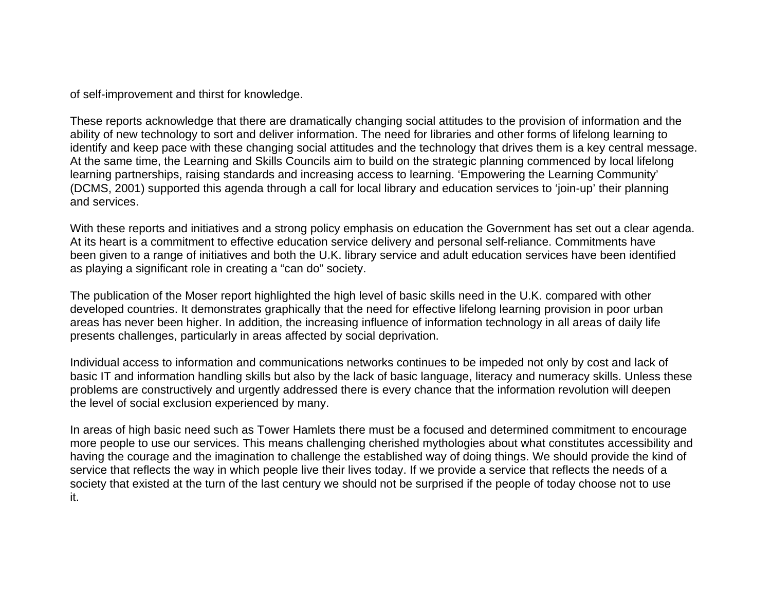of self-improvement and thirst for knowledge.

These reports acknowledge that there are dramatically changing social attitudes to the provision of information and the ability of new technology to sort and deliver information. The need for libraries and other forms of lifelong learning to identify and keep pace with these changing social attitudes and the technology that drives them is a key central message. At the same time, the Learning and Skills Councils aim to build on the strategic planning commenced by local lifelong learning partnerships, raising standards and increasing access to learning. 'Empowering the Learning Community' (DCMS, 2001) supported this agenda through a call for local library and education services to 'join-up' their planning and services.

With these reports and initiatives and a strong policy emphasis on education the Government has set out a clear agenda. At its heart is a commitment to effective education service delivery and personal self-reliance. Commitments have been given to a range of initiatives and both the U.K. library service and adult education services have been identified as playing a significant role in creating a "can do" society.

The publication of the Moser report highlighted the high level of basic skills need in the U.K. compared with other developed countries. It demonstrates graphically that the need for effective lifelong learning provision in poor urban areas has never been higher. In addition, the increasing influence of information technology in all areas of daily life presents challenges, particularly in areas affected by social deprivation.

Individual access to information and communications networks continues to be impeded not only by cost and lack of basic IT and information handling skills but also by the lack of basic language, literacy and numeracy skills. Unless these problems are constructively and urgently addressed there is every chance that the information revolution will deepen the level of social exclusion experienced by many.

In areas of high basic need such as Tower Hamlets there must be a focused and determined commitment to encourage more people to use our services. This means challenging cherished mythologies about what constitutes accessibility and having the courage and the imagination to challenge the established way of doing things. We should provide the kind of service that reflects the way in which people live their lives today. If we provide a service that reflects the needs of a society that existed at the turn of the last century we should not be surprised if the people of today choose not to use it.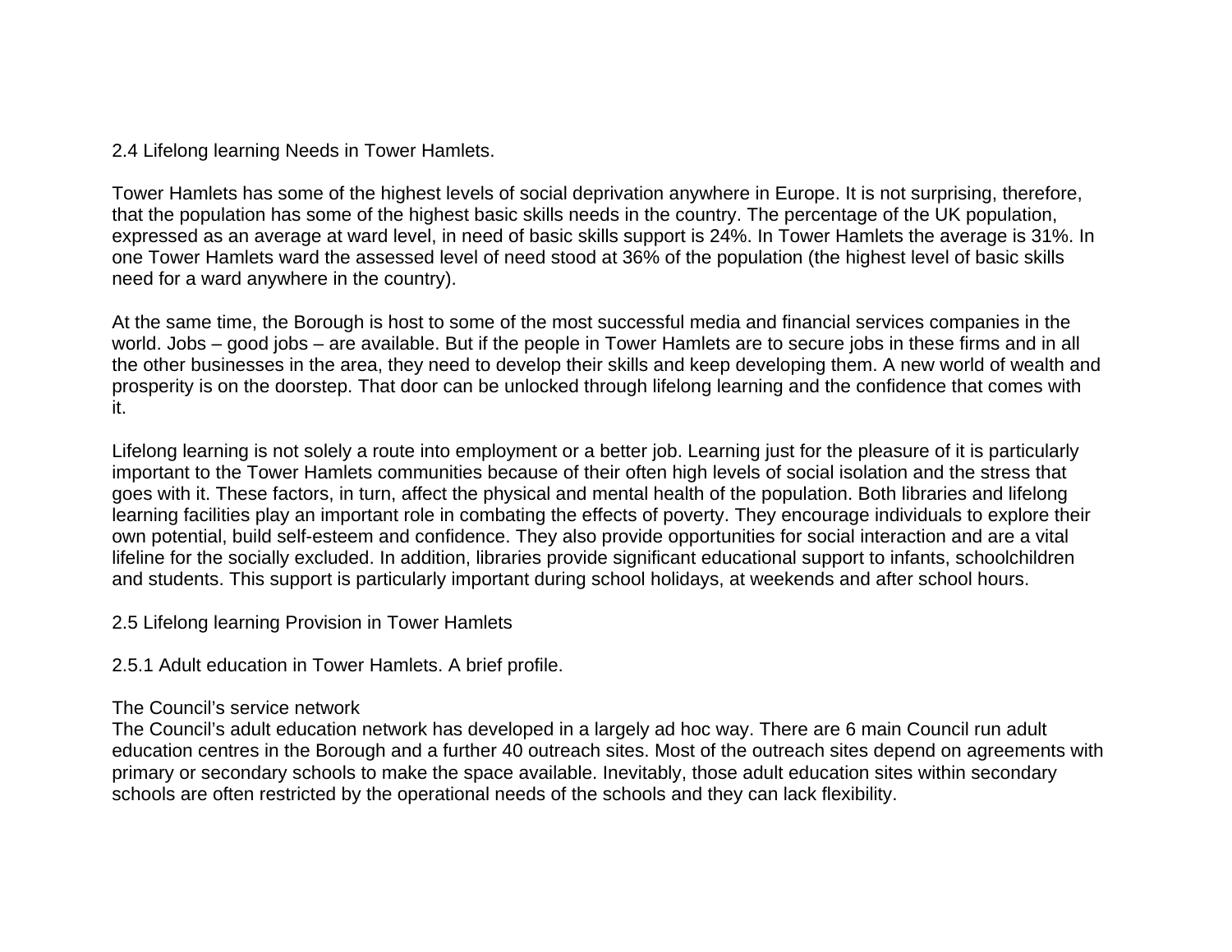## 2.4 Lifelong learning Needs in Tower Hamlets.

Tower Hamlets has some of the highest levels of social deprivation anywhere in Europe. It is not surprising, therefore, that the population has some of the highest basic skills needs in the country. The percentage of the UK population, expressed as an average at ward level, in need of basic skills support is 24%. In Tower Hamlets the average is 31%. In one Tower Hamlets ward the assessed level of need stood at 36% of the population (the highest level of basic skills need for a ward anywhere in the country).

At the same time, the Borough is host to some of the most successful media and financial services companies in the world. Jobs – good jobs – are available. But if the people in Tower Hamlets are to secure jobs in these firms and in all the other businesses in the area, they need to develop their skills and keep developing them. A new world of wealth and prosperity is on the doorstep. That door can be unlocked through lifelong learning and the confidence that comes with it.

Lifelong learning is not solely a route into employment or a better job. Learning just for the pleasure of it is particularly important to the Tower Hamlets communities because of their often high levels of social isolation and the stress that goes with it. These factors, in turn, affect the physical and mental health of the population. Both libraries and lifelong learning facilities play an important role in combating the effects of poverty. They encourage individuals to explore their own potential, build self-esteem and confidence. They also provide opportunities for social interaction and are a vital lifeline for the socially excluded. In addition, libraries provide significant educational support to infants, schoolchildren and students. This support is particularly important during school holidays, at weekends and after school hours.

## 2.5 Lifelong learning Provision in Tower Hamlets

### 2.5.1 Adult education in Tower Hamlets. A brief profile.

#### The Council's service network

The Council's adult education network has developed in a largely ad hoc way. There are 6 main Council run adult education centres in the Borough and a further 40 outreach sites. Most of the outreach sites depend on agreements with primary or secondary schools to make the space available. Inevitably, those adult education sites within secondary schools are often restricted by the operational needs of the schools and they can lack flexibility.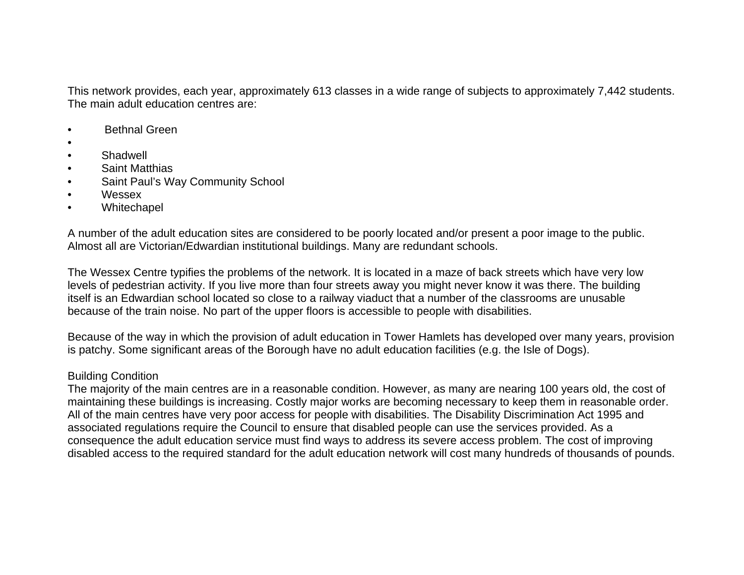This network provides, each year, approximately 613 classes in a wide range of subjects to approximately 7,442 students. The main adult education centres are:

- Bethnal Green
- 
- Shadwell
- Saint Matthias
- Saint Paul's Way Community School
- Wessex
- Whitechapel

A number of the adult education sites are considered to be poorly located and/or present a poor image to the public. Almost all are Victorian/Edwardian institutional buildings. Many are redundant schools.

The Wessex Centre typifies the problems of the network. It is located in a maze of back streets which have very low levels of pedestrian activity. If you live more than four streets away you might never know it was there. The building itself is an Edwardian school located so close to a railway viaduct that a number of the classrooms are unusable because of the train noise. No part of the upper floors is accessible to people with disabilities.

Because of the way in which the provision of adult education in Tower Hamlets has developed over many years, provision is patchy. Some significant areas of the Borough have no adult education facilities (e.g. the Isle of Dogs).

Building Condition

The majority of the main centres are in a reasonable condition. However, as many are nearing 100 years old, the cost of maintaining these buildings is increasing. Costly major works are becoming necessary to keep them in reasonable order. All of the main centres have very poor access for people with disabilities. The Disability Discrimination Act 1995 and associated regulations require the Council to ensure that disabled people can use the services provided. As a consequence the adult education service must find ways to address its severe access problem. The cost of improving disabled access to the required standard for the adult education network will cost many hundreds of thousands of pounds.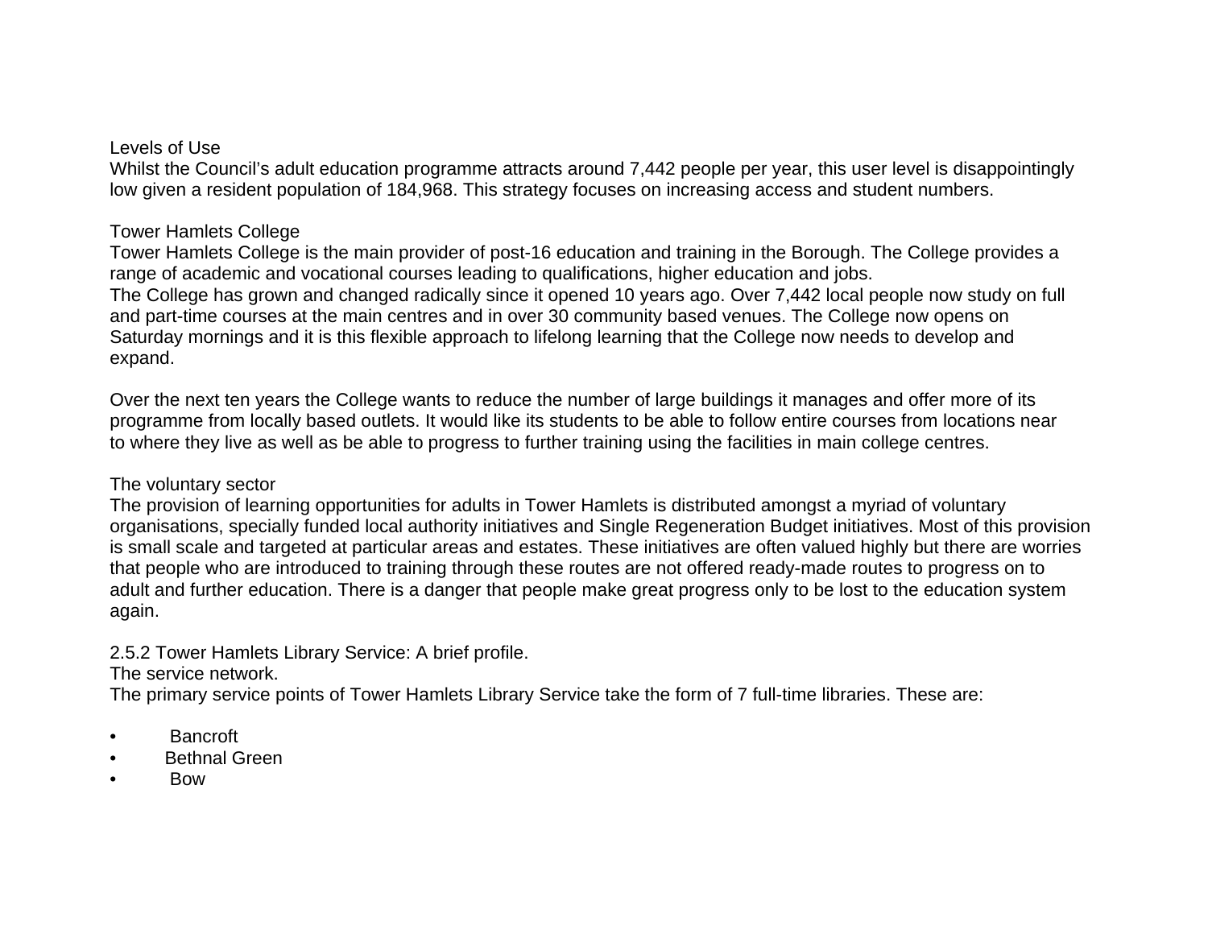### Levels of Use

Whilst the Council's adult education programme attracts around 7,442 people per year, this user level is disappointingly low given a resident population of 184,968. This strategy focuses on increasing access and student numbers.

### Tower Hamlets College

Tower Hamlets College is the main provider of post-16 education and training in the Borough. The College provides a range of academic and vocational courses leading to qualifications, higher education and jobs.
The College has grown and changed radically since it opened 10 years ago. Over 7,442 local people now study on full and part-time courses at the main centres and in over 30 community based venues. The College now opens on Saturday mornings and it is this flexible approach to lifelong learning that the College now needs to develop and expand.

Over the next ten years the College wants to reduce the number of large buildings it manages and offer more of its programme from locally based outlets. It would like its students to be able to follow entire courses from locations near to where they live as well as be able to progress to further training using the facilities in main college centres.

### The voluntary sector

The provision of learning opportunities for adults in Tower Hamlets is distributed amongst a myriad of voluntary organisations, specially funded local authority initiatives and Single Regeneration Budget initiatives. Most of this provision is small scale and targeted at particular areas and estates. These initiatives are often valued highly but there are worries that people who are introduced to training through these routes are not offered ready-made routes to progress on to adult and further education. There is a danger that people make great progress only to be lost to the education system again.

### 2.5.2 Tower Hamlets Library Service: A brief profile.

The service network.
The primary service points of Tower Hamlets Library Service take the form of 7 full-time libraries. These are:

- Bancroft
- Bethnal Green
- Bow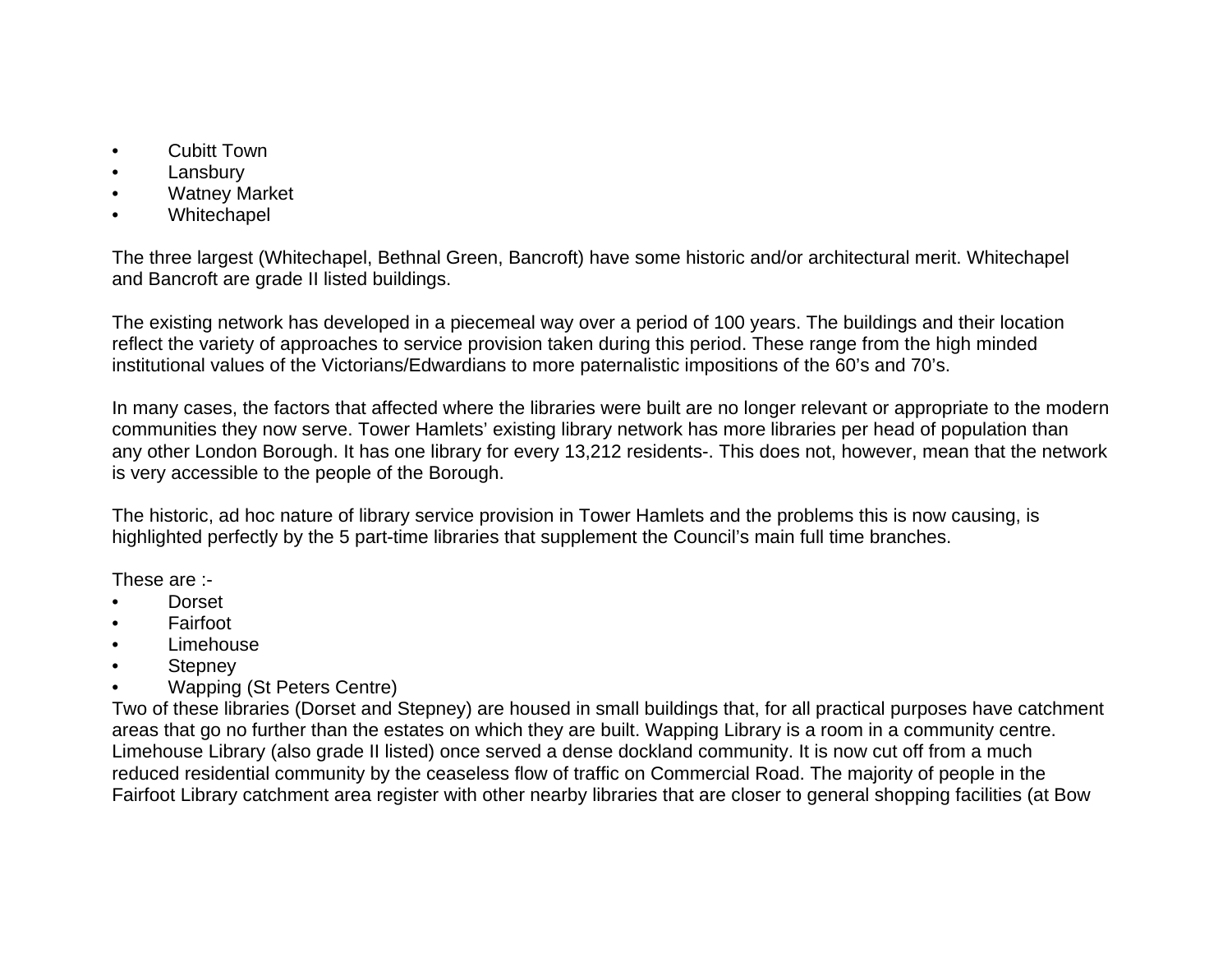- Cubitt Town
- Lansbury
- Watney Market
- Whitechapel

The three largest (Whitechapel, Bethnal Green, Bancroft) have some historic and/or architectural merit. Whitechapel and Bancroft are grade II listed buildings.

The existing network has developed in a piecemeal way over a period of 100 years. The buildings and their location reflect the variety of approaches to service provision taken during this period. These range from the high minded institutional values of the Victorians/Edwardians to more paternalistic impositions of the 60's and 70's.

In many cases, the factors that affected where the libraries were built are no longer relevant or appropriate to the modern communities they now serve. Tower Hamlets' existing library network has more libraries per head of population than any other London Borough. It has one library for every 13,212 residents-. This does not, however, mean that the network is very accessible to the people of the Borough.

The historic, ad hoc nature of library service provision in Tower Hamlets and the problems this is now causing, is highlighted perfectly by the 5 part-time libraries that supplement the Council's main full time branches.

These are :-

- Dorset
- Fairfoot
- Limehouse
- Stepney
- Wapping (St Peters Centre)

Two of these libraries (Dorset and Stepney) are housed in small buildings that, for all practical purposes have catchment areas that go no further than the estates on which they are built. Wapping Library is a room in a community centre. Limehouse Library (also grade II listed) once served a dense dockland community. It is now cut off from a much reduced residential community by the ceaseless flow of traffic on Commercial Road. The majority of people in the Fairfoot Library catchment area register with other nearby libraries that are closer to general shopping facilities (at Bow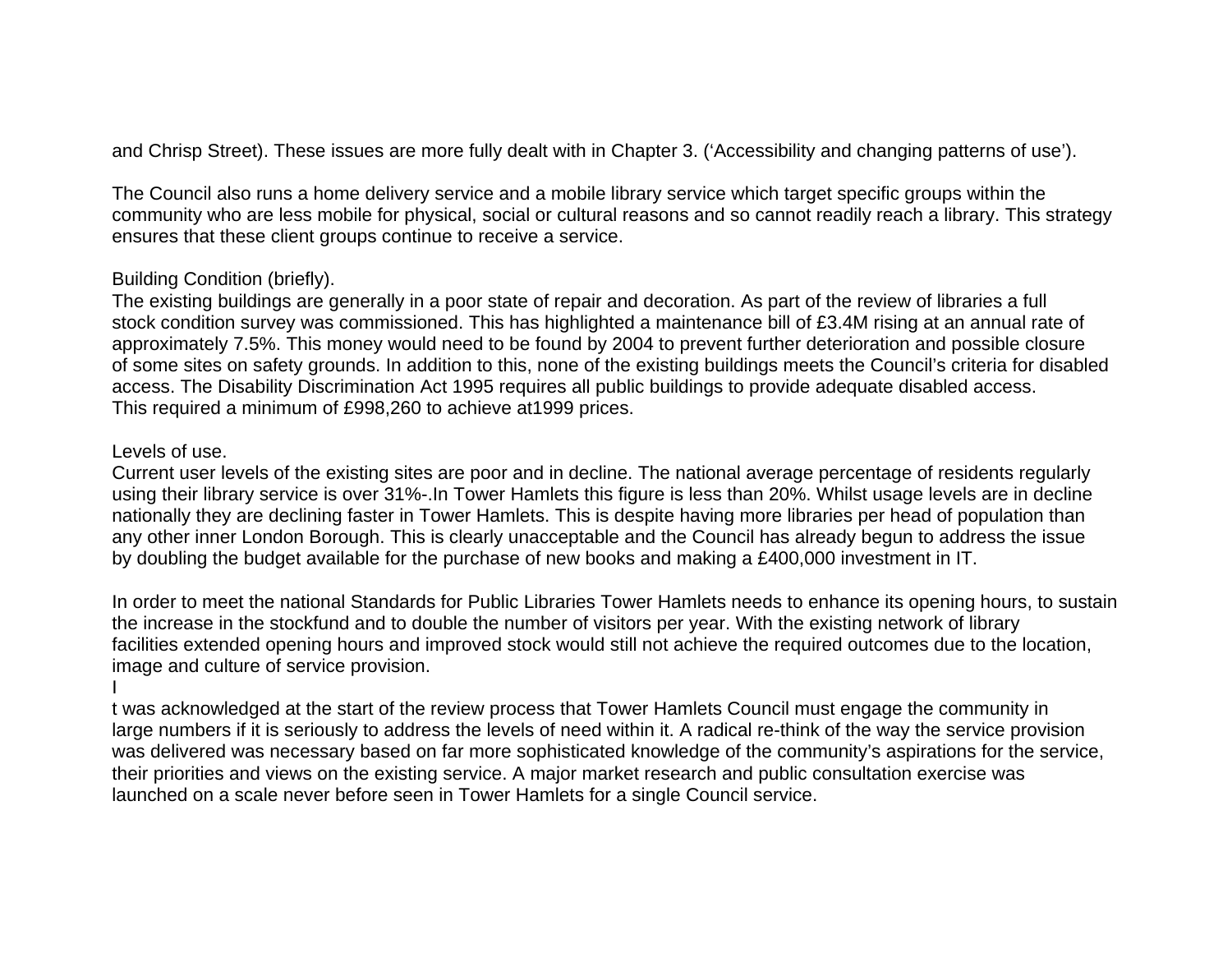and Chrisp Street). These issues are more fully dealt with in Chapter 3. (‘Accessibility and changing patterns of use’).

The Council also runs a home delivery service and a mobile library service which target specific groups within the community who are less mobile for physical, social or cultural reasons and so cannot readily reach a library. This strategy ensures that these client groups continue to receive a service.

Building Condition (briefly).
The existing buildings are generally in a poor state of repair and decoration. As part of the review of libraries a full stock condition survey was commissioned. This has highlighted a maintenance bill of £3.4M rising at an annual rate of approximately 7.5%. This money would need to be found by 2004 to prevent further deterioration and possible closure of some sites on safety grounds. In addition to this, none of the existing buildings meets the Council’s criteria for disabled access. The Disability Discrimination Act 1995 requires all public buildings to provide adequate disabled access. This required a minimum of £998,260 to achieve at1999 prices.

Levels of use.
Current user levels of the existing sites are poor and in decline. The national average percentage of residents regularly using their library service is over 31%-.In Tower Hamlets this figure is less than 20%. Whilst usage levels are in decline nationally they are declining faster in Tower Hamlets. This is despite having more libraries per head of population than any other inner London Borough. This is clearly unacceptable and the Council has already begun to address the issue by doubling the budget available for the purchase of new books and making a £400,000 investment in IT.

In order to meet the national Standards for Public Libraries Tower Hamlets needs to enhance its opening hours, to sustain the increase in the stockfund and to double the number of visitors per year. With the existing network of library facilities extended opening hours and improved stock would still not achieve the required outcomes due to the location, image and culture of service provision.

It was acknowledged at the start of the review process that Tower Hamlets Council must engage the community in large numbers if it is seriously to address the levels of need within it. A radical re-think of the way the service provision was delivered was necessary based on far more sophisticated knowledge of the community’s aspirations for the service, their priorities and views on the existing service. A major market research and public consultation exercise was launched on a scale never before seen in Tower Hamlets for a single Council service.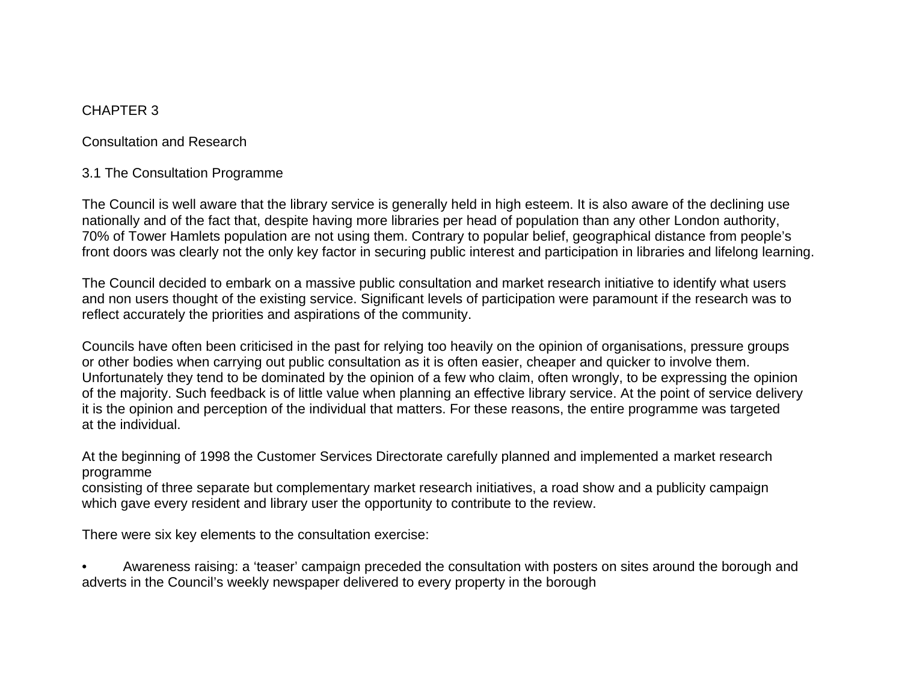# CHAPTER 3

## Consultation and Research

### 3.1 The Consultation Programme

The Council is well aware that the library service is generally held in high esteem. It is also aware of the declining use nationally and of the fact that, despite having more libraries per head of population than any other London authority, 70% of Tower Hamlets population are not using them. Contrary to popular belief, geographical distance from people's front doors was clearly not the only key factor in securing public interest and participation in libraries and lifelong learning.

The Council decided to embark on a massive public consultation and market research initiative to identify what users and non users thought of the existing service. Significant levels of participation were paramount if the research was to reflect accurately the priorities and aspirations of the community.

Councils have often been criticised in the past for relying too heavily on the opinion of organisations, pressure groups or other bodies when carrying out public consultation as it is often easier, cheaper and quicker to involve them. Unfortunately they tend to be dominated by the opinion of a few who claim, often wrongly, to be expressing the opinion of the majority. Such feedback is of little value when planning an effective library service. At the point of service delivery it is the opinion and perception of the individual that matters. For these reasons, the entire programme was targeted at the individual.

At the beginning of 1998 the Customer Services Directorate carefully planned and implemented a market research programme
consisting of three separate but complementary market research initiatives, a road show and a publicity campaign which gave every resident and library user the opportunity to contribute to the review.

There were six key elements to the consultation exercise:

- Awareness raising: a 'teaser' campaign preceded the consultation with posters on sites around the borough and adverts in the Council's weekly newspaper delivered to every property in the borough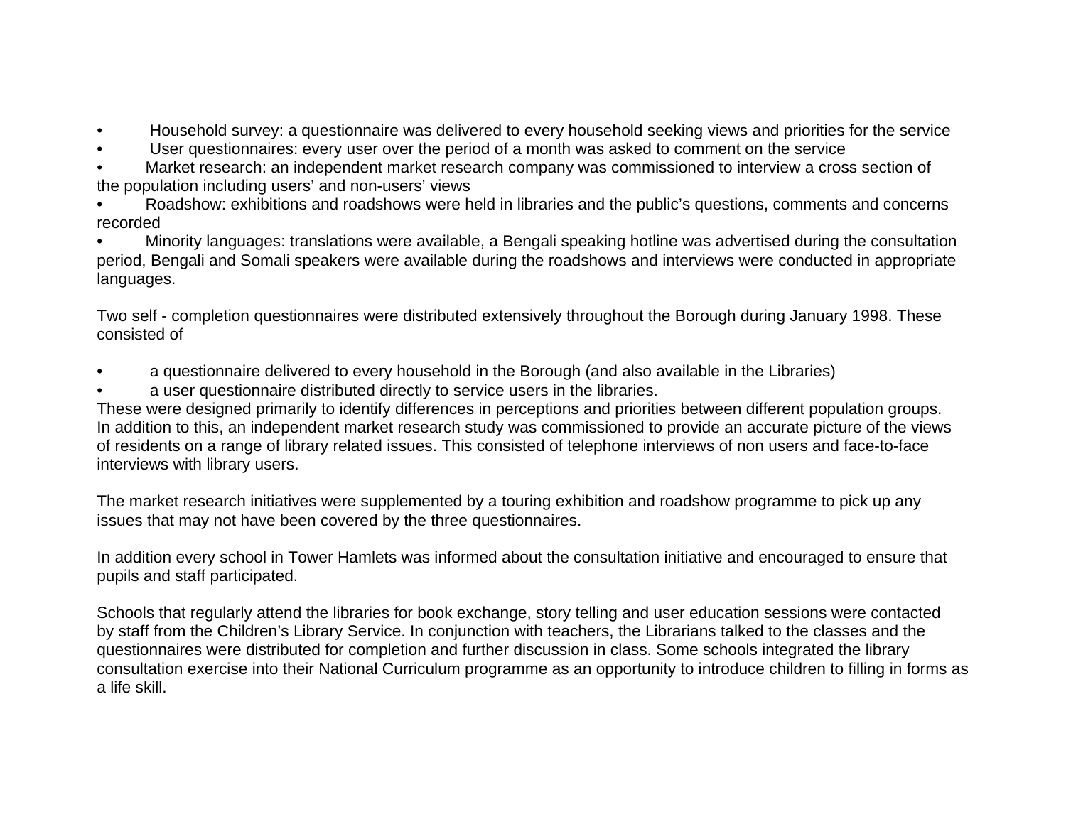- Household survey: a questionnaire was delivered to every household seeking views and priorities for the service
- User questionnaires: every user over the period of a month was asked to comment on the service
- Market research: an independent market research company was commissioned to interview a cross section of the population including users' and non-users' views
- Roadshow: exhibitions and roadshows were held in libraries and the public's questions, comments and concerns recorded
- Minority languages: translations were available, a Bengali speaking hotline was advertised during the consultation period, Bengali and Somali speakers were available during the roadshows and interviews were conducted in appropriate languages.

Two self - completion questionnaires were distributed extensively throughout the Borough during January 1998. These consisted of

- a questionnaire delivered to every household in the Borough (and also available in the Libraries)
- a user questionnaire distributed directly to service users in the libraries.

These were designed primarily to identify differences in perceptions and priorities between different population groups. In addition to this, an independent market research study was commissioned to provide an accurate picture of the views of residents on a range of library related issues. This consisted of telephone interviews of non users and face-to-face interviews with library users.

The market research initiatives were supplemented by a touring exhibition and roadshow programme to pick up any issues that may not have been covered by the three questionnaires.

In addition every school in Tower Hamlets was informed about the consultation initiative and encouraged to ensure that pupils and staff participated.

Schools that regularly attend the libraries for book exchange, story telling and user education sessions were contacted by staff from the Children's Library Service. In conjunction with teachers, the Librarians talked to the classes and the questionnaires were distributed for completion and further discussion in class. Some schools integrated the library consultation exercise into their National Curriculum programme as an opportunity to introduce children to filling in forms as a life skill.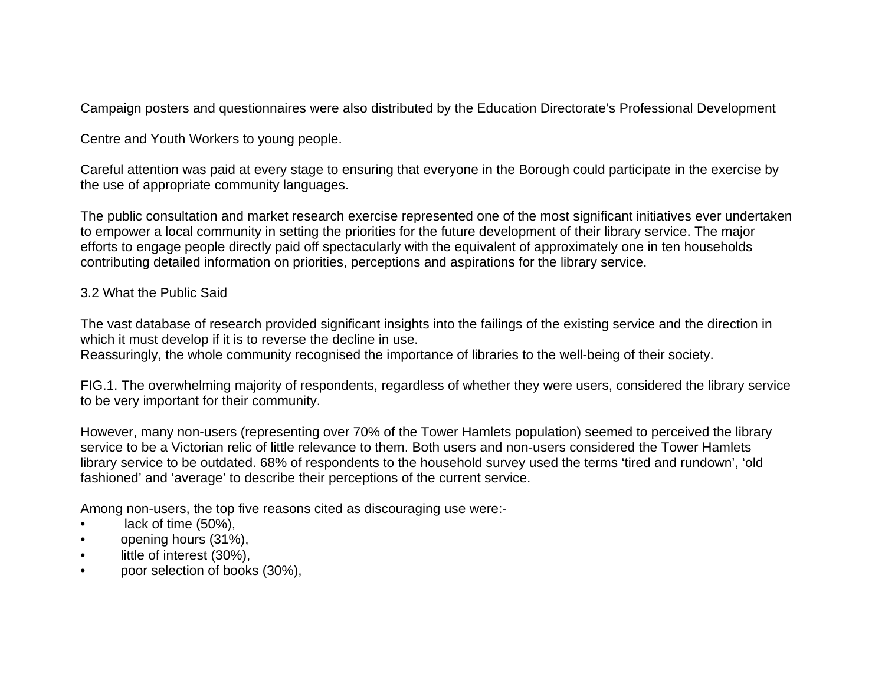Campaign posters and questionnaires were also distributed by the Education Directorate's Professional Development

Centre and Youth Workers to young people.

Careful attention was paid at every stage to ensuring that everyone in the Borough could participate in the exercise by the use of appropriate community languages.

The public consultation and market research exercise represented one of the most significant initiatives ever undertaken to empower a local community in setting the priorities for the future development of their library service. The major efforts to engage people directly paid off spectacularly with the equivalent of approximately one in ten households contributing detailed information on priorities, perceptions and aspirations for the library service.

## 3.2 What the Public Said

The vast database of research provided significant insights into the failings of the existing service and the direction in which it must develop if it is to reverse the decline in use.
Reassuringly, the whole community recognised the importance of libraries to the well-being of their society.

FIG.1. The overwhelming majority of respondents, regardless of whether they were users, considered the library service to be very important for their community.

However, many non-users (representing over 70% of the Tower Hamlets population) seemed to perceived the library service to be a Victorian relic of little relevance to them. Both users and non-users considered the Tower Hamlets library service to be outdated. 68% of respondents to the household survey used the terms 'tired and rundown', 'old fashioned' and 'average' to describe their perceptions of the current service.

Among non-users, the top five reasons cited as discouraging use were:-

- lack of time (50%),
- opening hours (31%),
- little of interest (30%),
- poor selection of books (30%),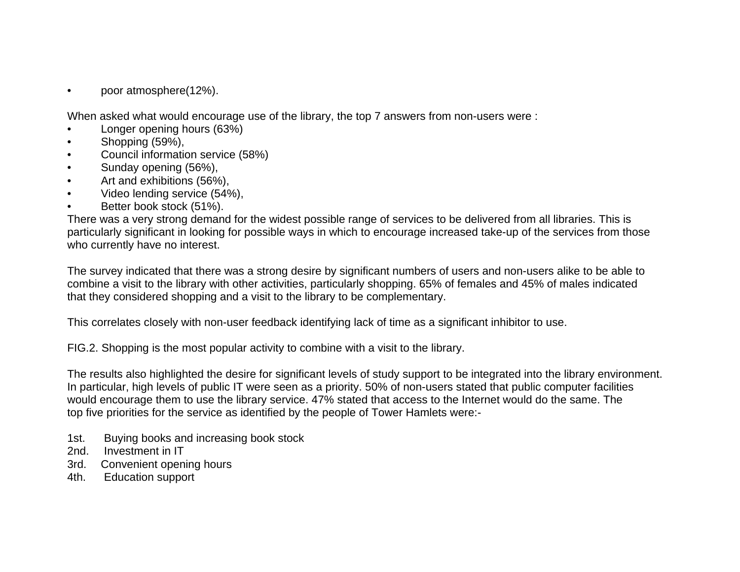- poor atmosphere(12%).

When asked what would encourage use of the library, the top 7 answers from non-users were :

- Longer opening hours (63%)
- Shopping (59%),
- Council information service (58%)
- Sunday opening (56%),
- Art and exhibitions (56%),
- Video lending service (54%),
- Better book stock (51%).

There was a very strong demand for the widest possible range of services to be delivered from all libraries. This is particularly significant in looking for possible ways in which to encourage increased take-up of the services from those who currently have no interest.

The survey indicated that there was a strong desire by significant numbers of users and non-users alike to be able to combine a visit to the library with other activities, particularly shopping. 65% of females and 45% of males indicated that they considered shopping and a visit to the library to be complementary.

This correlates closely with non-user feedback identifying lack of time as a significant inhibitor to use.

FIG.2. Shopping is the most popular activity to combine with a visit to the library.

The results also highlighted the desire for significant levels of study support to be integrated into the library environment. In particular, high levels of public IT were seen as a priority. 50% of non-users stated that public computer facilities would encourage them to use the library service. 47% stated that access to the Internet would do the same. The top five priorities for the service as identified by the people of Tower Hamlets were:-

1st. Buying books and increasing book stock
2nd. Investment in IT
3rd. Convenient opening hours
4th. Education support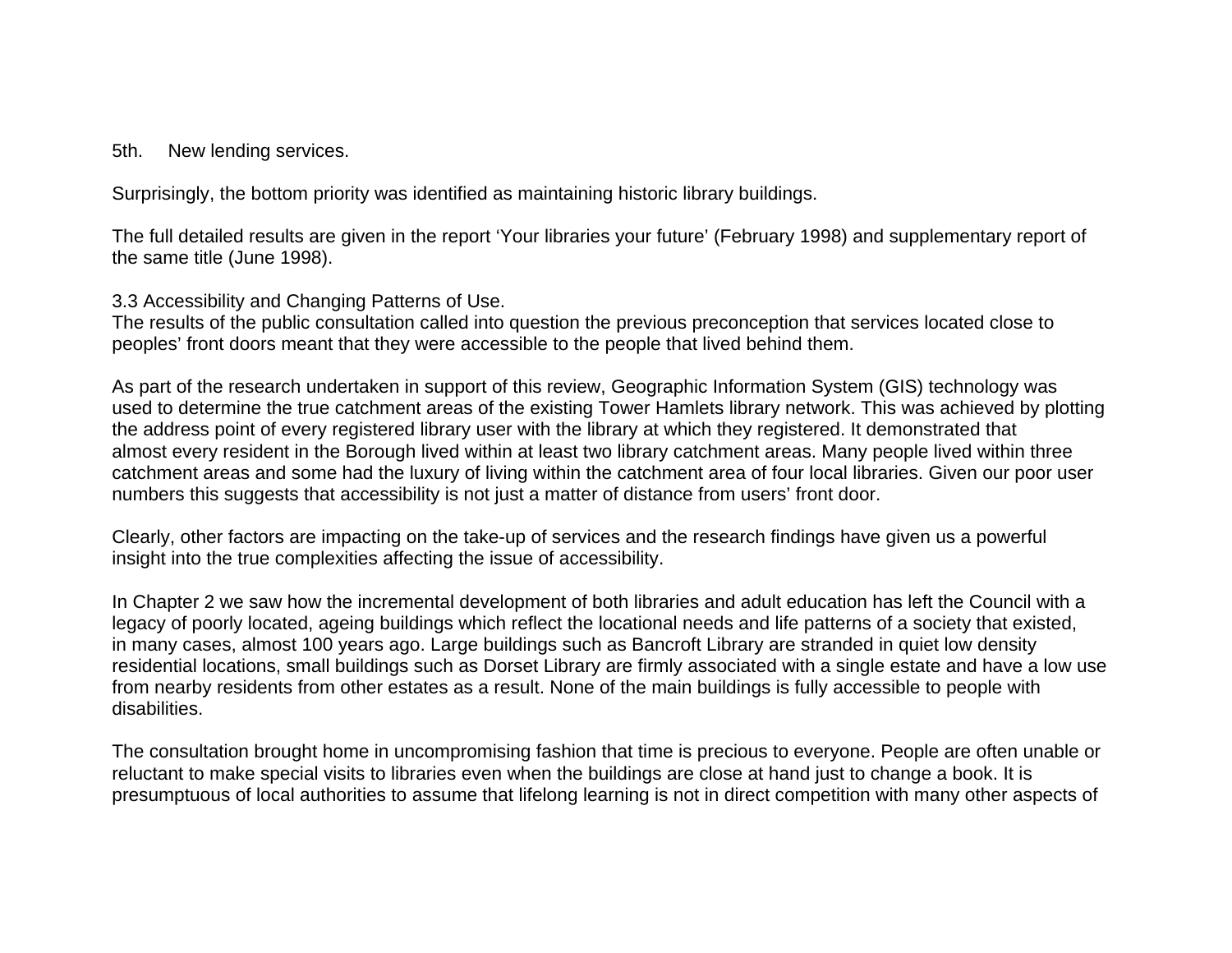5th. New lending services.

Surprisingly, the bottom priority was identified as maintaining historic library buildings.

The full detailed results are given in the report ‘Your libraries your future’ (February 1998) and supplementary report of the same title (June 1998).

### 3.3 Accessibility and Changing Patterns of Use.

The results of the public consultation called into question the previous preconception that services located close to peoples’ front doors meant that they were accessible to the people that lived behind them.

As part of the research undertaken in support of this review, Geographic Information System (GIS) technology was used to determine the true catchment areas of the existing Tower Hamlets library network. This was achieved by plotting the address point of every registered library user with the library at which they registered. It demonstrated that almost every resident in the Borough lived within at least two library catchment areas. Many people lived within three catchment areas and some had the luxury of living within the catchment area of four local libraries. Given our poor user numbers this suggests that accessibility is not just a matter of distance from users’ front door.

Clearly, other factors are impacting on the take-up of services and the research findings have given us a powerful insight into the true complexities affecting the issue of accessibility.

In Chapter 2 we saw how the incremental development of both libraries and adult education has left the Council with a legacy of poorly located, ageing buildings which reflect the locational needs and life patterns of a society that existed, in many cases, almost 100 years ago. Large buildings such as Bancroft Library are stranded in quiet low density residential locations, small buildings such as Dorset Library are firmly associated with a single estate and have a low use from nearby residents from other estates as a result. None of the main buildings is fully accessible to people with disabilities.

The consultation brought home in uncompromising fashion that time is precious to everyone. People are often unable or reluctant to make special visits to libraries even when the buildings are close at hand just to change a book. It is presumptuous of local authorities to assume that lifelong learning is not in direct competition with many other aspects of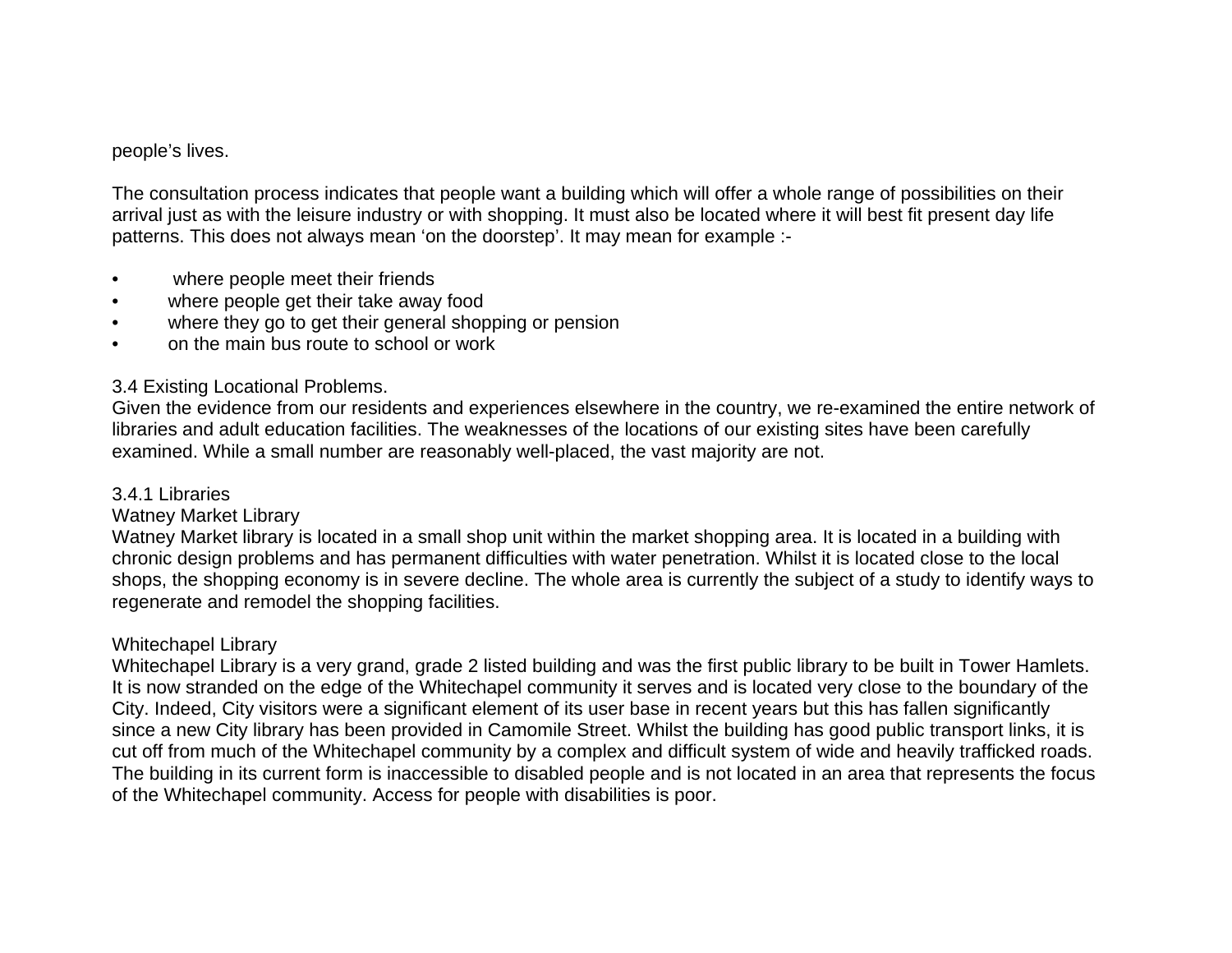people's lives.

The consultation process indicates that people want a building which will offer a whole range of possibilities on their arrival just as with the leisure industry or with shopping. It must also be located where it will best fit present day life patterns. This does not always mean 'on the doorstep'. It may mean for example :-

- where people meet their friends
- where people get their take away food
- where they go to get their general shopping or pension
- on the main bus route to school or work

### 3.4 Existing Locational Problems.

Given the evidence from our residents and experiences elsewhere in the country, we re-examined the entire network of libraries and adult education facilities. The weaknesses of the locations of our existing sites have been carefully examined. While a small number are reasonably well-placed, the vast majority are not.

#### 3.4.1 Libraries

**Watney Market Library**

Watney Market library is located in a small shop unit within the market shopping area. It is located in a building with chronic design problems and has permanent difficulties with water penetration. Whilst it is located close to the local shops, the shopping economy is in severe decline. The whole area is currently the subject of a study to identify ways to regenerate and remodel the shopping facilities.

**Whitechapel Library**

Whitechapel Library is a very grand, grade 2 listed building and was the first public library to be built in Tower Hamlets. It is now stranded on the edge of the Whitechapel community it serves and is located very close to the boundary of the City. Indeed, City visitors were a significant element of its user base in recent years but this has fallen significantly since a new City library has been provided in Camomile Street. Whilst the building has good public transport links, it is cut off from much of the Whitechapel community by a complex and difficult system of wide and heavily trafficked roads. The building in its current form is inaccessible to disabled people and is not located in an area that represents the focus of the Whitechapel community. Access for people with disabilities is poor.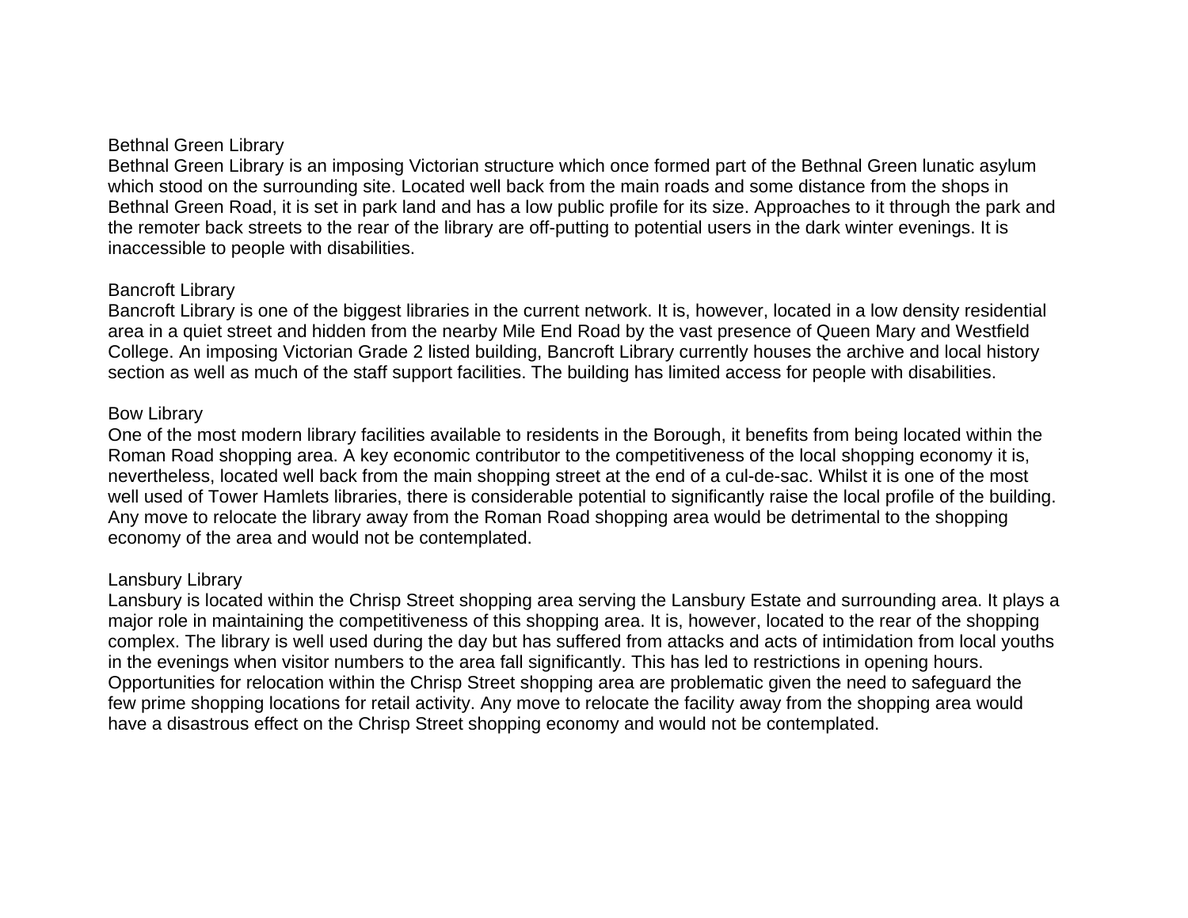### Bethnal Green Library

Bethnal Green Library is an imposing Victorian structure which once formed part of the Bethnal Green lunatic asylum which stood on the surrounding site. Located well back from the main roads and some distance from the shops in Bethnal Green Road, it is set in park land and has a low public profile for its size. Approaches to it through the park and the remoter back streets to the rear of the library are off-putting to potential users in the dark winter evenings. It is inaccessible to people with disabilities.

### Bancroft Library

Bancroft Library is one of the biggest libraries in the current network. It is, however, located in a low density residential area in a quiet street and hidden from the nearby Mile End Road by the vast presence of Queen Mary and Westfield College. An imposing Victorian Grade 2 listed building, Bancroft Library currently houses the archive and local history section as well as much of the staff support facilities. The building has limited access for people with disabilities.

### Bow Library

One of the most modern library facilities available to residents in the Borough, it benefits from being located within the Roman Road shopping area. A key economic contributor to the competitiveness of the local shopping economy it is, nevertheless, located well back from the main shopping street at the end of a cul-de-sac. Whilst it is one of the most well used of Tower Hamlets libraries, there is considerable potential to significantly raise the local profile of the building. Any move to relocate the library away from the Roman Road shopping area would be detrimental to the shopping economy of the area and would not be contemplated.

### Lansbury Library

Lansbury is located within the Chrisp Street shopping area serving the Lansbury Estate and surrounding area. It plays a major role in maintaining the competitiveness of this shopping area. It is, however, located to the rear of the shopping complex. The library is well used during the day but has suffered from attacks and acts of intimidation from local youths in the evenings when visitor numbers to the area fall significantly. This has led to restrictions in opening hours. Opportunities for relocation within the Chrisp Street shopping area are problematic given the need to safeguard the few prime shopping locations for retail activity. Any move to relocate the facility away from the shopping area would have a disastrous effect on the Chrisp Street shopping economy and would not be contemplated.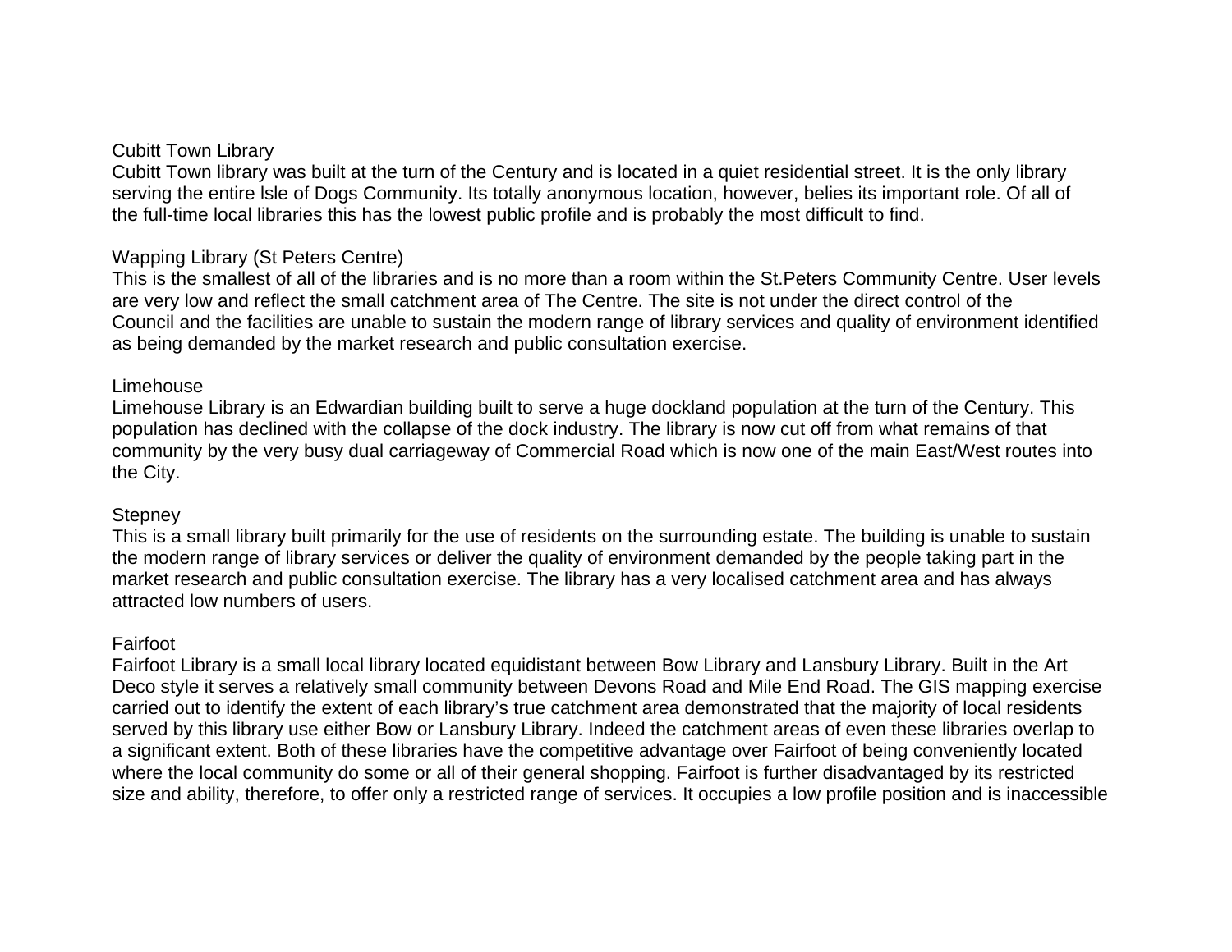Cubitt Town Library

Cubitt Town library was built at the turn of the Century and is located in a quiet residential street. It is the only library serving the entire Isle of Dogs Community. Its totally anonymous location, however, belies its important role. Of all of the full-time local libraries this has the lowest public profile and is probably the most difficult to find.

Wapping Library (St Peters Centre)

This is the smallest of all of the libraries and is no more than a room within the St.Peters Community Centre. User levels are very low and reflect the small catchment area of The Centre. The site is not under the direct control of the Council and the facilities are unable to sustain the modern range of library services and quality of environment identified as being demanded by the market research and public consultation exercise.

Limehouse

Limehouse Library is an Edwardian building built to serve a huge dockland population at the turn of the Century. This population has declined with the collapse of the dock industry. The library is now cut off from what remains of that community by the very busy dual carriageway of Commercial Road which is now one of the main East/West routes into the City.

Stepney

This is a small library built primarily for the use of residents on the surrounding estate. The building is unable to sustain the modern range of library services or deliver the quality of environment demanded by the people taking part in the market research and public consultation exercise. The library has a very localised catchment area and has always attracted low numbers of users.

Fairfoot

Fairfoot Library is a small local library located equidistant between Bow Library and Lansbury Library. Built in the Art Deco style it serves a relatively small community between Devons Road and Mile End Road. The GIS mapping exercise carried out to identify the extent of each library's true catchment area demonstrated that the majority of local residents served by this library use either Bow or Lansbury Library. Indeed the catchment areas of even these libraries overlap to a significant extent. Both of these libraries have the competitive advantage over Fairfoot of being conveniently located where the local community do some or all of their general shopping. Fairfoot is further disadvantaged by its restricted size and ability, therefore, to offer only a restricted range of services. It occupies a low profile position and is inaccessible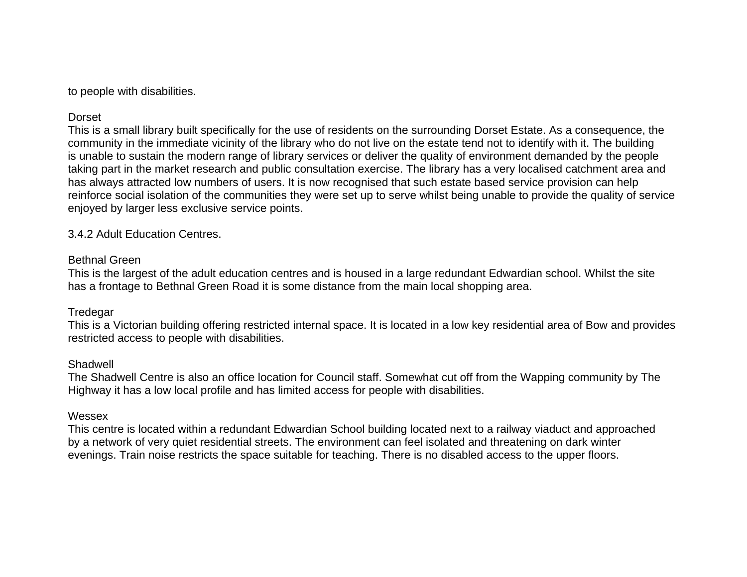to people with disabilities.

Dorset

This is a small library built specifically for the use of residents on the surrounding Dorset Estate. As a consequence, the community in the immediate vicinity of the library who do not live on the estate tend not to identify with it. The building is unable to sustain the modern range of library services or deliver the quality of environment demanded by the people taking part in the market research and public consultation exercise. The library has a very localised catchment area and has always attracted low numbers of users. It is now recognised that such estate based service provision can help reinforce social isolation of the communities they were set up to serve whilst being unable to provide the quality of service enjoyed by larger less exclusive service points.

3.4.2 Adult Education Centres.

Bethnal Green

This is the largest of the adult education centres and is housed in a large redundant Edwardian school. Whilst the site has a frontage to Bethnal Green Road it is some distance from the main local shopping area.

Tredegar

This is a Victorian building offering restricted internal space. It is located in a low key residential area of Bow and provides restricted access to people with disabilities.

Shadwell

The Shadwell Centre is also an office location for Council staff. Somewhat cut off from the Wapping community by The Highway it has a low local profile and has limited access for people with disabilities.

Wessex

This centre is located within a redundant Edwardian School building located next to a railway viaduct and approached by a network of very quiet residential streets. The environment can feel isolated and threatening on dark winter evenings. Train noise restricts the space suitable for teaching. There is no disabled access to the upper floors.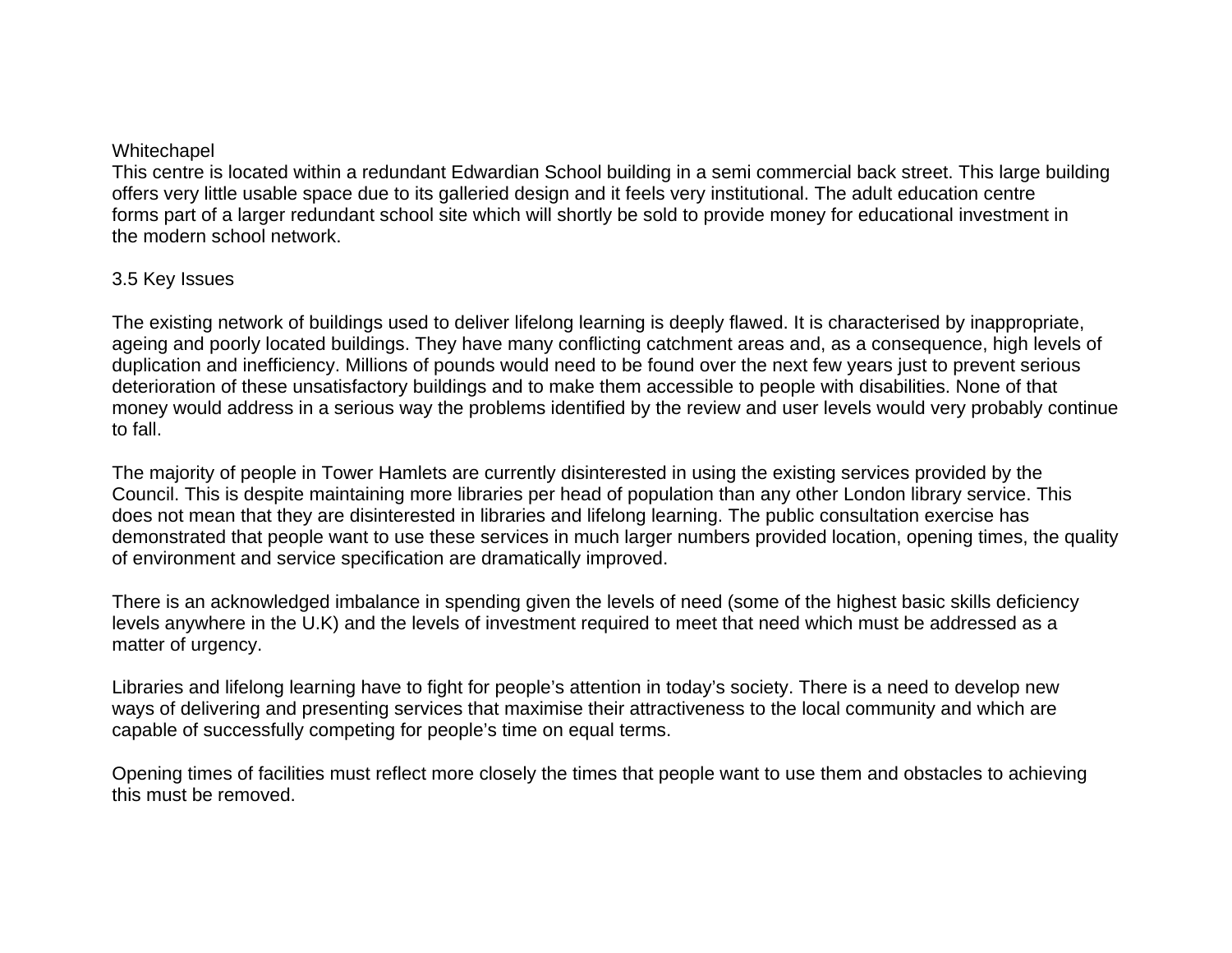Whitechapel

This centre is located within a redundant Edwardian School building in a semi commercial back street. This large building offers very little usable space due to its galleried design and it feels very institutional. The adult education centre forms part of a larger redundant school site which will shortly be sold to provide money for educational investment in the modern school network.

## 3.5 Key Issues

The existing network of buildings used to deliver lifelong learning is deeply flawed. It is characterised by inappropriate, ageing and poorly located buildings. They have many conflicting catchment areas and, as a consequence, high levels of duplication and inefficiency. Millions of pounds would need to be found over the next few years just to prevent serious deterioration of these unsatisfactory buildings and to make them accessible to people with disabilities. None of that money would address in a serious way the problems identified by the review and user levels would very probably continue to fall.

The majority of people in Tower Hamlets are currently disinterested in using the existing services provided by the Council. This is despite maintaining more libraries per head of population than any other London library service. This does not mean that they are disinterested in libraries and lifelong learning. The public consultation exercise has demonstrated that people want to use these services in much larger numbers provided location, opening times, the quality of environment and service specification are dramatically improved.

There is an acknowledged imbalance in spending given the levels of need (some of the highest basic skills deficiency levels anywhere in the U.K) and the levels of investment required to meet that need which must be addressed as a matter of urgency.

Libraries and lifelong learning have to fight for people's attention in today's society. There is a need to develop new ways of delivering and presenting services that maximise their attractiveness to the local community and which are capable of successfully competing for people's time on equal terms.

Opening times of facilities must reflect more closely the times that people want to use them and obstacles to achieving this must be removed.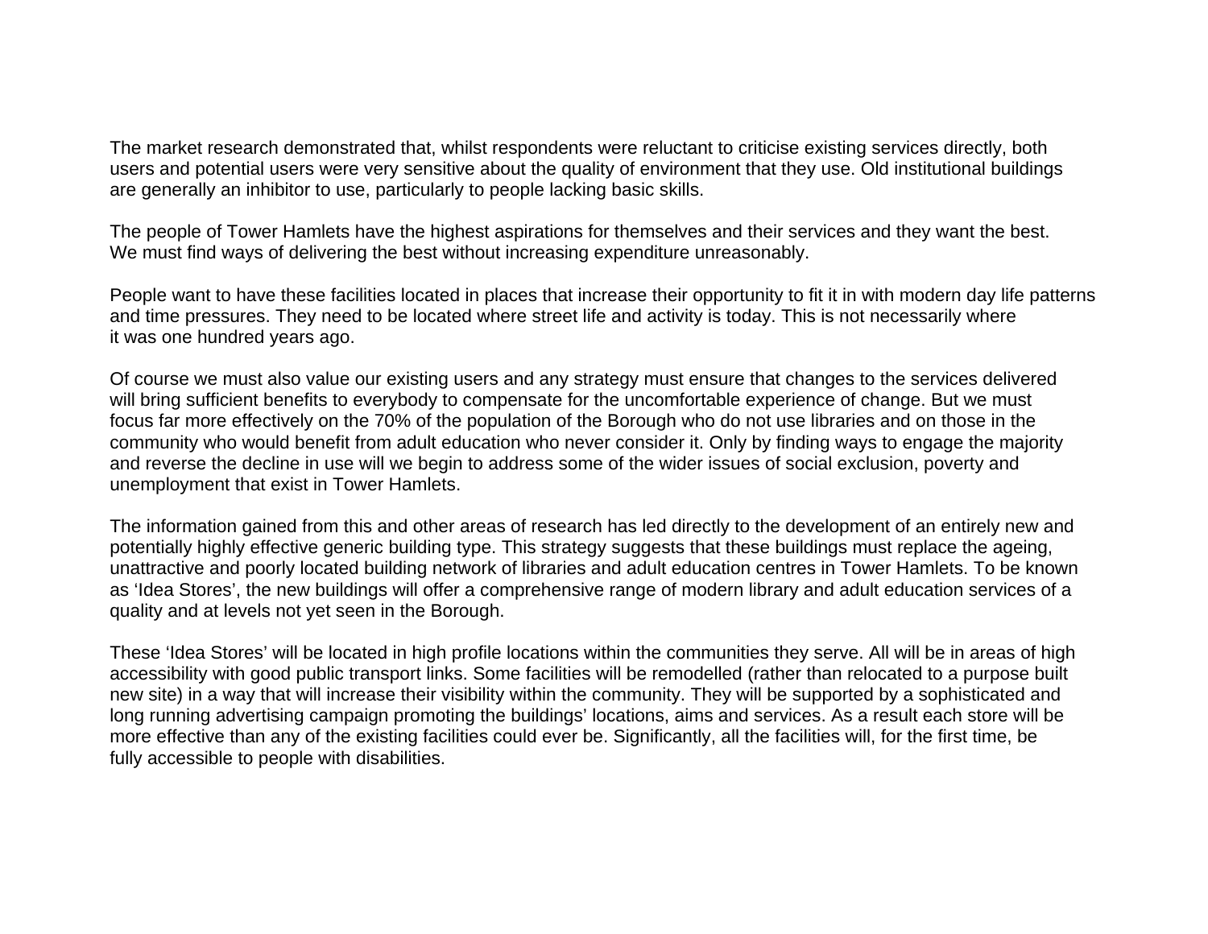The market research demonstrated that, whilst respondents were reluctant to criticise existing services directly, both users and potential users were very sensitive about the quality of environment that they use. Old institutional buildings are generally an inhibitor to use, particularly to people lacking basic skills.

The people of Tower Hamlets have the highest aspirations for themselves and their services and they want the best. We must find ways of delivering the best without increasing expenditure unreasonably.

People want to have these facilities located in places that increase their opportunity to fit it in with modern day life patterns and time pressures. They need to be located where street life and activity is today. This is not necessarily where it was one hundred years ago.

Of course we must also value our existing users and any strategy must ensure that changes to the services delivered will bring sufficient benefits to everybody to compensate for the uncomfortable experience of change. But we must focus far more effectively on the 70% of the population of the Borough who do not use libraries and on those in the community who would benefit from adult education who never consider it. Only by finding ways to engage the majority and reverse the decline in use will we begin to address some of the wider issues of social exclusion, poverty and unemployment that exist in Tower Hamlets.

The information gained from this and other areas of research has led directly to the development of an entirely new and potentially highly effective generic building type. This strategy suggests that these buildings must replace the ageing, unattractive and poorly located building network of libraries and adult education centres in Tower Hamlets. To be known as ‘Idea Stores’, the new buildings will offer a comprehensive range of modern library and adult education services of a quality and at levels not yet seen in the Borough.

These ‘Idea Stores’ will be located in high profile locations within the communities they serve. All will be in areas of high accessibility with good public transport links. Some facilities will be remodelled (rather than relocated to a purpose built new site) in a way that will increase their visibility within the community. They will be supported by a sophisticated and long running advertising campaign promoting the buildings’ locations, aims and services. As a result each store will be more effective than any of the existing facilities could ever be. Significantly, all the facilities will, for the first time, be fully accessible to people with disabilities.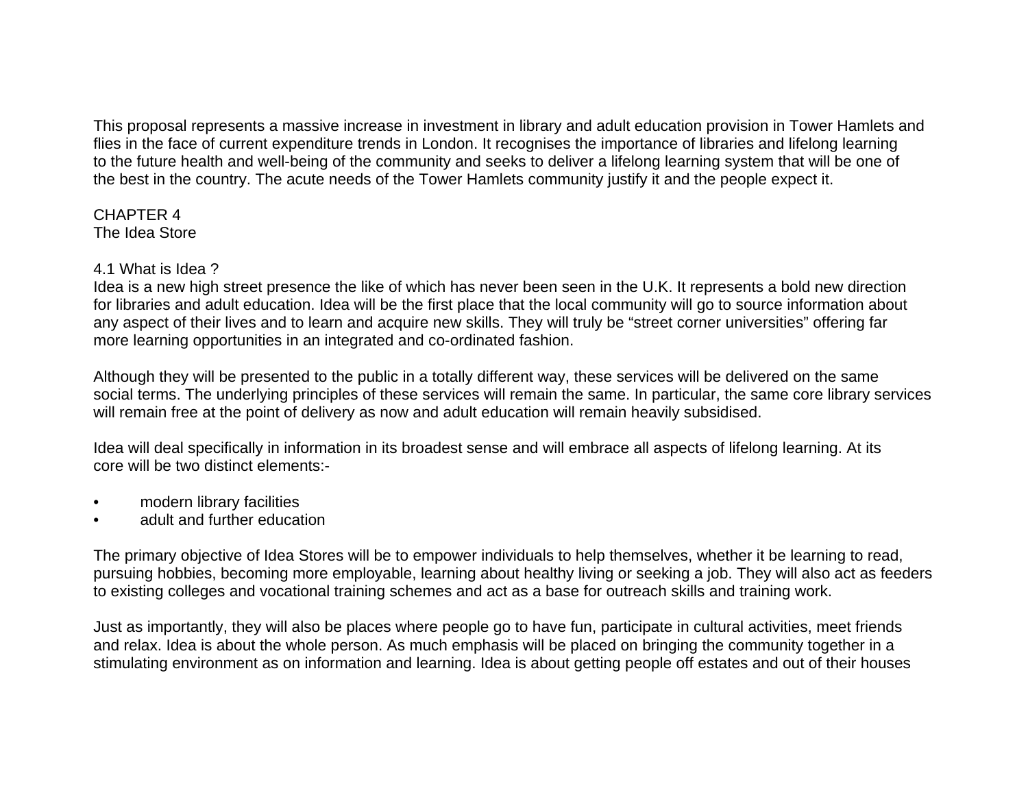This proposal represents a massive increase in investment in library and adult education provision in Tower Hamlets and flies in the face of current expenditure trends in London. It recognises the importance of libraries and lifelong learning to the future health and well-being of the community and seeks to deliver a lifelong learning system that will be one of the best in the country. The acute needs of the Tower Hamlets community justify it and the people expect it.

# CHAPTER 4
# The Idea Store

## 4.1 What is Idea ?

Idea is a new high street presence the like of which has never been seen in the U.K. It represents a bold new direction for libraries and adult education. Idea will be the first place that the local community will go to source information about any aspect of their lives and to learn and acquire new skills. They will truly be "street corner universities" offering far more learning opportunities in an integrated and co-ordinated fashion.

Although they will be presented to the public in a totally different way, these services will be delivered on the same social terms. The underlying principles of these services will remain the same. In particular, the same core library services will remain free at the point of delivery as now and adult education will remain heavily subsidised.

Idea will deal specifically in information in its broadest sense and will embrace all aspects of lifelong learning. At its core will be two distinct elements:-

- modern library facilities
- adult and further education

The primary objective of Idea Stores will be to empower individuals to help themselves, whether it be learning to read, pursuing hobbies, becoming more employable, learning about healthy living or seeking a job. They will also act as feeders to existing colleges and vocational training schemes and act as a base for outreach skills and training work.

Just as importantly, they will also be places where people go to have fun, participate in cultural activities, meet friends and relax. Idea is about the whole person. As much emphasis will be placed on bringing the community together in a stimulating environment as on information and learning. Idea is about getting people off estates and out of their houses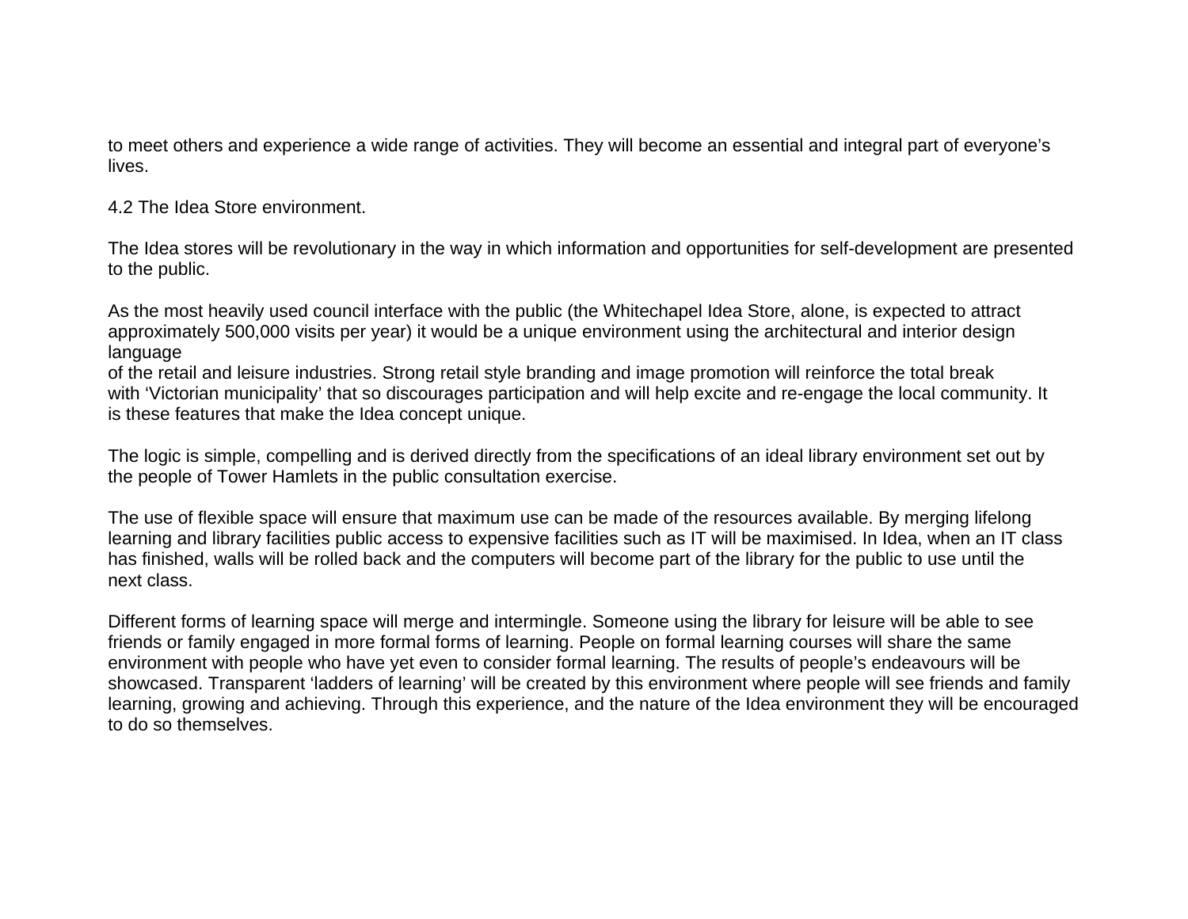to meet others and experience a wide range of activities. They will become an essential and integral part of everyone's lives.

## 4.2 The Idea Store environment.

The Idea stores will be revolutionary in the way in which information and opportunities for self-development are presented to the public.

As the most heavily used council interface with the public (the Whitechapel Idea Store, alone, is expected to attract approximately 500,000 visits per year) it would be a unique environment using the architectural and interior design language of the retail and leisure industries. Strong retail style branding and image promotion will reinforce the total break with 'Victorian municipality' that so discourages participation and will help excite and re-engage the local community. It is these features that make the Idea concept unique.

The logic is simple, compelling and is derived directly from the specifications of an ideal library environment set out by the people of Tower Hamlets in the public consultation exercise.

The use of flexible space will ensure that maximum use can be made of the resources available. By merging lifelong learning and library facilities public access to expensive facilities such as IT will be maximised. In Idea, when an IT class has finished, walls will be rolled back and the computers will become part of the library for the public to use until the next class.

Different forms of learning space will merge and intermingle. Someone using the library for leisure will be able to see friends or family engaged in more formal forms of learning. People on formal learning courses will share the same environment with people who have yet even to consider formal learning. The results of people's endeavours will be showcased. Transparent 'ladders of learning' will be created by this environment where people will see friends and family learning, growing and achieving. Through this experience, and the nature of the Idea environment they will be encouraged to do so themselves.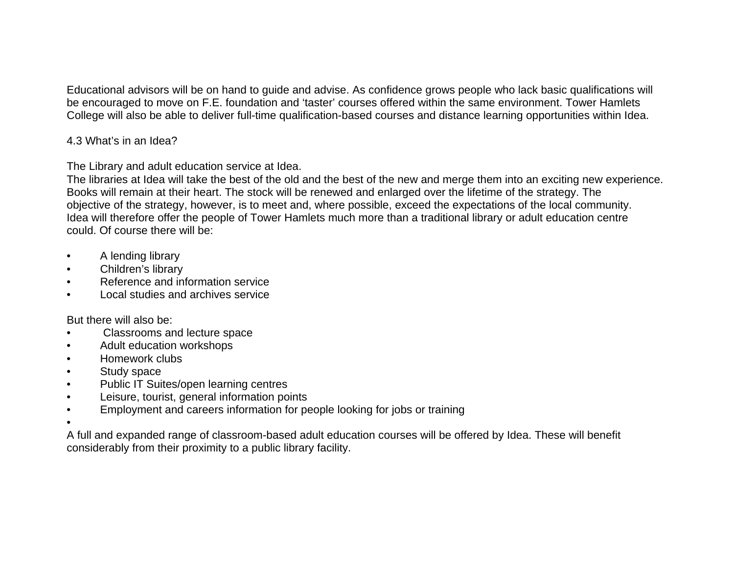Educational advisors will be on hand to guide and advise. As confidence grows people who lack basic qualifications will be encouraged to move on F.E. foundation and 'taster' courses offered within the same environment. Tower Hamlets College will also be able to deliver full-time qualification-based courses and distance learning opportunities within Idea.

### 4.3 What's in an Idea?

The Library and adult education service at Idea.

The libraries at Idea will take the best of the old and the best of the new and merge them into an exciting new experience. Books will remain at their heart. The stock will be renewed and enlarged over the lifetime of the strategy. The objective of the strategy, however, is to meet and, where possible, exceed the expectations of the local community. Idea will therefore offer the people of Tower Hamlets much more than a traditional library or adult education centre could. Of course there will be:

- A lending library
- Children's library
- Reference and information service
- Local studies and archives service

But there will also be:

- Classrooms and lecture space
- Adult education workshops
- Homework clubs
- Study space
- Public IT Suites/open learning centres
- Leisure, tourist, general information points
- Employment and careers information for people looking for jobs or training
-

A full and expanded range of classroom-based adult education courses will be offered by Idea. These will benefit considerably from their proximity to a public library facility.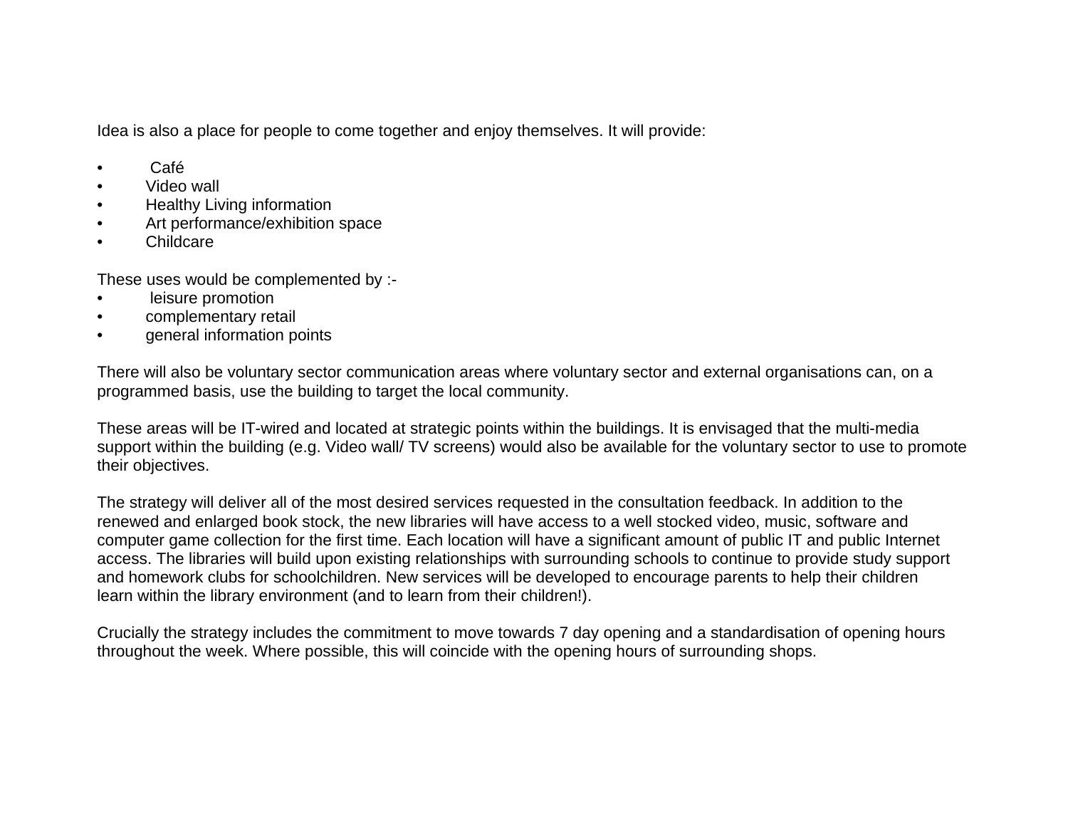Idea is also a place for people to come together and enjoy themselves. It will provide:

- Café
- Video wall
- Healthy Living information
- Art performance/exhibition space
- Childcare

These uses would be complemented by :-

- leisure promotion
- complementary retail
- general information points

There will also be voluntary sector communication areas where voluntary sector and external organisations can, on a programmed basis, use the building to target the local community.

These areas will be IT-wired and located at strategic points within the buildings. It is envisaged that the multi-media support within the building (e.g. Video wall/ TV screens) would also be available for the voluntary sector to use to promote their objectives.

The strategy will deliver all of the most desired services requested in the consultation feedback. In addition to the renewed and enlarged book stock, the new libraries will have access to a well stocked video, music, software and computer game collection for the first time. Each location will have a significant amount of public IT and public Internet access. The libraries will build upon existing relationships with surrounding schools to continue to provide study support and homework clubs for schoolchildren. New services will be developed to encourage parents to help their children learn within the library environment (and to learn from their children!).

Crucially the strategy includes the commitment to move towards 7 day opening and a standardisation of opening hours throughout the week. Where possible, this will coincide with the opening hours of surrounding shops.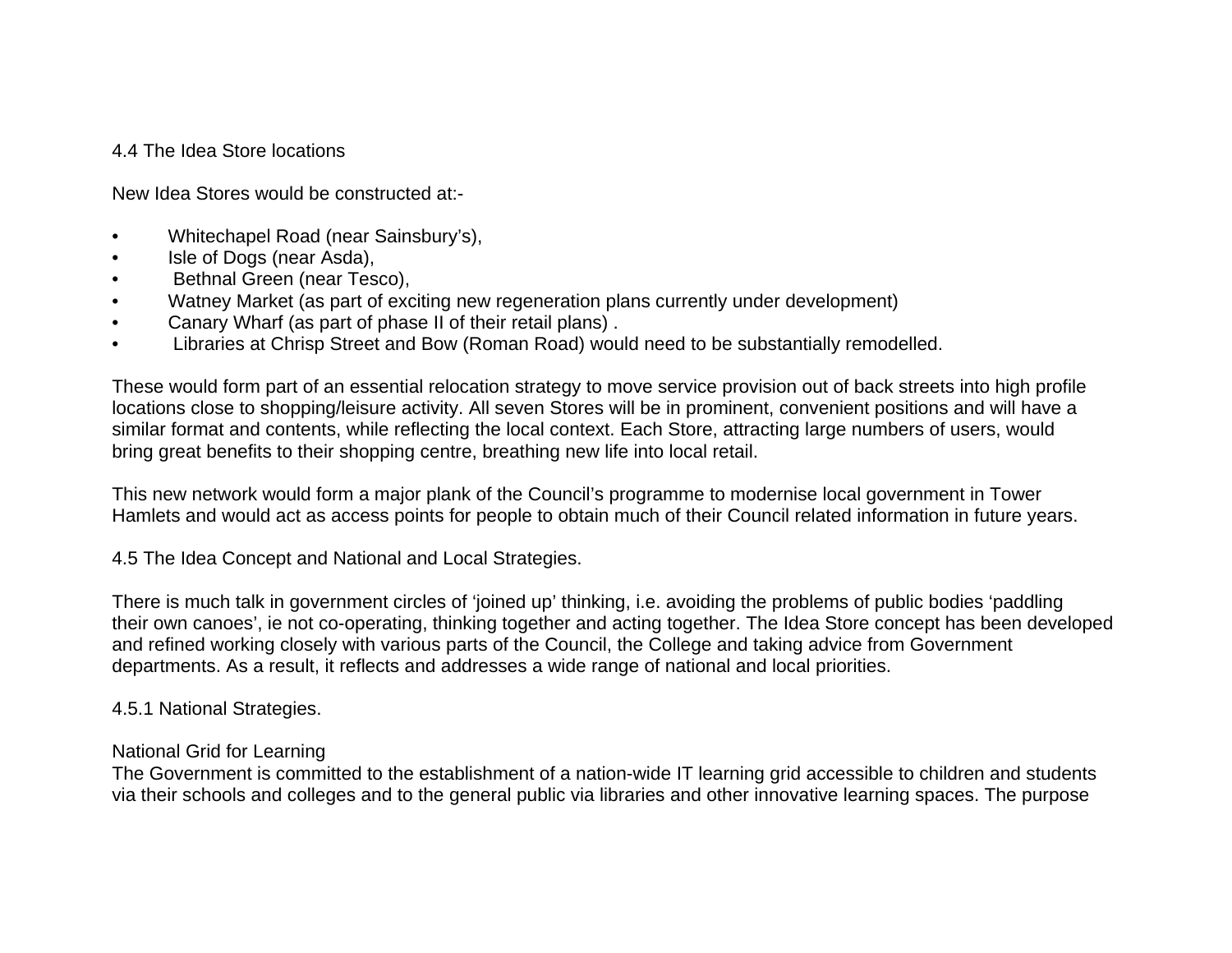### 4.4 The Idea Store locations

New Idea Stores would be constructed at:-

- Whitechapel Road (near Sainsbury's),
- Isle of Dogs (near Asda),
- Bethnal Green (near Tesco),
- Watney Market (as part of exciting new regeneration plans currently under development)
- Canary Wharf (as part of phase II of their retail plans) .
- Libraries at Chrisp Street and Bow (Roman Road) would need to be substantially remodelled.

These would form part of an essential relocation strategy to move service provision out of back streets into high profile locations close to shopping/leisure activity. All seven Stores will be in prominent, convenient positions and will have a similar format and contents, while reflecting the local context. Each Store, attracting large numbers of users, would bring great benefits to their shopping centre, breathing new life into local retail.

This new network would form a major plank of the Council's programme to modernise local government in Tower Hamlets and would act as access points for people to obtain much of their Council related information in future years.

### 4.5 The Idea Concept and National and Local Strategies.

There is much talk in government circles of 'joined up' thinking, i.e. avoiding the problems of public bodies 'paddling their own canoes', ie not co-operating, thinking together and acting together. The Idea Store concept has been developed and refined working closely with various parts of the Council, the College and taking advice from Government departments. As a result, it reflects and addresses a wide range of national and local priorities.

#### 4.5.1 National Strategies.

National Grid for Learning
The Government is committed to the establishment of a nation-wide IT learning grid accessible to children and students via their schools and colleges and to the general public via libraries and other innovative learning spaces. The purpose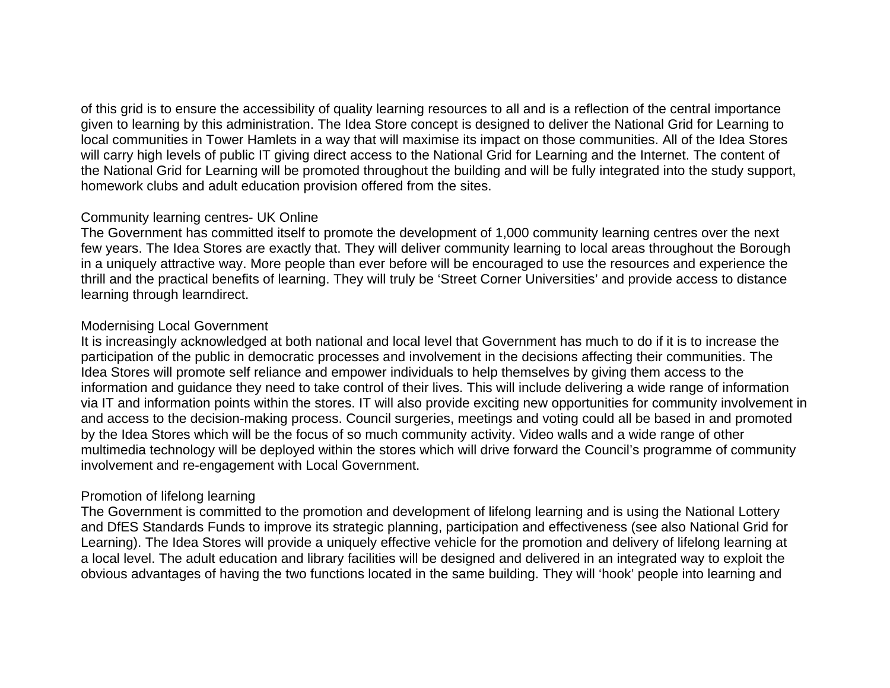of this grid is to ensure the accessibility of quality learning resources to all and is a reflection of the central importance given to learning by this administration. The Idea Store concept is designed to deliver the National Grid for Learning to local communities in Tower Hamlets in a way that will maximise its impact on those communities. All of the Idea Stores will carry high levels of public IT giving direct access to the National Grid for Learning and the Internet. The content of the National Grid for Learning will be promoted throughout the building and will be fully integrated into the study support, homework clubs and adult education provision offered from the sites.

Community learning centres- UK Online

The Government has committed itself to promote the development of 1,000 community learning centres over the next few years. The Idea Stores are exactly that. They will deliver community learning to local areas throughout the Borough in a uniquely attractive way. More people than ever before will be encouraged to use the resources and experience the thrill and the practical benefits of learning. They will truly be 'Street Corner Universities' and provide access to distance learning through learndirect.

Modernising Local Government

It is increasingly acknowledged at both national and local level that Government has much to do if it is to increase the participation of the public in democratic processes and involvement in the decisions affecting their communities. The Idea Stores will promote self reliance and empower individuals to help themselves by giving them access to the information and guidance they need to take control of their lives. This will include delivering a wide range of information via IT and information points within the stores. IT will also provide exciting new opportunities for community involvement in and access to the decision-making process. Council surgeries, meetings and voting could all be based in and promoted by the Idea Stores which will be the focus of so much community activity. Video walls and a wide range of other multimedia technology will be deployed within the stores which will drive forward the Council's programme of community involvement and re-engagement with Local Government.

Promotion of lifelong learning

The Government is committed to the promotion and development of lifelong learning and is using the National Lottery and DfES Standards Funds to improve its strategic planning, participation and effectiveness (see also National Grid for Learning). The Idea Stores will provide a uniquely effective vehicle for the promotion and delivery of lifelong learning at a local level. The adult education and library facilities will be designed and delivered in an integrated way to exploit the obvious advantages of having the two functions located in the same building. They will 'hook' people into learning and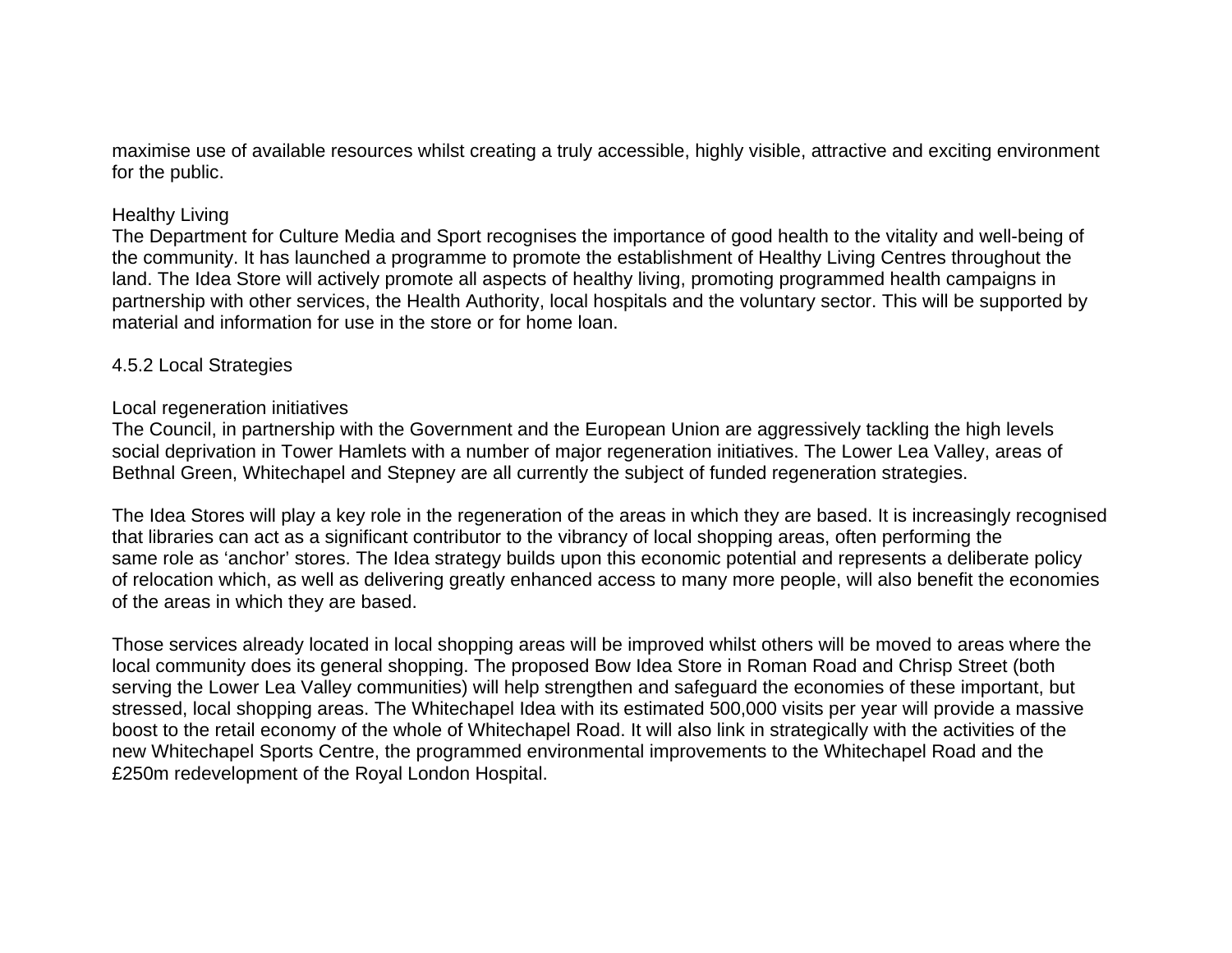maximise use of available resources whilst creating a truly accessible, highly visible, attractive and exciting environment for the public.

Healthy Living

The Department for Culture Media and Sport recognises the importance of good health to the vitality and well-being of the community. It has launched a programme to promote the establishment of Healthy Living Centres throughout the land. The Idea Store will actively promote all aspects of healthy living, promoting programmed health campaigns in partnership with other services, the Health Authority, local hospitals and the voluntary sector. This will be supported by material and information for use in the store or for home loan.

4.5.2 Local Strategies

Local regeneration initiatives

The Council, in partnership with the Government and the European Union are aggressively tackling the high levels social deprivation in Tower Hamlets with a number of major regeneration initiatives. The Lower Lea Valley, areas of Bethnal Green, Whitechapel and Stepney are all currently the subject of funded regeneration strategies.

The Idea Stores will play a key role in the regeneration of the areas in which they are based. It is increasingly recognised that libraries can act as a significant contributor to the vibrancy of local shopping areas, often performing the same role as ‘anchor’ stores. The Idea strategy builds upon this economic potential and represents a deliberate policy of relocation which, as well as delivering greatly enhanced access to many more people, will also benefit the economies of the areas in which they are based.

Those services already located in local shopping areas will be improved whilst others will be moved to areas where the local community does its general shopping. The proposed Bow Idea Store in Roman Road and Chrisp Street (both serving the Lower Lea Valley communities) will help strengthen and safeguard the economies of these important, but stressed, local shopping areas. The Whitechapel Idea with its estimated 500,000 visits per year will provide a massive boost to the retail economy of the whole of Whitechapel Road. It will also link in strategically with the activities of the new Whitechapel Sports Centre, the programmed environmental improvements to the Whitechapel Road and the £250m redevelopment of the Royal London Hospital.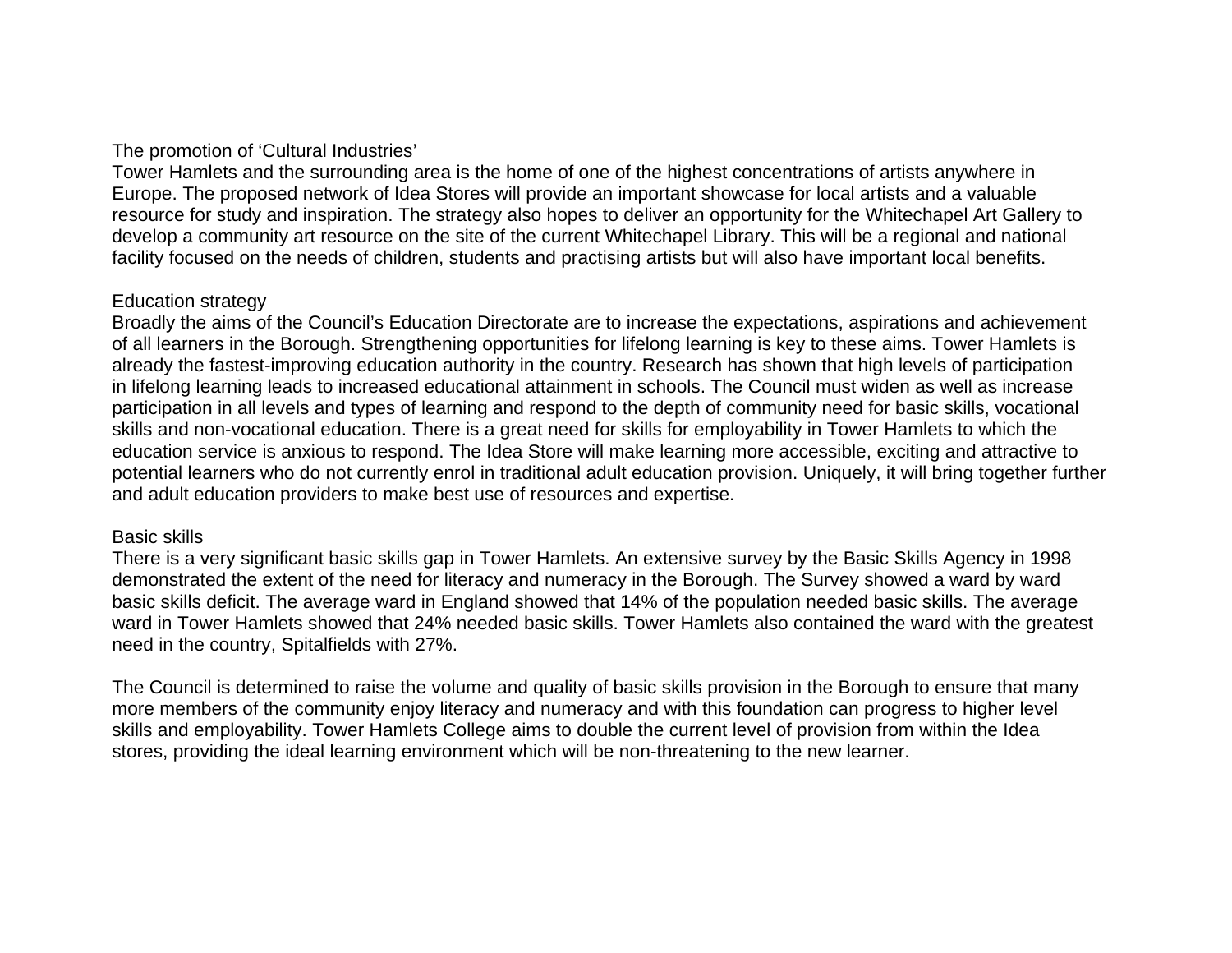### The promotion of 'Cultural Industries'

Tower Hamlets and the surrounding area is the home of one of the highest concentrations of artists anywhere in Europe. The proposed network of Idea Stores will provide an important showcase for local artists and a valuable resource for study and inspiration. The strategy also hopes to deliver an opportunity for the Whitechapel Art Gallery to develop a community art resource on the site of the current Whitechapel Library. This will be a regional and national facility focused on the needs of children, students and practising artists but will also have important local benefits.

### Education strategy

Broadly the aims of the Council's Education Directorate are to increase the expectations, aspirations and achievement of all learners in the Borough. Strengthening opportunities for lifelong learning is key to these aims. Tower Hamlets is already the fastest-improving education authority in the country. Research has shown that high levels of participation in lifelong learning leads to increased educational attainment in schools. The Council must widen as well as increase participation in all levels and types of learning and respond to the depth of community need for basic skills, vocational skills and non-vocational education. There is a great need for skills for employability in Tower Hamlets to which the education service is anxious to respond. The Idea Store will make learning more accessible, exciting and attractive to potential learners who do not currently enrol in traditional adult education provision. Uniquely, it will bring together further and adult education providers to make best use of resources and expertise.

### Basic skills

There is a very significant basic skills gap in Tower Hamlets. An extensive survey by the Basic Skills Agency in 1998 demonstrated the extent of the need for literacy and numeracy in the Borough. The Survey showed a ward by ward basic skills deficit. The average ward in England showed that 14% of the population needed basic skills. The average ward in Tower Hamlets showed that 24% needed basic skills. Tower Hamlets also contained the ward with the greatest need in the country, Spitalfields with 27%.

The Council is determined to raise the volume and quality of basic skills provision in the Borough to ensure that many more members of the community enjoy literacy and numeracy and with this foundation can progress to higher level skills and employability. Tower Hamlets College aims to double the current level of provision from within the Idea stores, providing the ideal learning environment which will be non-threatening to the new learner.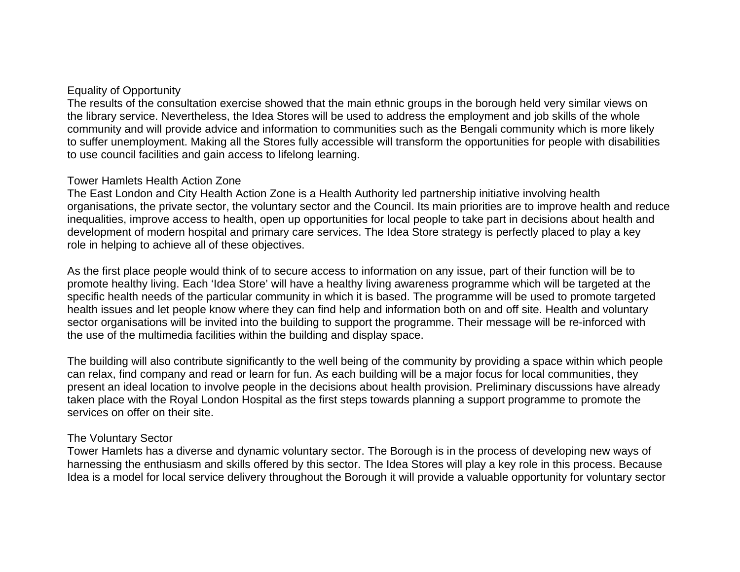## Equality of Opportunity

The results of the consultation exercise showed that the main ethnic groups in the borough held very similar views on the library service. Nevertheless, the Idea Stores will be used to address the employment and job skills of the whole community and will provide advice and information to communities such as the Bengali community which is more likely to suffer unemployment. Making all the Stores fully accessible will transform the opportunities for people with disabilities to use council facilities and gain access to lifelong learning.

## Tower Hamlets Health Action Zone

The East London and City Health Action Zone is a Health Authority led partnership initiative involving health organisations, the private sector, the voluntary sector and the Council. Its main priorities are to improve health and reduce inequalities, improve access to health, open up opportunities for local people to take part in decisions about health and development of modern hospital and primary care services. The Idea Store strategy is perfectly placed to play a key role in helping to achieve all of these objectives.

As the first place people would think of to secure access to information on any issue, part of their function will be to promote healthy living. Each 'Idea Store' will have a healthy living awareness programme which will be targeted at the specific health needs of the particular community in which it is based. The programme will be used to promote targeted health issues and let people know where they can find help and information both on and off site. Health and voluntary sector organisations will be invited into the building to support the programme. Their message will be re-inforced with the use of the multimedia facilities within the building and display space.

The building will also contribute significantly to the well being of the community by providing a space within which people can relax, find company and read or learn for fun. As each building will be a major focus for local communities, they present an ideal location to involve people in the decisions about health provision. Preliminary discussions have already taken place with the Royal London Hospital as the first steps towards planning a support programme to promote the services on offer on their site.

## The Voluntary Sector

Tower Hamlets has a diverse and dynamic voluntary sector. The Borough is in the process of developing new ways of harnessing the enthusiasm and skills offered by this sector. The Idea Stores will play a key role in this process. Because Idea is a model for local service delivery throughout the Borough it will provide a valuable opportunity for voluntary sector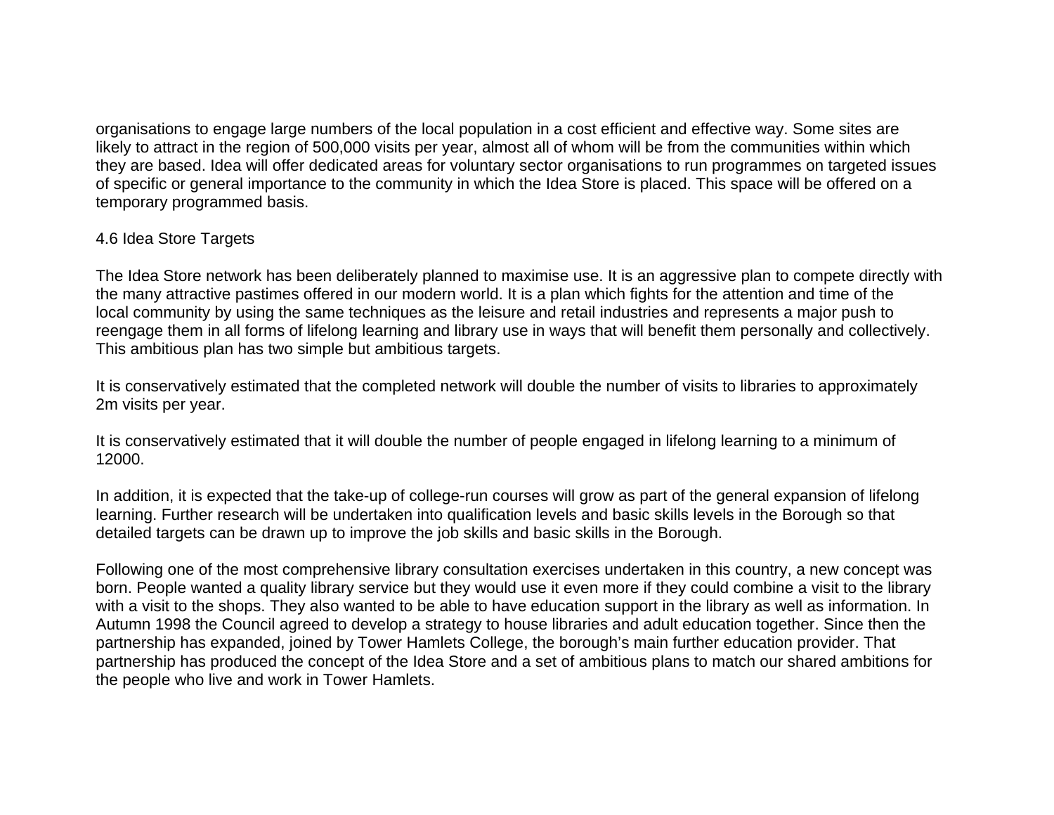organisations to engage large numbers of the local population in a cost efficient and effective way. Some sites are likely to attract in the region of 500,000 visits per year, almost all of whom will be from the communities within which they are based. Idea will offer dedicated areas for voluntary sector organisations to run programmes on targeted issues of specific or general importance to the community in which the Idea Store is placed. This space will be offered on a temporary programmed basis.

### 4.6 Idea Store Targets

The Idea Store network has been deliberately planned to maximise use. It is an aggressive plan to compete directly with the many attractive pastimes offered in our modern world. It is a plan which fights for the attention and time of the local community by using the same techniques as the leisure and retail industries and represents a major push to reengage them in all forms of lifelong learning and library use in ways that will benefit them personally and collectively. This ambitious plan has two simple but ambitious targets.

It is conservatively estimated that the completed network will double the number of visits to libraries to approximately 2m visits per year.

It is conservatively estimated that it will double the number of people engaged in lifelong learning to a minimum of 12000.

In addition, it is expected that the take-up of college-run courses will grow as part of the general expansion of lifelong learning. Further research will be undertaken into qualification levels and basic skills levels in the Borough so that detailed targets can be drawn up to improve the job skills and basic skills in the Borough.

Following one of the most comprehensive library consultation exercises undertaken in this country, a new concept was born. People wanted a quality library service but they would use it even more if they could combine a visit to the library with a visit to the shops. They also wanted to be able to have education support in the library as well as information. In Autumn 1998 the Council agreed to develop a strategy to house libraries and adult education together. Since then the partnership has expanded, joined by Tower Hamlets College, the borough's main further education provider. That partnership has produced the concept of the Idea Store and a set of ambitious plans to match our shared ambitions for the people who live and work in Tower Hamlets.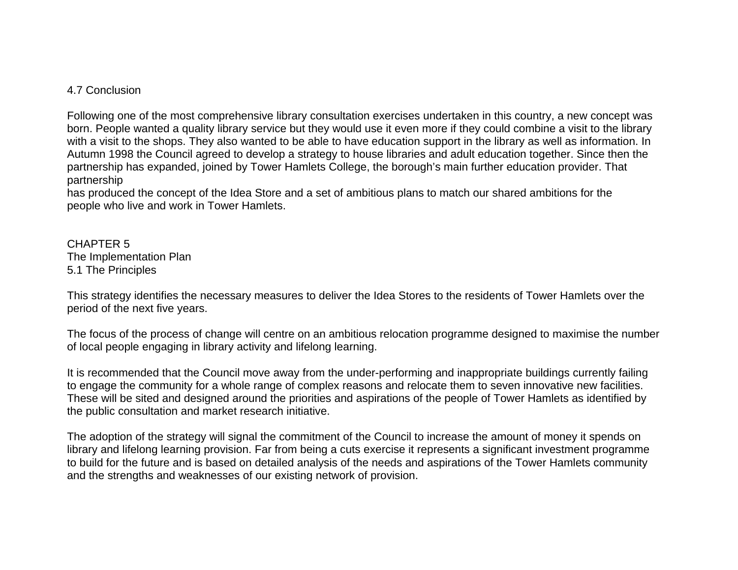### 4.7 Conclusion

Following one of the most comprehensive library consultation exercises undertaken in this country, a new concept was born. People wanted a quality library service but they would use it even more if they could combine a visit to the library with a visit to the shops. They also wanted to be able to have education support in the library as well as information. In Autumn 1998 the Council agreed to develop a strategy to house libraries and adult education together. Since then the partnership has expanded, joined by Tower Hamlets College, the borough's main further education provider. That partnership has produced the concept of the Idea Store and a set of ambitious plans to match our shared ambitions for the people who live and work in Tower Hamlets.

# CHAPTER 5
## The Implementation Plan
### 5.1 The Principles

This strategy identifies the necessary measures to deliver the Idea Stores to the residents of Tower Hamlets over the period of the next five years.

The focus of the process of change will centre on an ambitious relocation programme designed to maximise the number of local people engaging in library activity and lifelong learning.

It is recommended that the Council move away from the under-performing and inappropriate buildings currently failing to engage the community for a whole range of complex reasons and relocate them to seven innovative new facilities. These will be sited and designed around the priorities and aspirations of the people of Tower Hamlets as identified by the public consultation and market research initiative.

The adoption of the strategy will signal the commitment of the Council to increase the amount of money it spends on library and lifelong learning provision. Far from being a cuts exercise it represents a significant investment programme to build for the future and is based on detailed analysis of the needs and aspirations of the Tower Hamlets community and the strengths and weaknesses of our existing network of provision.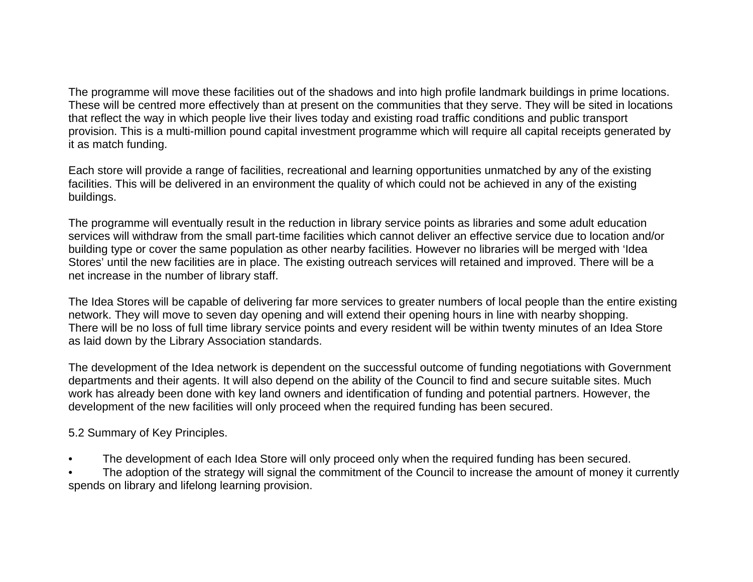The programme will move these facilities out of the shadows and into high profile landmark buildings in prime locations. These will be centred more effectively than at present on the communities that they serve. They will be sited in locations that reflect the way in which people live their lives today and existing road traffic conditions and public transport provision. This is a multi-million pound capital investment programme which will require all capital receipts generated by it as match funding.

Each store will provide a range of facilities, recreational and learning opportunities unmatched by any of the existing facilities. This will be delivered in an environment the quality of which could not be achieved in any of the existing buildings.

The programme will eventually result in the reduction in library service points as libraries and some adult education services will withdraw from the small part-time facilities which cannot deliver an effective service due to location and/or building type or cover the same population as other nearby facilities. However no libraries will be merged with 'Idea Stores' until the new facilities are in place. The existing outreach services will retained and improved. There will be a net increase in the number of library staff.

The Idea Stores will be capable of delivering far more services to greater numbers of local people than the entire existing network. They will move to seven day opening and will extend their opening hours in line with nearby shopping. There will be no loss of full time library service points and every resident will be within twenty minutes of an Idea Store as laid down by the Library Association standards.

The development of the Idea network is dependent on the successful outcome of funding negotiations with Government departments and their agents. It will also depend on the ability of the Council to find and secure suitable sites. Much work has already been done with key land owners and identification of funding and potential partners. However, the development of the new facilities will only proceed when the required funding has been secured.

5.2 Summary of Key Principles.

- The development of each Idea Store will only proceed only when the required funding has been secured.
- The adoption of the strategy will signal the commitment of the Council to increase the amount of money it currently spends on library and lifelong learning provision.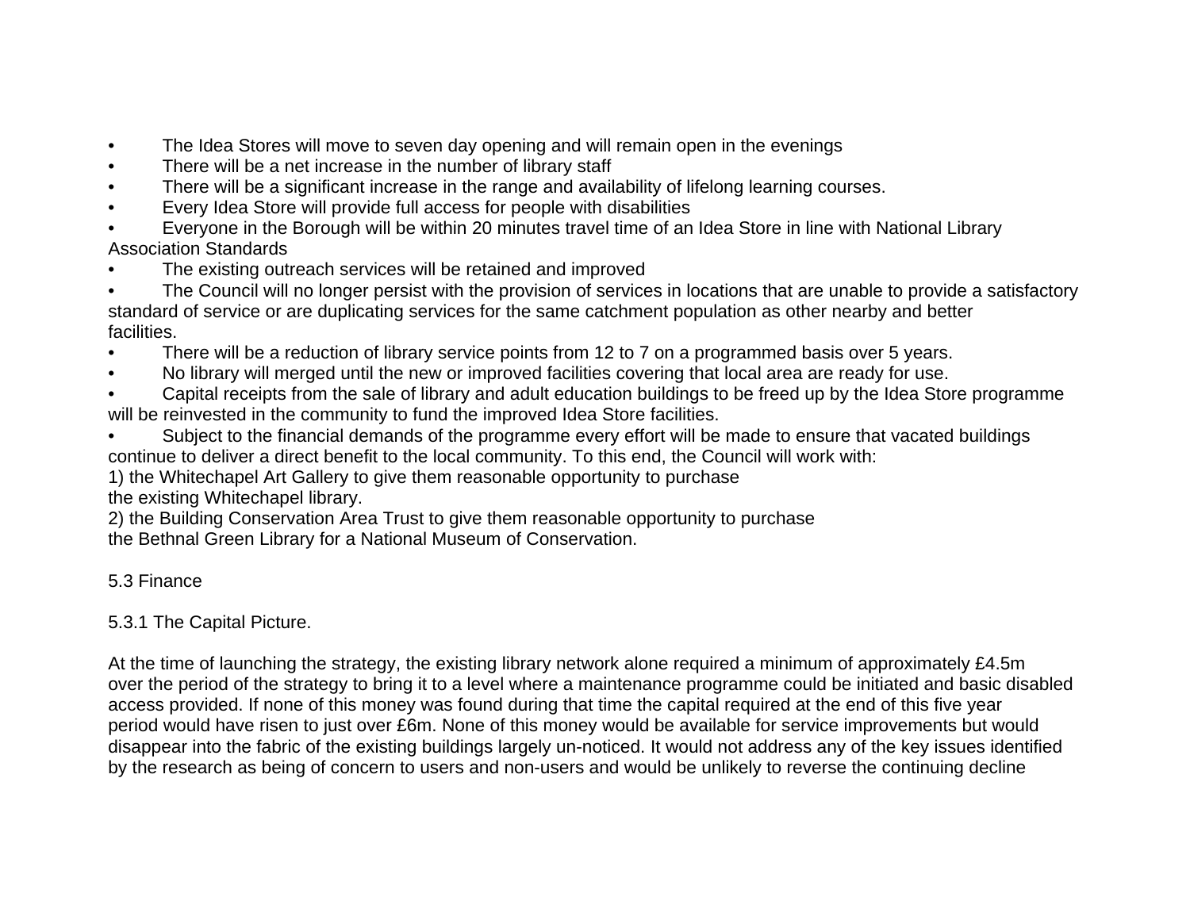- The Idea Stores will move to seven day opening and will remain open in the evenings
- There will be a net increase in the number of library staff
- There will be a significant increase in the range and availability of lifelong learning courses.
- Every Idea Store will provide full access for people with disabilities
- Everyone in the Borough will be within 20 minutes travel time of an Idea Store in line with National Library Association Standards
- The existing outreach services will be retained and improved
- The Council will no longer persist with the provision of services in locations that are unable to provide a satisfactory standard of service or are duplicating services for the same catchment population as other nearby and better facilities.
- There will be a reduction of library service points from 12 to 7 on a programmed basis over 5 years.
- No library will merged until the new or improved facilities covering that local area are ready for use.
- Capital receipts from the sale of library and adult education buildings to be freed up by the Idea Store programme will be reinvested in the community to fund the improved Idea Store facilities.
- Subject to the financial demands of the programme every effort will be made to ensure that vacated buildings continue to deliver a direct benefit to the local community. To this end, the Council will work with:

1) the Whitechapel Art Gallery to give them reasonable opportunity to purchase the existing Whitechapel library.
2) the Building Conservation Area Trust to give them reasonable opportunity to purchase the Bethnal Green Library for a National Museum of Conservation.

## 5.3 Finance

### 5.3.1 The Capital Picture.

At the time of launching the strategy, the existing library network alone required a minimum of approximately £4.5m over the period of the strategy to bring it to a level where a maintenance programme could be initiated and basic disabled access provided. If none of this money was found during that time the capital required at the end of this five year period would have risen to just over £6m. None of this money would be available for service improvements but would disappear into the fabric of the existing buildings largely un-noticed. It would not address any of the key issues identified by the research as being of concern to users and non-users and would be unlikely to reverse the continuing decline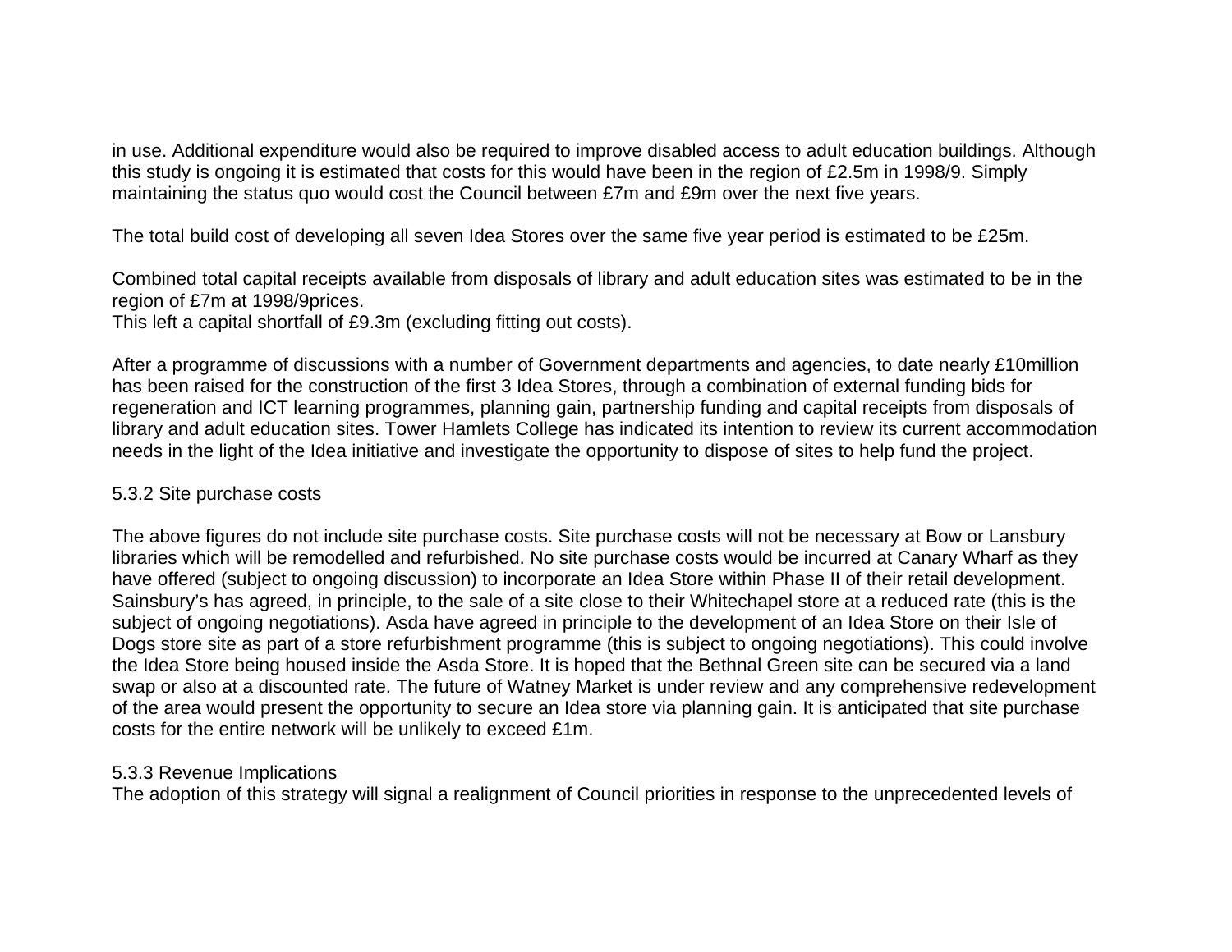in use. Additional expenditure would also be required to improve disabled access to adult education buildings. Although this study is ongoing it is estimated that costs for this would have been in the region of £2.5m in 1998/9. Simply maintaining the status quo would cost the Council between £7m and £9m over the next five years.

The total build cost of developing all seven Idea Stores over the same five year period is estimated to be £25m.

Combined total capital receipts available from disposals of library and adult education sites was estimated to be in the region of £7m at 1998/9prices.
This left a capital shortfall of £9.3m (excluding fitting out costs).

After a programme of discussions with a number of Government departments and agencies, to date nearly £10million has been raised for the construction of the first 3 Idea Stores, through a combination of external funding bids for regeneration and ICT learning programmes, planning gain, partnership funding and capital receipts from disposals of library and adult education sites. Tower Hamlets College has indicated its intention to review its current accommodation needs in the light of the Idea initiative and investigate the opportunity to dispose of sites to help fund the project.

5.3.2 Site purchase costs

The above figures do not include site purchase costs. Site purchase costs will not be necessary at Bow or Lansbury libraries which will be remodelled and refurbished. No site purchase costs would be incurred at Canary Wharf as they have offered (subject to ongoing discussion) to incorporate an Idea Store within Phase II of their retail development. Sainsbury's has agreed, in principle, to the sale of a site close to their Whitechapel store at a reduced rate (this is the subject of ongoing negotiations). Asda have agreed in principle to the development of an Idea Store on their Isle of Dogs store site as part of a store refurbishment programme (this is subject to ongoing negotiations). This could involve the Idea Store being housed inside the Asda Store. It is hoped that the Bethnal Green site can be secured via a land swap or also at a discounted rate. The future of Watney Market is under review and any comprehensive redevelopment of the area would present the opportunity to secure an Idea store via planning gain. It is anticipated that site purchase costs for the entire network will be unlikely to exceed £1m.

5.3.3 Revenue Implications
The adoption of this strategy will signal a realignment of Council priorities in response to the unprecedented levels of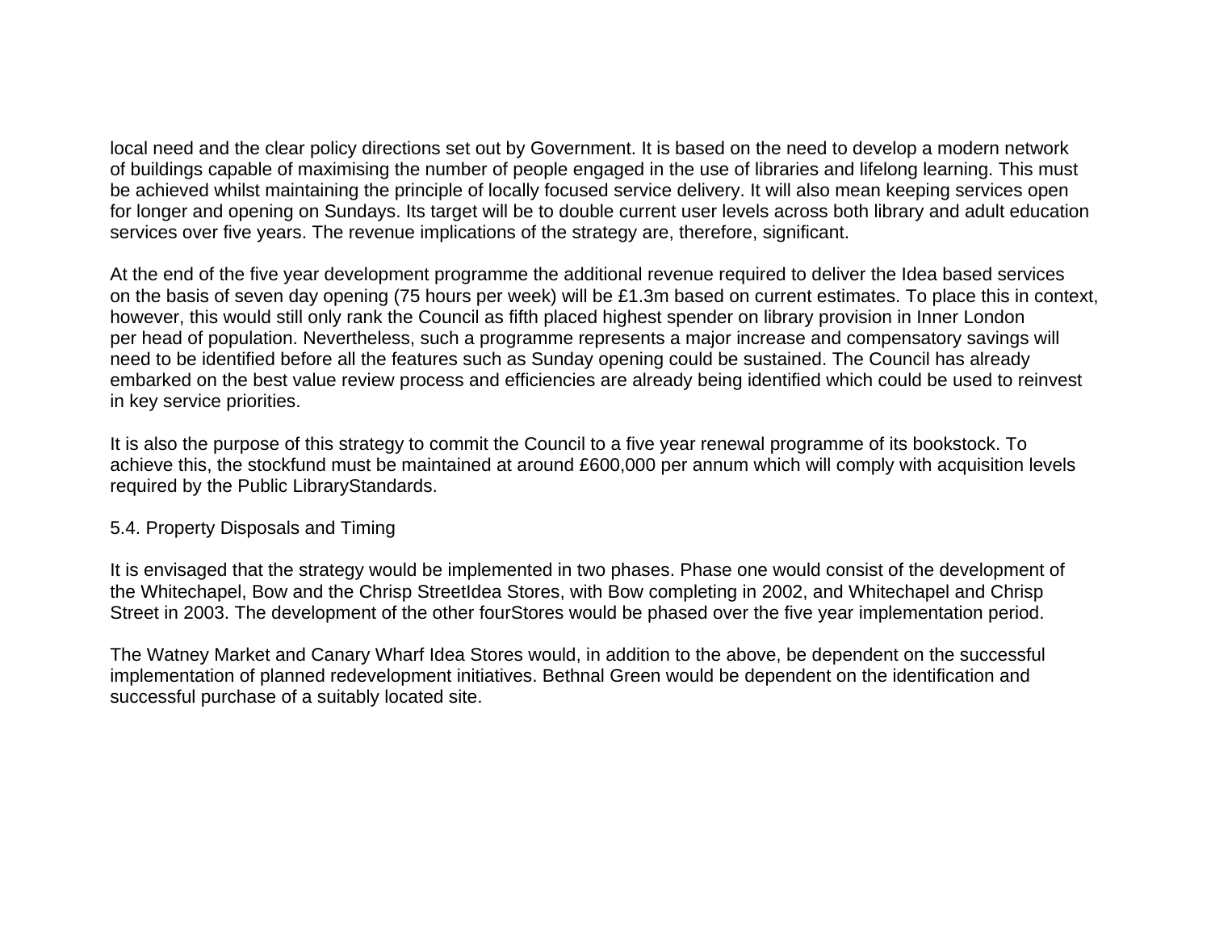local need and the clear policy directions set out by Government. It is based on the need to develop a modern network of buildings capable of maximising the number of people engaged in the use of libraries and lifelong learning. This must be achieved whilst maintaining the principle of locally focused service delivery. It will also mean keeping services open for longer and opening on Sundays. Its target will be to double current user levels across both library and adult education services over five years. The revenue implications of the strategy are, therefore, significant.

At the end of the five year development programme the additional revenue required to deliver the Idea based services on the basis of seven day opening (75 hours per week) will be £1.3m based on current estimates. To place this in context, however, this would still only rank the Council as fifth placed highest spender on library provision in Inner London per head of population. Nevertheless, such a programme represents a major increase and compensatory savings will need to be identified before all the features such as Sunday opening could be sustained. The Council has already embarked on the best value review process and efficiencies are already being identified which could be used to reinvest in key service priorities.

It is also the purpose of this strategy to commit the Council to a five year renewal programme of its bookstock. To achieve this, the stockfund must be maintained at around £600,000 per annum which will comply with acquisition levels required by the Public LibraryStandards.

## 5.4. Property Disposals and Timing

It is envisaged that the strategy would be implemented in two phases. Phase one would consist of the development of the Whitechapel, Bow and the Chrisp StreetIdea Stores, with Bow completing in 2002, and Whitechapel and Chrisp Street in 2003. The development of the other fourStores would be phased over the five year implementation period.

The Watney Market and Canary Wharf Idea Stores would, in addition to the above, be dependent on the successful implementation of planned redevelopment initiatives. Bethnal Green would be dependent on the identification and successful purchase of a suitably located site.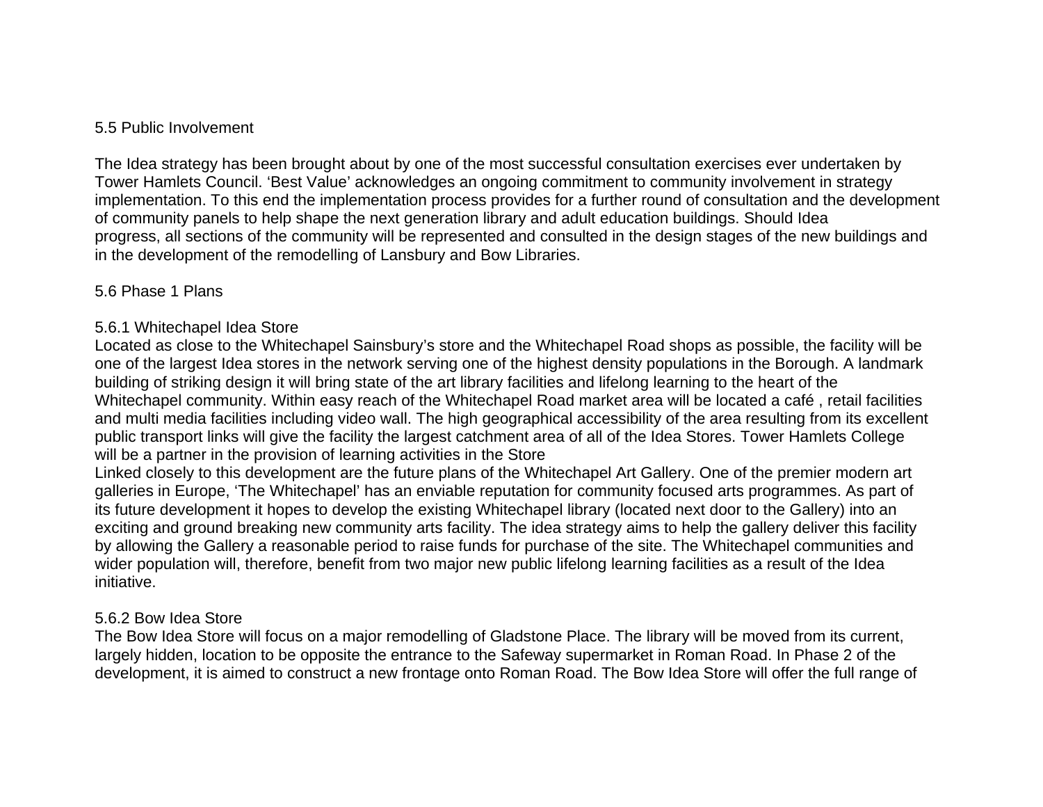## 5.5 Public Involvement

The Idea strategy has been brought about by one of the most successful consultation exercises ever undertaken by Tower Hamlets Council. 'Best Value' acknowledges an ongoing commitment to community involvement in strategy implementation. To this end the implementation process provides for a further round of consultation and the development of community panels to help shape the next generation library and adult education buildings. Should Idea progress, all sections of the community will be represented and consulted in the design stages of the new buildings and in the development of the remodelling of Lansbury and Bow Libraries.

## 5.6 Phase 1 Plans

### 5.6.1 Whitechapel Idea Store

Located as close to the Whitechapel Sainsbury's store and the Whitechapel Road shops as possible, the facility will be one of the largest Idea stores in the network serving one of the highest density populations in the Borough. A landmark building of striking design it will bring state of the art library facilities and lifelong learning to the heart of the Whitechapel community. Within easy reach of the Whitechapel Road market area will be located a café , retail facilities and multi media facilities including video wall. The high geographical accessibility of the area resulting from its excellent public transport links will give the facility the largest catchment area of all of the Idea Stores. Tower Hamlets College will be a partner in the provision of learning activities in the Store

Linked closely to this development are the future plans of the Whitechapel Art Gallery. One of the premier modern art galleries in Europe, 'The Whitechapel' has an enviable reputation for community focused arts programmes. As part of its future development it hopes to develop the existing Whitechapel library (located next door to the Gallery) into an exciting and ground breaking new community arts facility. The idea strategy aims to help the gallery deliver this facility by allowing the Gallery a reasonable period to raise funds for purchase of the site. The Whitechapel communities and wider population will, therefore, benefit from two major new public lifelong learning facilities as a result of the Idea initiative.

### 5.6.2 Bow Idea Store

The Bow Idea Store will focus on a major remodelling of Gladstone Place. The library will be moved from its current, largely hidden, location to be opposite the entrance to the Safeway supermarket in Roman Road. In Phase 2 of the development, it is aimed to construct a new frontage onto Roman Road. The Bow Idea Store will offer the full range of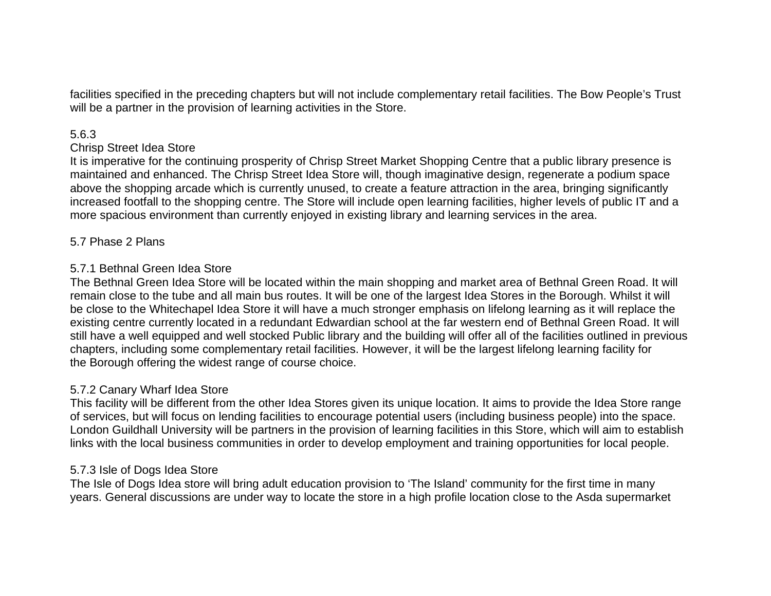facilities specified in the preceding chapters but will not include complementary retail facilities. The Bow People's Trust will be a partner in the provision of learning activities in the Store.

5.6.3
Chrisp Street Idea Store
It is imperative for the continuing prosperity of Chrisp Street Market Shopping Centre that a public library presence is maintained and enhanced. The Chrisp Street Idea Store will, though imaginative design, regenerate a podium space above the shopping arcade which is currently unused, to create a feature attraction in the area, bringing significantly increased footfall to the shopping centre. The Store will include open learning facilities, higher levels of public IT and a more spacious environment than currently enjoyed in existing library and learning services in the area.

5.7 Phase 2 Plans

5.7.1 Bethnal Green Idea Store
The Bethnal Green Idea Store will be located within the main shopping and market area of Bethnal Green Road. It will remain close to the tube and all main bus routes. It will be one of the largest Idea Stores in the Borough. Whilst it will be close to the Whitechapel Idea Store it will have a much stronger emphasis on lifelong learning as it will replace the existing centre currently located in a redundant Edwardian school at the far western end of Bethnal Green Road. It will still have a well equipped and well stocked Public library and the building will offer all of the facilities outlined in previous chapters, including some complementary retail facilities. However, it will be the largest lifelong learning facility for the Borough offering the widest range of course choice.

5.7.2 Canary Wharf Idea Store
This facility will be different from the other Idea Stores given its unique location. It aims to provide the Idea Store range of services, but will focus on lending facilities to encourage potential users (including business people) into the space. London Guildhall University will be partners in the provision of learning facilities in this Store, which will aim to establish links with the local business communities in order to develop employment and training opportunities for local people.

5.7.3 Isle of Dogs Idea Store
The Isle of Dogs Idea store will bring adult education provision to 'The Island' community for the first time in many years. General discussions are under way to locate the store in a high profile location close to the Asda supermarket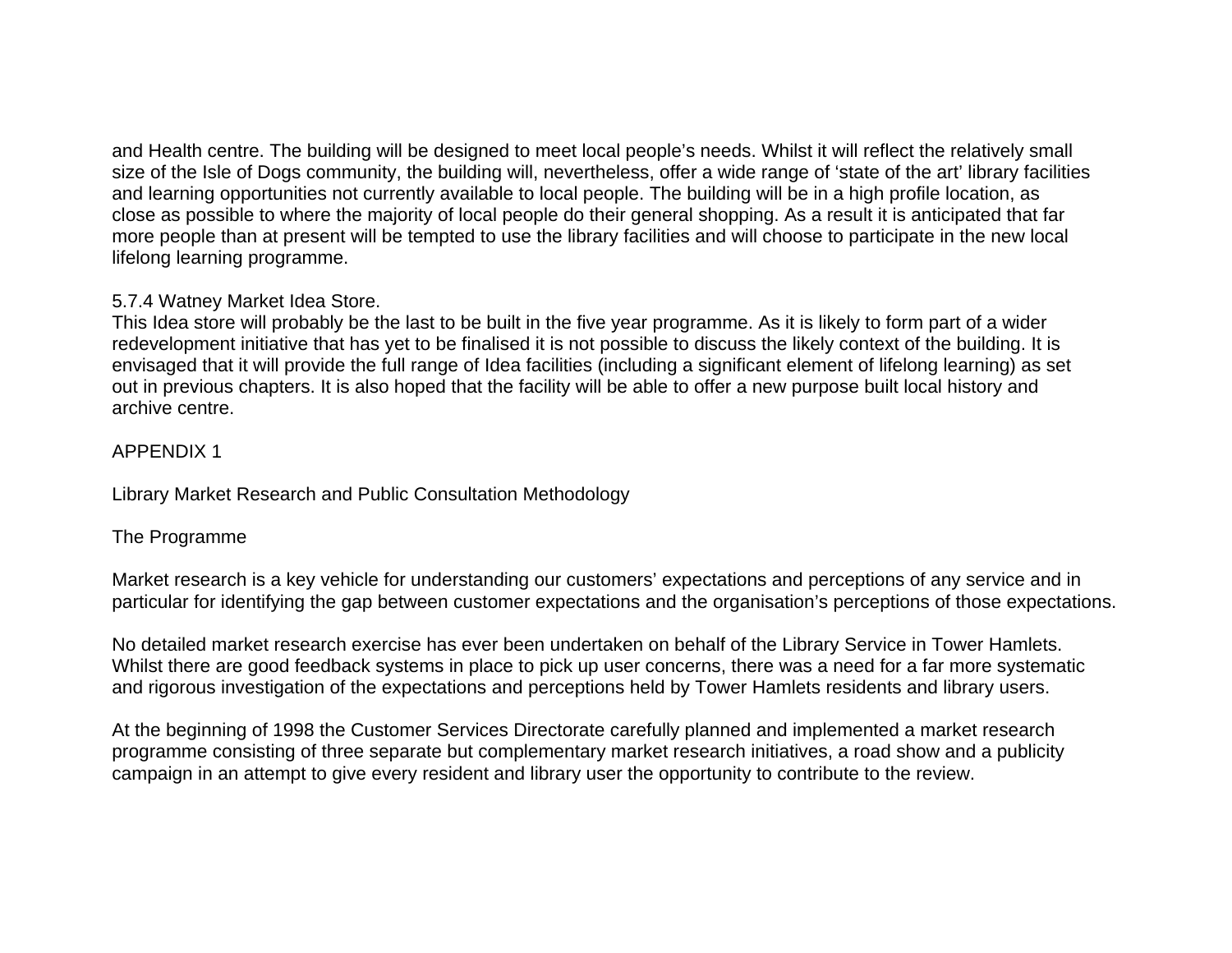and Health centre. The building will be designed to meet local people's needs. Whilst it will reflect the relatively small size of the Isle of Dogs community, the building will, nevertheless, offer a wide range of 'state of the art' library facilities and learning opportunities not currently available to local people. The building will be in a high profile location, as close as possible to where the majority of local people do their general shopping. As a result it is anticipated that far more people than at present will be tempted to use the library facilities and will choose to participate in the new local lifelong learning programme.

### 5.7.4 Watney Market Idea Store.

This Idea store will probably be the last to be built in the five year programme. As it is likely to form part of a wider redevelopment initiative that has yet to be finalised it is not possible to discuss the likely context of the building. It is envisaged that it will provide the full range of Idea facilities (including a significant element of lifelong learning) as set out in previous chapters. It is also hoped that the facility will be able to offer a new purpose built local history and archive centre.

# APPENDIX 1

## Library Market Research and Public Consultation Methodology

### The Programme

Market research is a key vehicle for understanding our customers' expectations and perceptions of any service and in particular for identifying the gap between customer expectations and the organisation's perceptions of those expectations.

No detailed market research exercise has ever been undertaken on behalf of the Library Service in Tower Hamlets. Whilst there are good feedback systems in place to pick up user concerns, there was a need for a far more systematic and rigorous investigation of the expectations and perceptions held by Tower Hamlets residents and library users.

At the beginning of 1998 the Customer Services Directorate carefully planned and implemented a market research programme consisting of three separate but complementary market research initiatives, a road show and a publicity campaign in an attempt to give every resident and library user the opportunity to contribute to the review.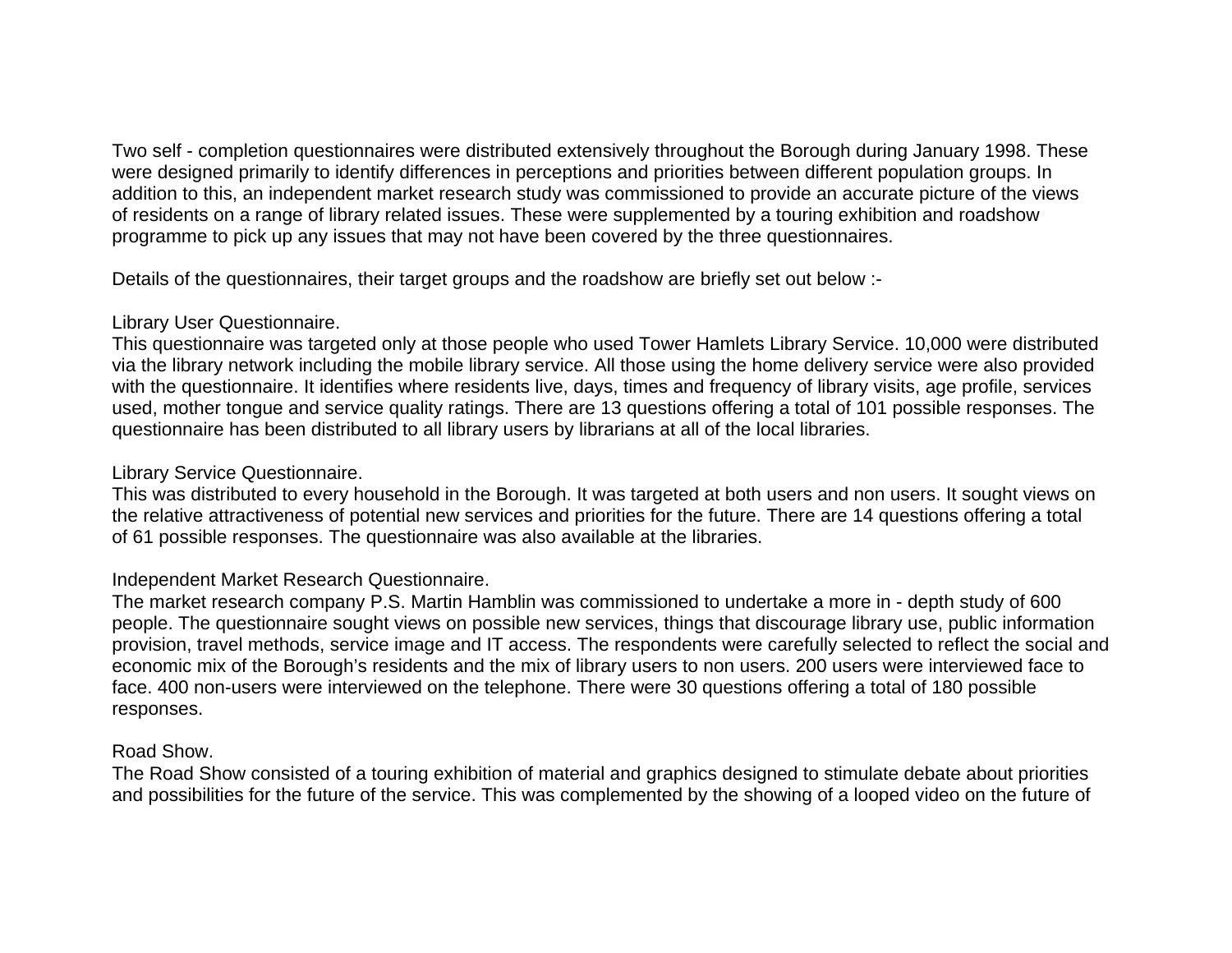Two self - completion questionnaires were distributed extensively throughout the Borough during January 1998. These were designed primarily to identify differences in perceptions and priorities between different population groups. In addition to this, an independent market research study was commissioned to provide an accurate picture of the views of residents on a range of library related issues. These were supplemented by a touring exhibition and roadshow programme to pick up any issues that may not have been covered by the three questionnaires.

Details of the questionnaires, their target groups and the roadshow are briefly set out below :-

Library User Questionnaire.
This questionnaire was targeted only at those people who used Tower Hamlets Library Service. 10,000 were distributed via the library network including the mobile library service. All those using the home delivery service were also provided with the questionnaire. It identifies where residents live, days, times and frequency of library visits, age profile, services used, mother tongue and service quality ratings. There are 13 questions offering a total of 101 possible responses. The questionnaire has been distributed to all library users by librarians at all of the local libraries.

Library Service Questionnaire.
This was distributed to every household in the Borough. It was targeted at both users and non users. It sought views on the relative attractiveness of potential new services and priorities for the future. There are 14 questions offering a total of 61 possible responses. The questionnaire was also available at the libraries.

Independent Market Research Questionnaire.
The market research company P.S. Martin Hamblin was commissioned to undertake a more in - depth study of 600 people. The questionnaire sought views on possible new services, things that discourage library use, public information provision, travel methods, service image and IT access. The respondents were carefully selected to reflect the social and economic mix of the Borough's residents and the mix of library users to non users. 200 users were interviewed face to face. 400 non-users were interviewed on the telephone. There were 30 questions offering a total of 180 possible responses.

Road Show.
The Road Show consisted of a touring exhibition of material and graphics designed to stimulate debate about priorities and possibilities for the future of the service. This was complemented by the showing of a looped video on the future of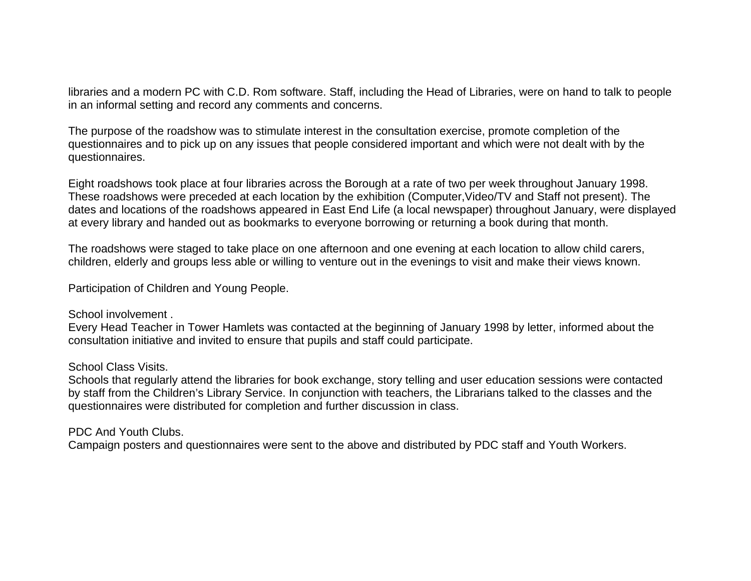libraries and a modern PC with C.D. Rom software. Staff, including the Head of Libraries, were on hand to talk to people in an informal setting and record any comments and concerns.

The purpose of the roadshow was to stimulate interest in the consultation exercise, promote completion of the questionnaires and to pick up on any issues that people considered important and which were not dealt with by the questionnaires.

Eight roadshows took place at four libraries across the Borough at a rate of two per week throughout January 1998. These roadshows were preceded at each location by the exhibition (Computer,Video/TV and Staff not present). The dates and locations of the roadshows appeared in East End Life (a local newspaper) throughout January, were displayed at every library and handed out as bookmarks to everyone borrowing or returning a book during that month.

The roadshows were staged to take place on one afternoon and one evening at each location to allow child carers, children, elderly and groups less able or willing to venture out in the evenings to visit and make their views known.

Participation of Children and Young People.

School involvement .
Every Head Teacher in Tower Hamlets was contacted at the beginning of January 1998 by letter, informed about the consultation initiative and invited to ensure that pupils and staff could participate.

School Class Visits.
Schools that regularly attend the libraries for book exchange, story telling and user education sessions were contacted by staff from the Children's Library Service. In conjunction with teachers, the Librarians talked to the classes and the questionnaires were distributed for completion and further discussion in class.

PDC And Youth Clubs.
Campaign posters and questionnaires were sent to the above and distributed by PDC staff and Youth Workers.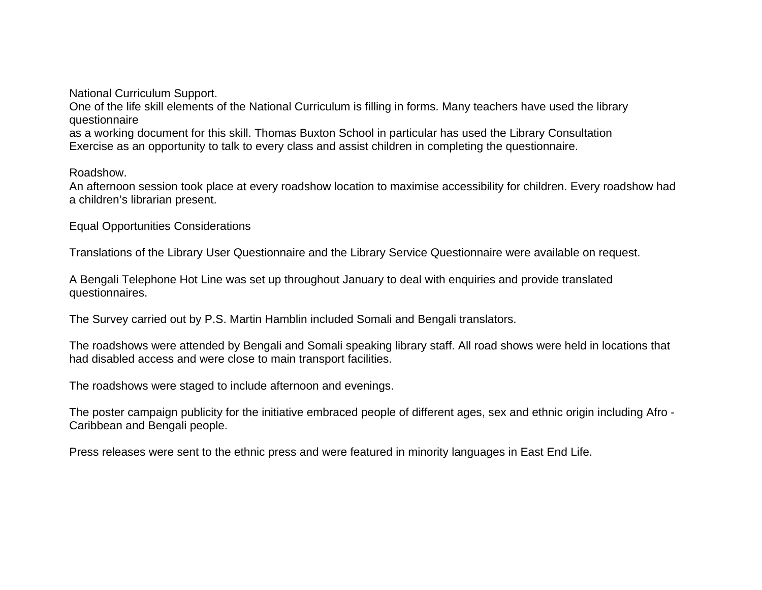National Curriculum Support.

One of the life skill elements of the National Curriculum is filling in forms. Many teachers have used the library questionnaire as a working document for this skill. Thomas Buxton School in particular has used the Library Consultation Exercise as an opportunity to talk to every class and assist children in completing the questionnaire.

Roadshow.

An afternoon session took place at every roadshow location to maximise accessibility for children. Every roadshow had a children's librarian present.

Equal Opportunities Considerations

Translations of the Library User Questionnaire and the Library Service Questionnaire were available on request.

A Bengali Telephone Hot Line was set up throughout January to deal with enquiries and provide translated questionnaires.

The Survey carried out by P.S. Martin Hamblin included Somali and Bengali translators.

The roadshows were attended by Bengali and Somali speaking library staff. All road shows were held in locations that had disabled access and were close to main transport facilities.

The roadshows were staged to include afternoon and evenings.

The poster campaign publicity for the initiative embraced people of different ages, sex and ethnic origin including Afro - Caribbean and Bengali people.

Press releases were sent to the ethnic press and were featured in minority languages in East End Life.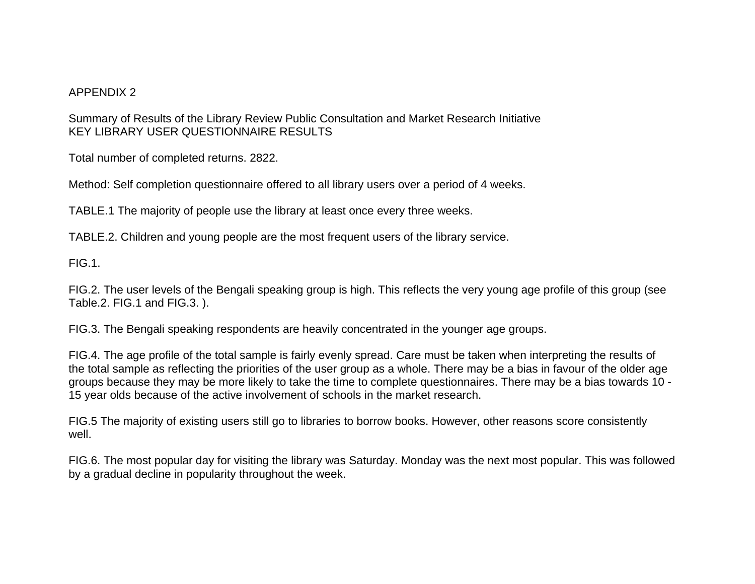APPENDIX 2

Summary of Results of the Library Review Public Consultation and Market Research Initiative
KEY LIBRARY USER QUESTIONNAIRE RESULTS

Total number of completed returns. 2822.

Method: Self completion questionnaire offered to all library users over a period of 4 weeks.

TABLE.1 The majority of people use the library at least once every three weeks.

TABLE.2. Children and young people are the most frequent users of the library service.

FIG.1.

FIG.2. The user levels of the Bengali speaking group is high. This reflects the very young age profile of this group (see Table.2. FIG.1 and FIG.3. ).

FIG.3. The Bengali speaking respondents are heavily concentrated in the younger age groups.

FIG.4. The age profile of the total sample is fairly evenly spread. Care must be taken when interpreting the results of the total sample as reflecting the priorities of the user group as a whole. There may be a bias in favour of the older age groups because they may be more likely to take the time to complete questionnaires. There may be a bias towards 10 - 15 year olds because of the active involvement of schools in the market research.

FIG.5 The majority of existing users still go to libraries to borrow books. However, other reasons score consistently well.

FIG.6. The most popular day for visiting the library was Saturday. Monday was the next most popular. This was followed by a gradual decline in popularity throughout the week.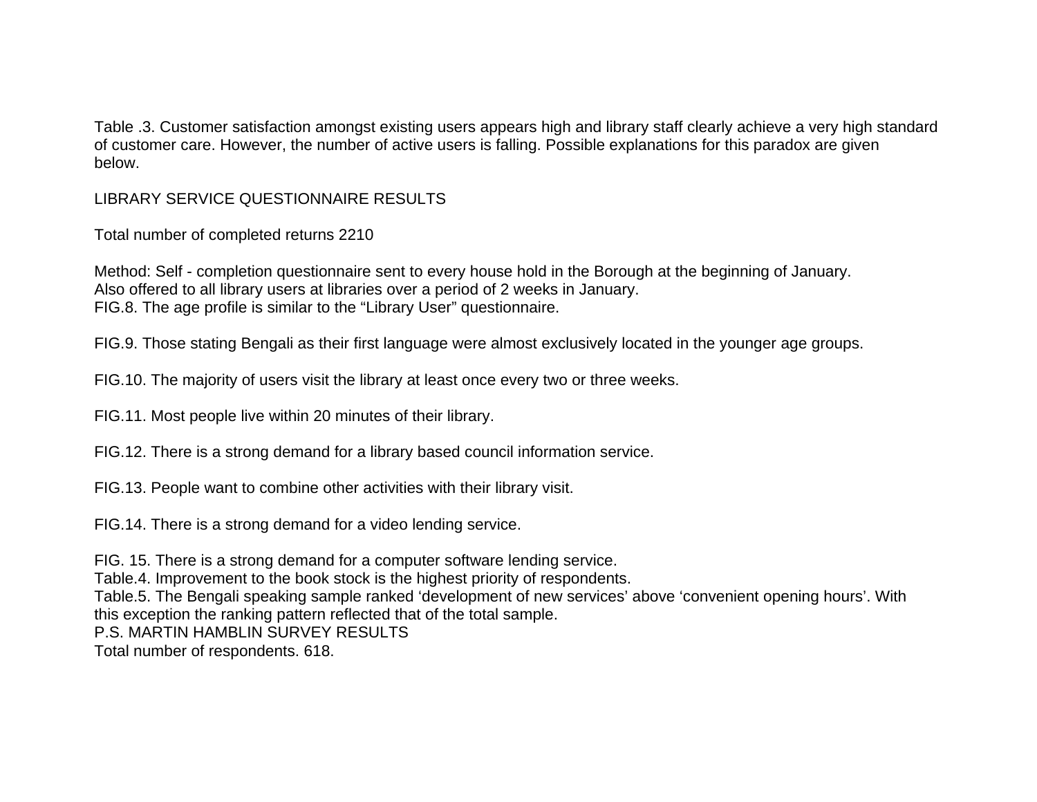Table .3. Customer satisfaction amongst existing users appears high and library staff clearly achieve a very high standard of customer care. However, the number of active users is falling. Possible explanations for this paradox are given below.

LIBRARY SERVICE QUESTIONNAIRE RESULTS

Total number of completed returns 2210

Method: Self - completion questionnaire sent to every house hold in the Borough at the beginning of January.
Also offered to all library users at libraries over a period of 2 weeks in January.
FIG.8. The age profile is similar to the "Library User" questionnaire.

FIG.9. Those stating Bengali as their first language were almost exclusively located in the younger age groups.

FIG.10. The majority of users visit the library at least once every two or three weeks.

FIG.11. Most people live within 20 minutes of their library.

FIG.12. There is a strong demand for a library based council information service.

FIG.13. People want to combine other activities with their library visit.

FIG.14. There is a strong demand for a video lending service.

FIG. 15. There is a strong demand for a computer software lending service.
Table.4. Improvement to the book stock is the highest priority of respondents.
Table.5. The Bengali speaking sample ranked 'development of new services' above 'convenient opening hours'. With this exception the ranking pattern reflected that of the total sample.
P.S. MARTIN HAMBLIN SURVEY RESULTS
Total number of respondents. 618.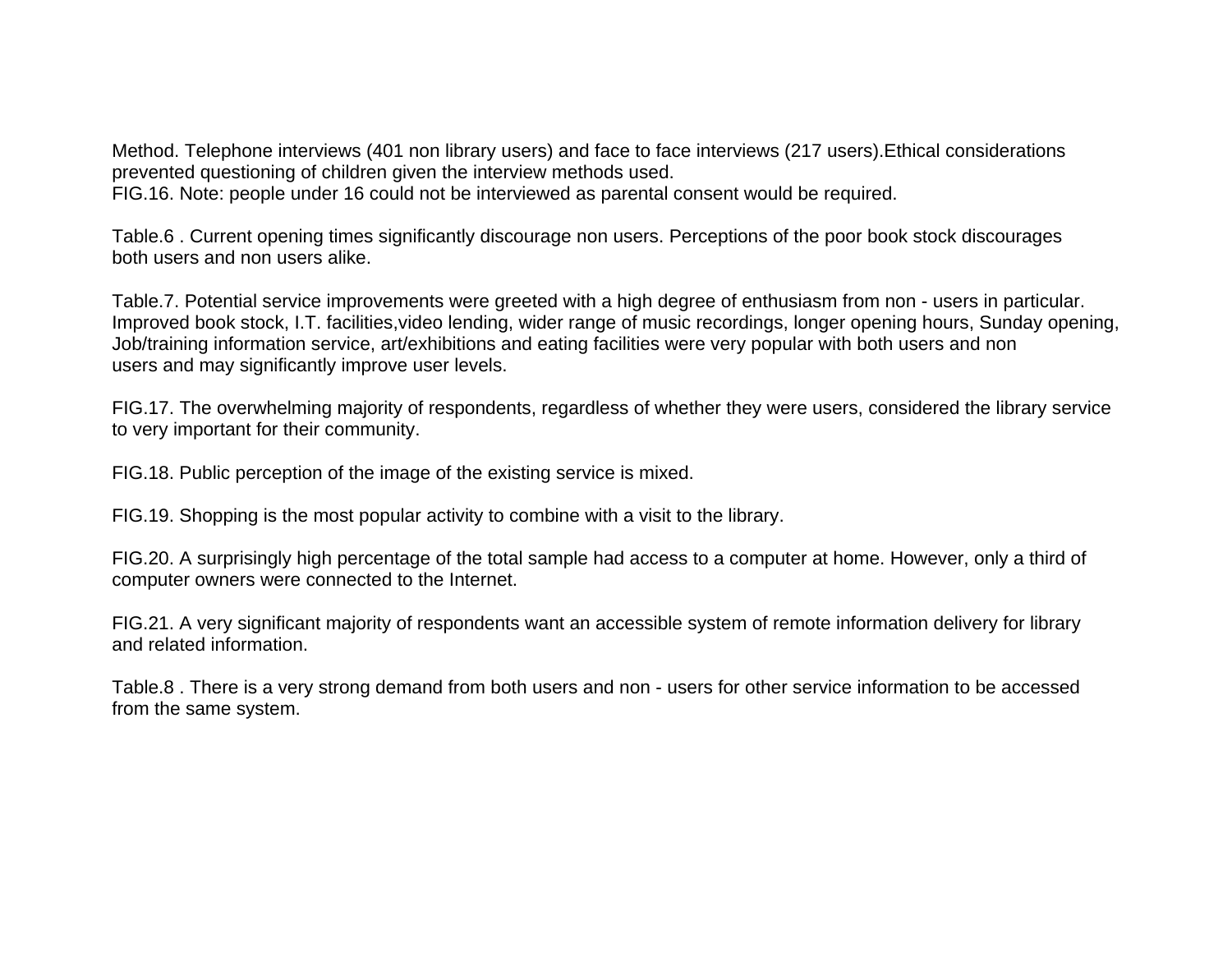Method. Telephone interviews (401 non library users) and face to face interviews (217 users).Ethical considerations prevented questioning of children given the interview methods used.
FIG.16. Note: people under 16 could not be interviewed as parental consent would be required.

Table.6 . Current opening times significantly discourage non users. Perceptions of the poor book stock discourages both users and non users alike.

Table.7. Potential service improvements were greeted with a high degree of enthusiasm from non - users in particular. Improved book stock, I.T. facilities,video lending, wider range of music recordings, longer opening hours, Sunday opening, Job/training information service, art/exhibitions and eating facilities were very popular with both users and non users and may significantly improve user levels.

FIG.17. The overwhelming majority of respondents, regardless of whether they were users, considered the library service to very important for their community.

FIG.18. Public perception of the image of the existing service is mixed.

FIG.19. Shopping is the most popular activity to combine with a visit to the library.

FIG.20. A surprisingly high percentage of the total sample had access to a computer at home. However, only a third of computer owners were connected to the Internet.

FIG.21. A very significant majority of respondents want an accessible system of remote information delivery for library and related information.

Table.8 . There is a very strong demand from both users and non - users for other service information to be accessed from the same system.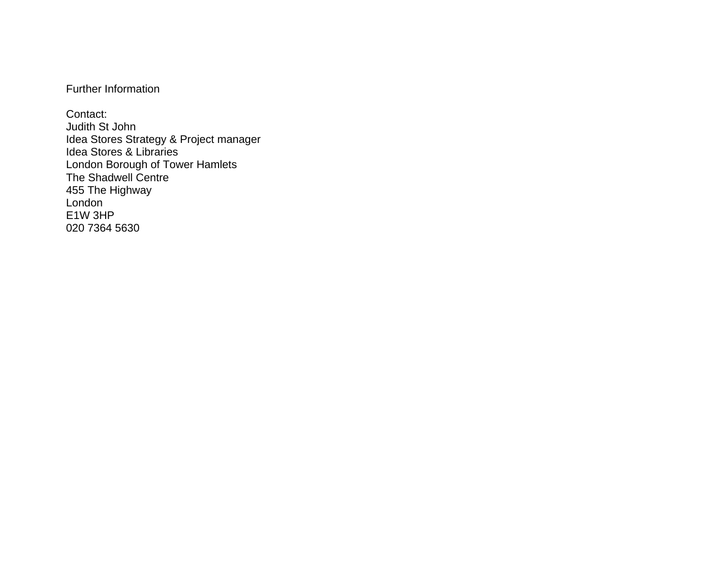Further Information

Contact:
Judith St John
Idea Stores Strategy & Project manager
Idea Stores & Libraries
London Borough of Tower Hamlets
The Shadwell Centre
455 The Highway
London
E1W 3HP
020 7364 5630